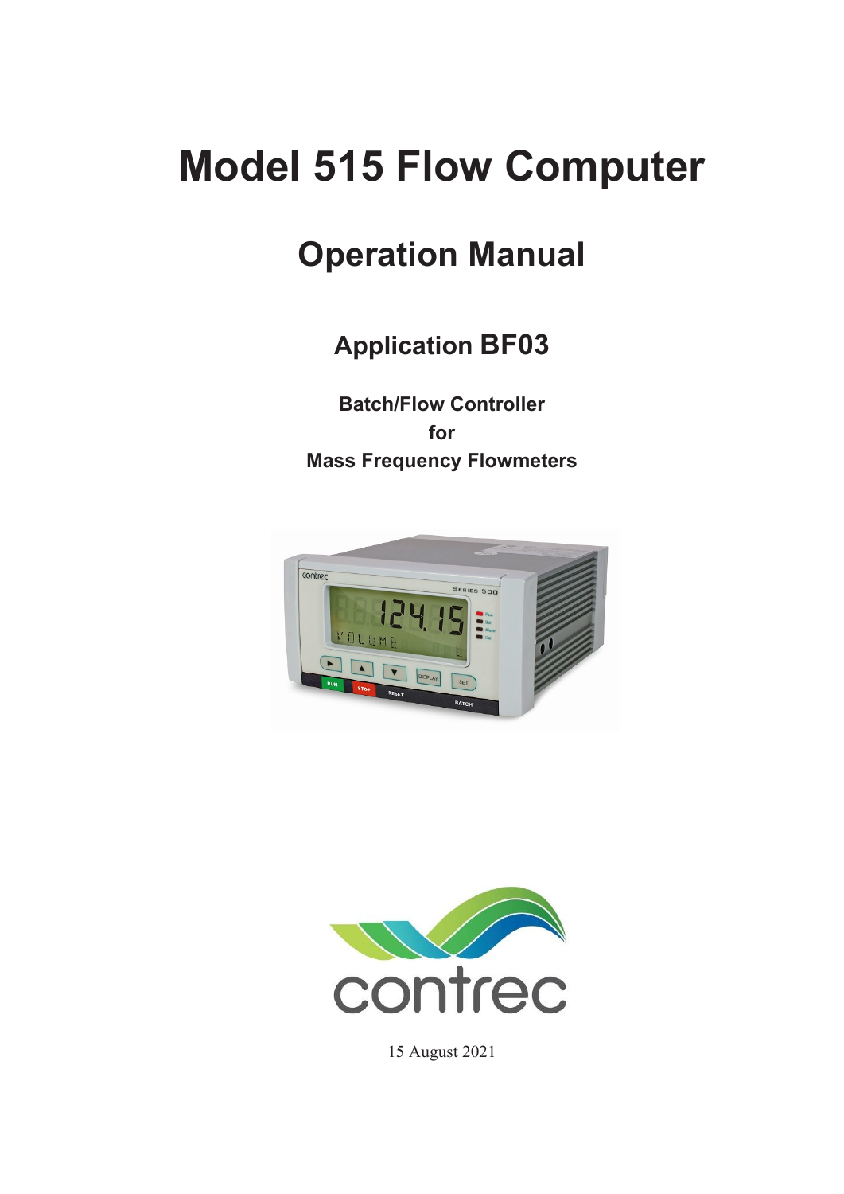# Model 515 Flow Computer

## Operation Manual

### Application BF03

**Batch/Flow Controller**
**for**
**Mass Frequency Flowmeters**

contrec

15 August 2021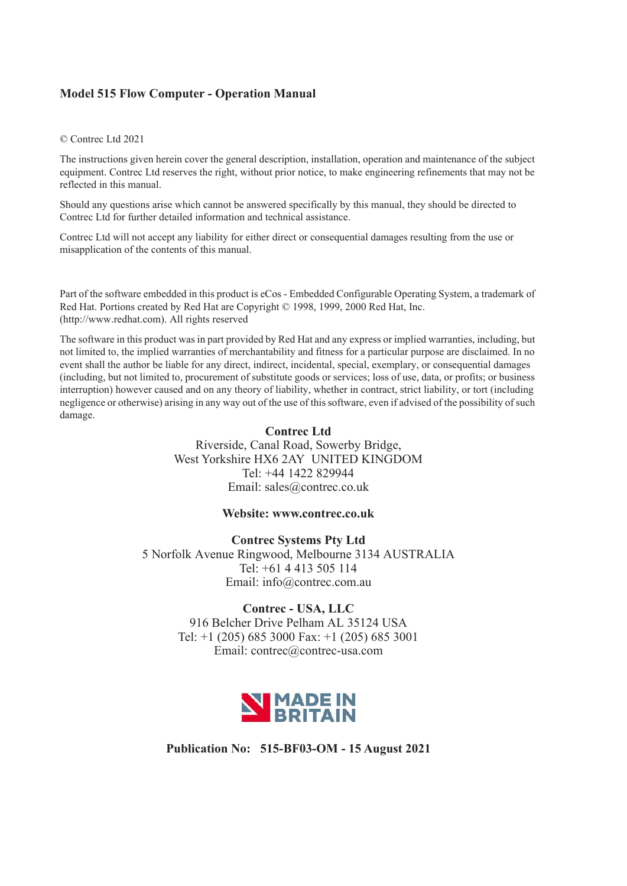**Model 515 Flow Computer - Operation Manual**

© Contrec Ltd 2021

The instructions given herein cover the general description, installation, operation and maintenance of the subject equipment. Contrec Ltd reserves the right, without prior notice, to make engineering refinements that may not be reflected in this manual.

Should any questions arise which cannot be answered specifically by this manual, they should be directed to Contrec Ltd for further detailed information and technical assistance.

Contrec Ltd will not accept any liability for either direct or consequential damages resulting from the use or misapplication of the contents of this manual.

Part of the software embedded in this product is eCos - Embedded Configurable Operating System, a trademark of Red Hat. Portions created by Red Hat are Copyright © 1998, 1999, 2000 Red Hat, Inc. (http://www.redhat.com). All rights reserved

The software in this product was in part provided by Red Hat and any express or implied warranties, including, but not limited to, the implied warranties of merchantability and fitness for a particular purpose are disclaimed. In no event shall the author be liable for any direct, indirect, incidental, special, exemplary, or consequential damages (including, but not limited to, procurement of substitute goods or services; loss of use, data, or profits; or business interruption) however caused and on any theory of liability, whether in contract, strict liability, or tort (including negligence or otherwise) arising in any way out of the use of this software, even if advised of the possibility of such damage.

**Contrec Ltd**
Riverside, Canal Road, Sowerby Bridge,
West Yorkshire HX6 2AY UNITED KINGDOM
Tel: +44 1422 829944
Email: sales@contrec.co.uk

**Website: www.contrec.co.uk**

**Contrec Systems Pty Ltd**
5 Norfolk Avenue Ringwood, Melbourne 3134 AUSTRALIA
Tel: +61 4 413 505 114
Email: info@contrec.com.au

**Contrec - USA, LLC**
916 Belcher Drive Pelham AL 35124 USA
Tel: +1 (205) 685 3000 Fax: +1 (205) 685 3001
Email: contrec@contrec-usa.com

MADE IN BRITAIN

**Publication No: 515-BF03-OM - 15 August 2021**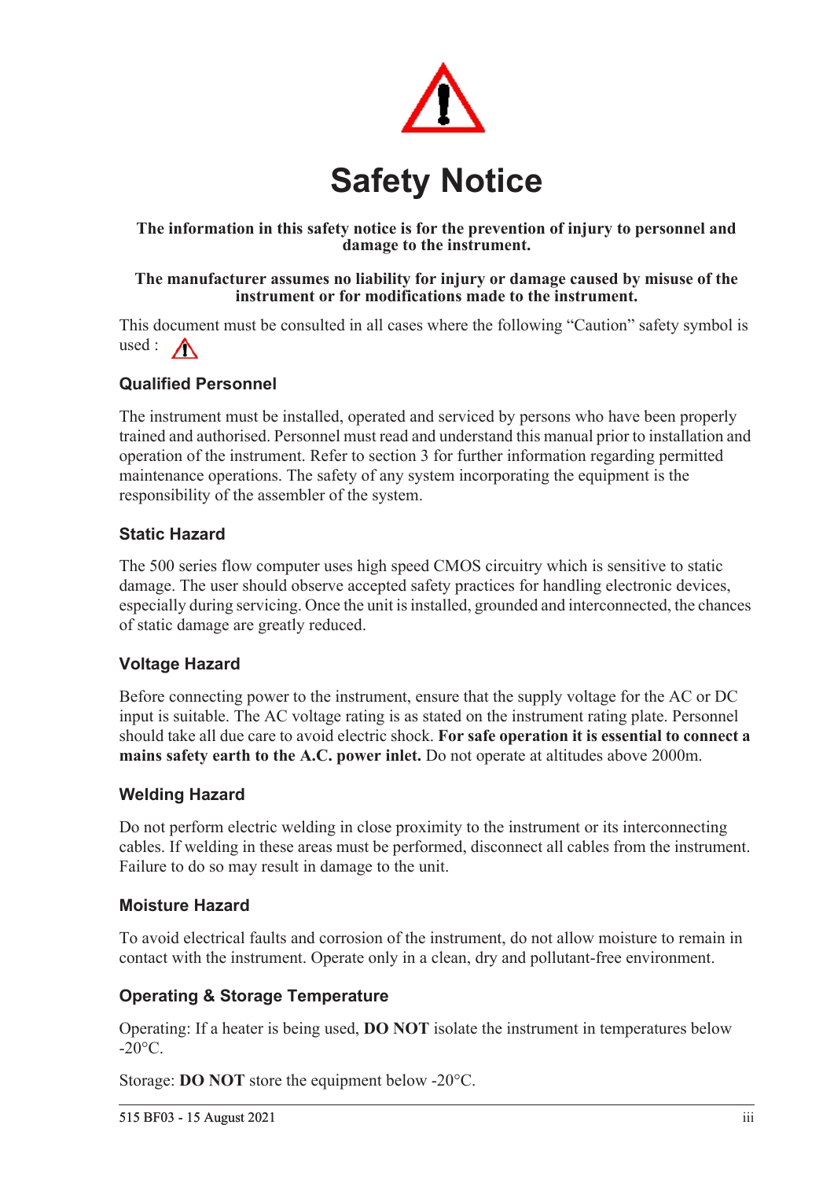# Safety Notice

**The information in this safety notice is for the prevention of injury to personnel and damage to the instrument.**

**The manufacturer assumes no liability for injury or damage caused by misuse of the instrument or for modifications made to the instrument.**

This document must be consulted in all cases where the following "Caution" safety symbol is used :

### Qualified Personnel

The instrument must be installed, operated and serviced by persons who have been properly trained and authorised. Personnel must read and understand this manual prior to installation and operation of the instrument. Refer to section 3 for further information regarding permitted maintenance operations. The safety of any system incorporating the equipment is the responsibility of the assembler of the system.

### Static Hazard

The 500 series flow computer uses high speed CMOS circuitry which is sensitive to static damage. The user should observe accepted safety practices for handling electronic devices, especially during servicing. Once the unit is installed, grounded and interconnected, the chances of static damage are greatly reduced.

### Voltage Hazard

Before connecting power to the instrument, ensure that the supply voltage for the AC or DC input is suitable. The AC voltage rating is as stated on the instrument rating plate. Personnel should take all due care to avoid electric shock. **For safe operation it is essential to connect a mains safety earth to the A.C. power inlet.** Do not operate at altitudes above 2000m.

### Welding Hazard

Do not perform electric welding in close proximity to the instrument or its interconnecting cables. If welding in these areas must be performed, disconnect all cables from the instrument. Failure to do so may result in damage to the unit.

### Moisture Hazard

To avoid electrical faults and corrosion of the instrument, do not allow moisture to remain in contact with the instrument. Operate only in a clean, dry and pollutant-free environment.

### Operating & Storage Temperature

Operating: If a heater is being used, **DO NOT** isolate the instrument in temperatures below -20°C.

Storage: **DO NOT** store the equipment below -20°C.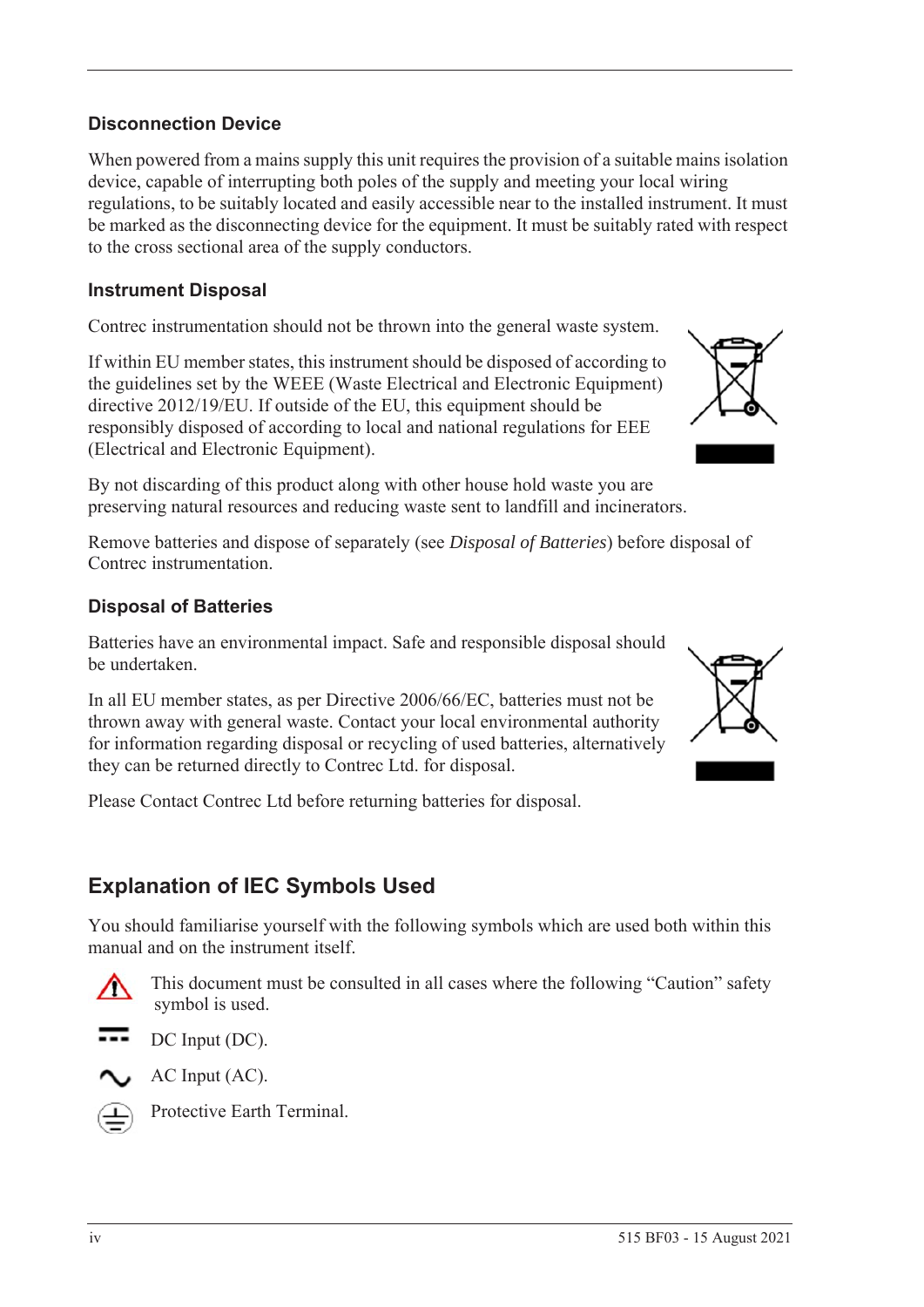### Disconnection Device

When powered from a mains supply this unit requires the provision of a suitable mains isolation device, capable of interrupting both poles of the supply and meeting your local wiring regulations, to be suitably located and easily accessible near to the installed instrument. It must be marked as the disconnecting device for the equipment. It must be suitably rated with respect to the cross sectional area of the supply conductors.

### Instrument Disposal

Contrec instrumentation should not be thrown into the general waste system.

If within EU member states, this instrument should be disposed of according to the guidelines set by the WEEE (Waste Electrical and Electronic Equipment) directive 2012/19/EU. If outside of the EU, this equipment should be responsibly disposed of according to local and national regulations for EEE (Electrical and Electronic Equipment).

By not discarding of this product along with other house hold waste you are preserving natural resources and reducing waste sent to landfill and incinerators.

Remove batteries and dispose of separately (see *Disposal of Batteries*) before disposal of Contrec instrumentation.

### Disposal of Batteries

Batteries have an environmental impact. Safe and responsible disposal should be undertaken.

In all EU member states, as per Directive 2006/66/EC, batteries must not be thrown away with general waste. Contact your local environmental authority for information regarding disposal or recycling of used batteries, alternatively they can be returned directly to Contrec Ltd. for disposal.

Please Contact Contrec Ltd before returning batteries for disposal.

## Explanation of IEC Symbols Used

You should familiarise yourself with the following symbols which are used both within this manual and on the instrument itself.

This document must be consulted in all cases where the following “Caution” safety symbol is used.

DC Input (DC).

AC Input (AC).

Protective Earth Terminal.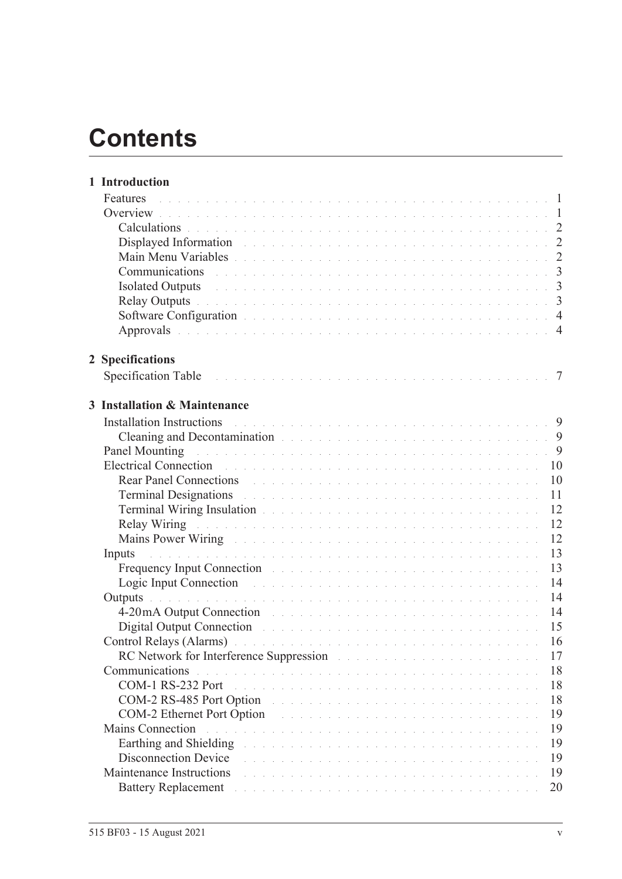# Contents

**1 Introduction**

Features . . . 1
Overview . . . 1
  Calculations . . . 2
  Displayed Information . . . 2
  Main Menu Variables . . . 2
  Communications . . . 3
  Isolated Outputs . . . 3
  Relay Outputs . . . 3
  Software Configuration . . . 4
  Approvals . . . 4

**2 Specifications**

Specification Table . . . 7

**3 Installation & Maintenance**

Installation Instructions . . . 9
  Cleaning and Decontamination . . . 9
Panel Mounting . . . 9
Electrical Connection . . . 10
  Rear Panel Connections . . . 10
  Terminal Designations . . . 11
  Terminal Wiring Insulation . . . 12
  Relay Wiring . . . 12
  Mains Power Wiring . . . 12
Inputs . . . 13
  Frequency Input Connection . . . 13
  Logic Input Connection . . . 14
Outputs . . . 14
  4-20mA Output Connection . . . 14
  Digital Output Connection . . . 15
Control Relays (Alarms) . . . 16
  RC Network for Interference Suppression . . . 17
Communications . . . 18
  COM-1 RS-232 Port . . . 18
  COM-2 RS-485 Port Option . . . 18
  COM-2 Ethernet Port Option . . . 19
Mains Connection . . . 19
  Earthing and Shielding . . . 19
  Disconnection Device . . . 19
Maintenance Instructions . . . 19
  Battery Replacement . . . 20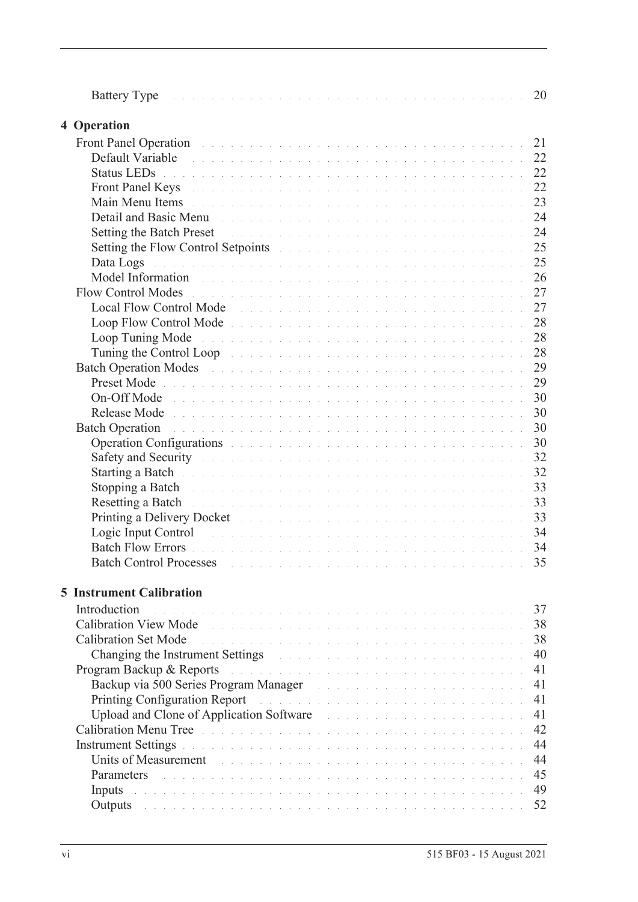Battery Type . . . . . . . . . . . . . . . . . . . . . . . . . . . . . . . . . 20

**4 Operation**

Front Panel Operation . . . . . . . . . . . . . . . . . . . . . . . . . . . . . . 21
- Default Variable . . . . . . . . . . . . . . . . . . . . . . . . . . . . . . 22
- Status LEDs . . . . . . . . . . . . . . . . . . . . . . . . . . . . . . . . 22
- Front Panel Keys . . . . . . . . . . . . . . . . . . . . . . . . . . . . . . 22
- Main Menu Items . . . . . . . . . . . . . . . . . . . . . . . . . . . . . . 23
- Detail and Basic Menu . . . . . . . . . . . . . . . . . . . . . . . . . . . . 24
- Setting the Batch Preset . . . . . . . . . . . . . . . . . . . . . . . . . . 24
- Setting the Flow Control Setpoints . . . . . . . . . . . . . . . . . . . . . . 25
- Data Logs . . . . . . . . . . . . . . . . . . . . . . . . . . . . . . . . . 25
- Model Information . . . . . . . . . . . . . . . . . . . . . . . . . . . . . 26

Flow Control Modes . . . . . . . . . . . . . . . . . . . . . . . . . . . . . . . 27
- Local Flow Control Mode . . . . . . . . . . . . . . . . . . . . . . . . . . . 27
- Loop Flow Control Mode . . . . . . . . . . . . . . . . . . . . . . . . . . . 28
- Loop Tuning Mode . . . . . . . . . . . . . . . . . . . . . . . . . . . . . . 28
- Tuning the Control Loop . . . . . . . . . . . . . . . . . . . . . . . . . . . 28

Batch Operation Modes . . . . . . . . . . . . . . . . . . . . . . . . . . . . . 29
- Preset Mode . . . . . . . . . . . . . . . . . . . . . . . . . . . . . . . . 29
- On-Off Mode . . . . . . . . . . . . . . . . . . . . . . . . . . . . . . . . 30
- Release Mode . . . . . . . . . . . . . . . . . . . . . . . . . . . . . . . 30

Batch Operation . . . . . . . . . . . . . . . . . . . . . . . . . . . . . . . . 30
- Operation Configurations . . . . . . . . . . . . . . . . . . . . . . . . . . 30
- Safety and Security . . . . . . . . . . . . . . . . . . . . . . . . . . . . . 32
- Starting a Batch . . . . . . . . . . . . . . . . . . . . . . . . . . . . . . 32
- Stopping a Batch . . . . . . . . . . . . . . . . . . . . . . . . . . . . . . 33
- Resetting a Batch . . . . . . . . . . . . . . . . . . . . . . . . . . . . . . 33
- Printing a Delivery Docket . . . . . . . . . . . . . . . . . . . . . . . . . . 33
- Logic Input Control . . . . . . . . . . . . . . . . . . . . . . . . . . . . . 34
- Batch Flow Errors . . . . . . . . . . . . . . . . . . . . . . . . . . . . . . 34
- Batch Control Processes . . . . . . . . . . . . . . . . . . . . . . . . . . . 35

**5 Instrument Calibration**

Introduction . . . . . . . . . . . . . . . . . . . . . . . . . . . . . . . . . . 37

Calibration View Mode . . . . . . . . . . . . . . . . . . . . . . . . . . . . . . 38

Calibration Set Mode . . . . . . . . . . . . . . . . . . . . . . . . . . . . . . 38
- Changing the Instrument Settings . . . . . . . . . . . . . . . . . . . . . . . 40

Program Backup & Reports . . . . . . . . . . . . . . . . . . . . . . . . . . . . 41
- Backup via 500 Series Program Manager . . . . . . . . . . . . . . . . . . . . 41
- Printing Configuration Report . . . . . . . . . . . . . . . . . . . . . . . . . 41
- Upload and Clone of Application Software . . . . . . . . . . . . . . . . . . . 41

Calibration Menu Tree . . . . . . . . . . . . . . . . . . . . . . . . . . . . . . 42

Instrument Settings . . . . . . . . . . . . . . . . . . . . . . . . . . . . . . . 44
- Units of Measurement . . . . . . . . . . . . . . . . . . . . . . . . . . . . 44
- Parameters . . . . . . . . . . . . . . . . . . . . . . . . . . . . . . . . . 45
- Inputs . . . . . . . . . . . . . . . . . . . . . . . . . . . . . . . . . . . 49
- Outputs . . . . . . . . . . . . . . . . . . . . . . . . . . . . . . . . . . 52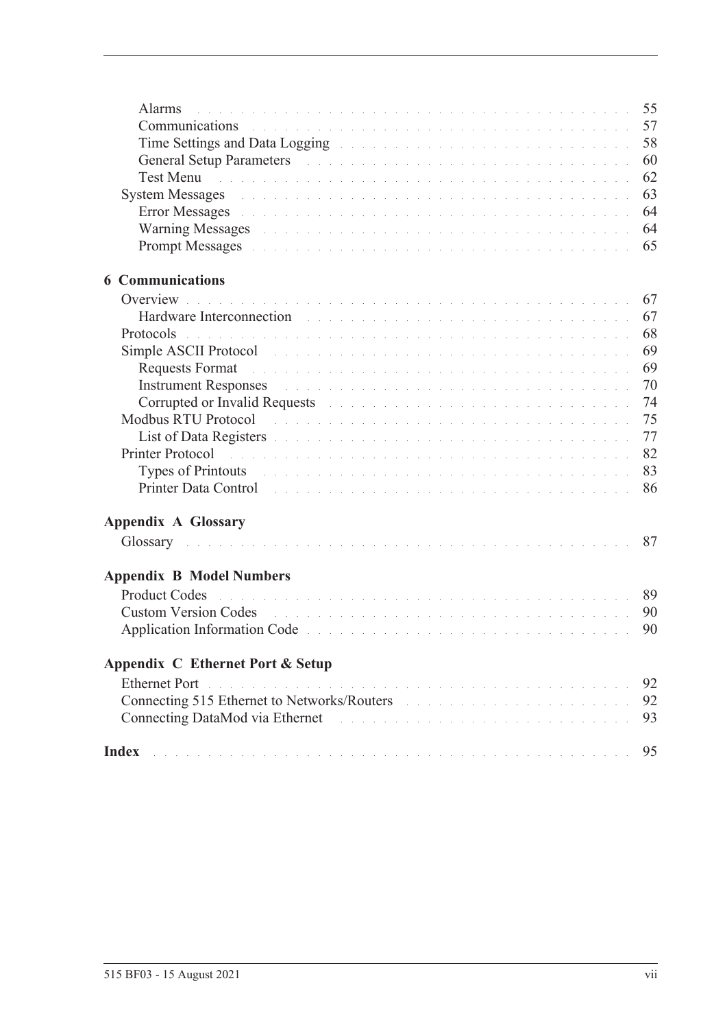Alarms . . . . . 55
Communications . . . . . 57
Time Settings and Data Logging . . . . . 58
General Setup Parameters . . . . . 60
Test Menu . . . . . 62
System Messages . . . . . 63
Error Messages . . . . . 64
Warning Messages . . . . . 64
Prompt Messages . . . . . 65

**6 Communications**

Overview . . . . . 67
Hardware Interconnection . . . . . 67
Protocols . . . . . 68
Simple ASCII Protocol . . . . . 69
Requests Format . . . . . 69
Instrument Responses . . . . . 70
Corrupted or Invalid Requests . . . . . 74
Modbus RTU Protocol . . . . . 75
List of Data Registers . . . . . 77
Printer Protocol . . . . . 82
Types of Printouts . . . . . 83
Printer Data Control . . . . . 86

**Appendix A Glossary**

Glossary . . . . . 87

**Appendix B Model Numbers**

Product Codes . . . . . 89
Custom Version Codes . . . . . 90
Application Information Code . . . . . 90

**Appendix C Ethernet Port & Setup**

Ethernet Port . . . . . 92
Connecting 515 Ethernet to Networks/Routers . . . . . 92
Connecting DataMod via Ethernet . . . . . 93

**Index** . . . . . 95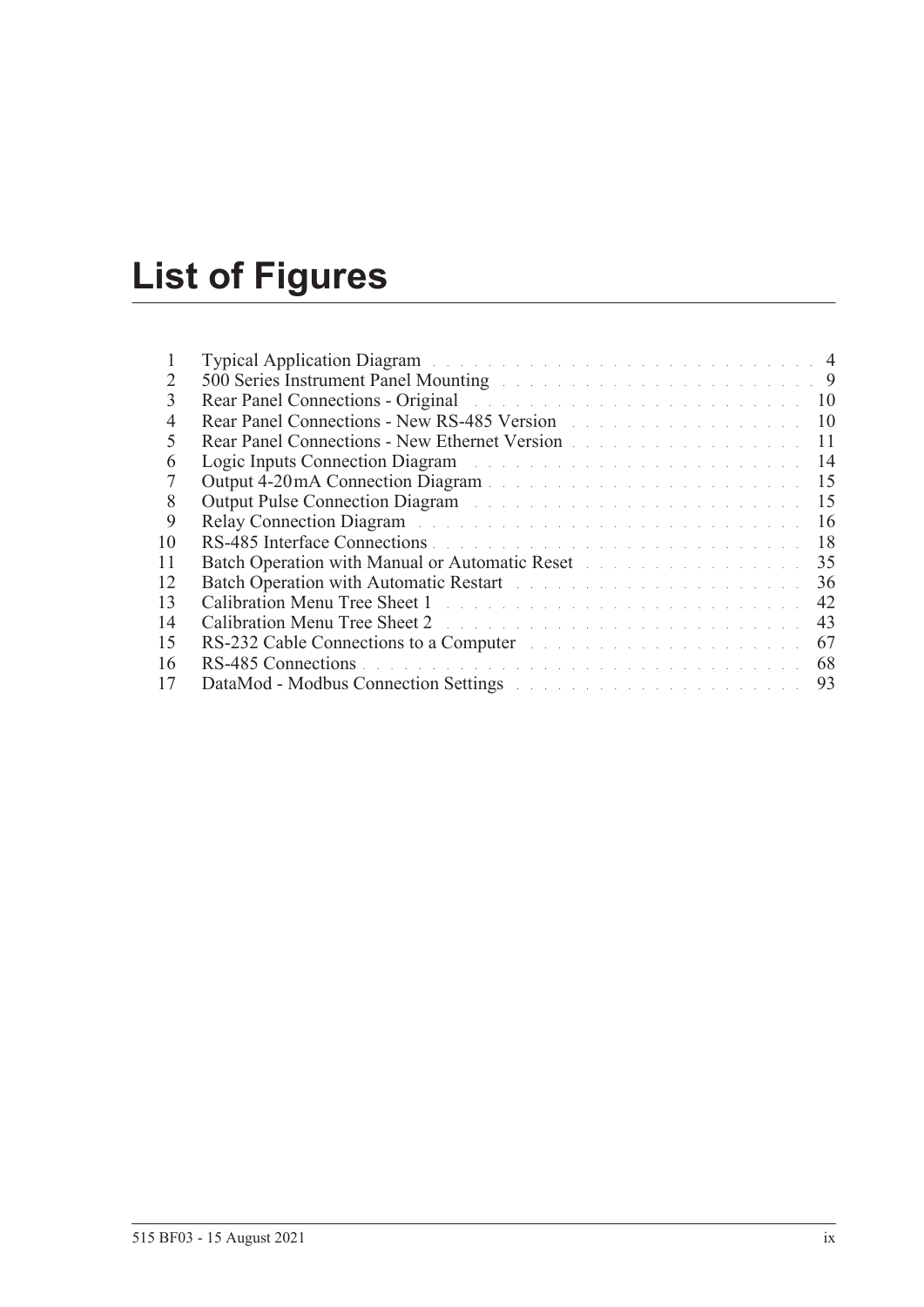# List of Figures

| | | |
|---|---|---|
| 1 | Typical Application Diagram | 4 |
| 2 | 500 Series Instrument Panel Mounting | 9 |
| 3 | Rear Panel Connections - Original | 10 |
| 4 | Rear Panel Connections - New RS-485 Version | 10 |
| 5 | Rear Panel Connections - New Ethernet Version | 11 |
| 6 | Logic Inputs Connection Diagram | 14 |
| 7 | Output 4-20 mA Connection Diagram | 15 |
| 8 | Output Pulse Connection Diagram | 15 |
| 9 | Relay Connection Diagram | 16 |
| 10 | RS-485 Interface Connections | 18 |
| 11 | Batch Operation with Manual or Automatic Reset | 35 |
| 12 | Batch Operation with Automatic Restart | 36 |
| 13 | Calibration Menu Tree Sheet 1 | 42 |
| 14 | Calibration Menu Tree Sheet 2 | 43 |
| 15 | RS-232 Cable Connections to a Computer | 67 |
| 16 | RS-485 Connections | 68 |
| 17 | DataMod - Modbus Connection Settings | 93 |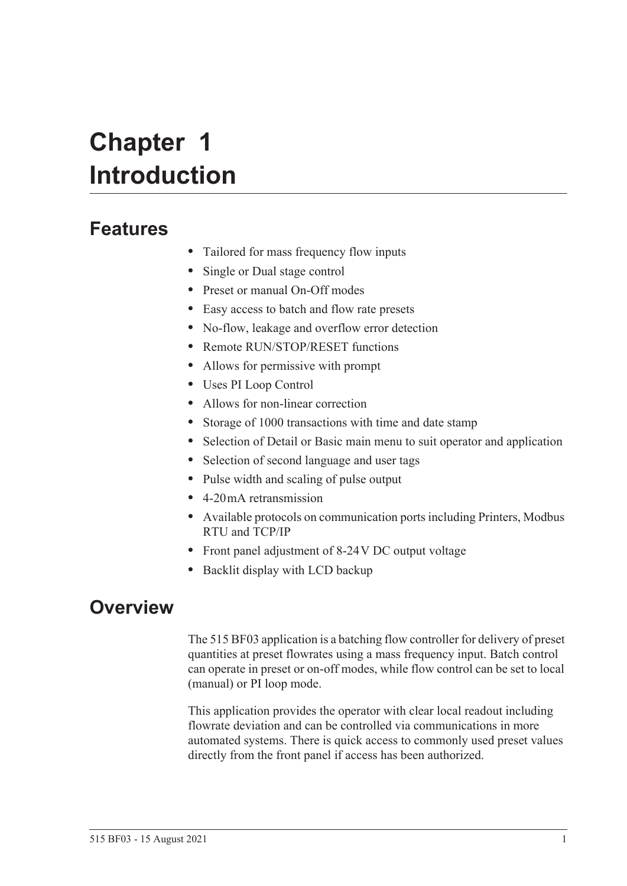# Chapter 1 Introduction

## Features

- Tailored for mass frequency flow inputs
- Single or Dual stage control
- Preset or manual On-Off modes
- Easy access to batch and flow rate presets
- No-flow, leakage and overflow error detection
- Remote RUN/STOP/RESET functions
- Allows for permissive with prompt
- Uses PI Loop Control
- Allows for non-linear correction
- Storage of 1000 transactions with time and date stamp
- Selection of Detail or Basic main menu to suit operator and application
- Selection of second language and user tags
- Pulse width and scaling of pulse output
- 4-20 mA retransmission
- Available protocols on communication ports including Printers, Modbus RTU and TCP/IP
- Front panel adjustment of 8-24 V DC output voltage
- Backlit display with LCD backup

## Overview

The 515 BF03 application is a batching flow controller for delivery of preset quantities at preset flowrates using a mass frequency input. Batch control can operate in preset or on-off modes, while flow control can be set to local (manual) or PI loop mode.

This application provides the operator with clear local readout including flowrate deviation and can be controlled via communications in more automated systems. There is quick access to commonly used preset values directly from the front panel if access has been authorized.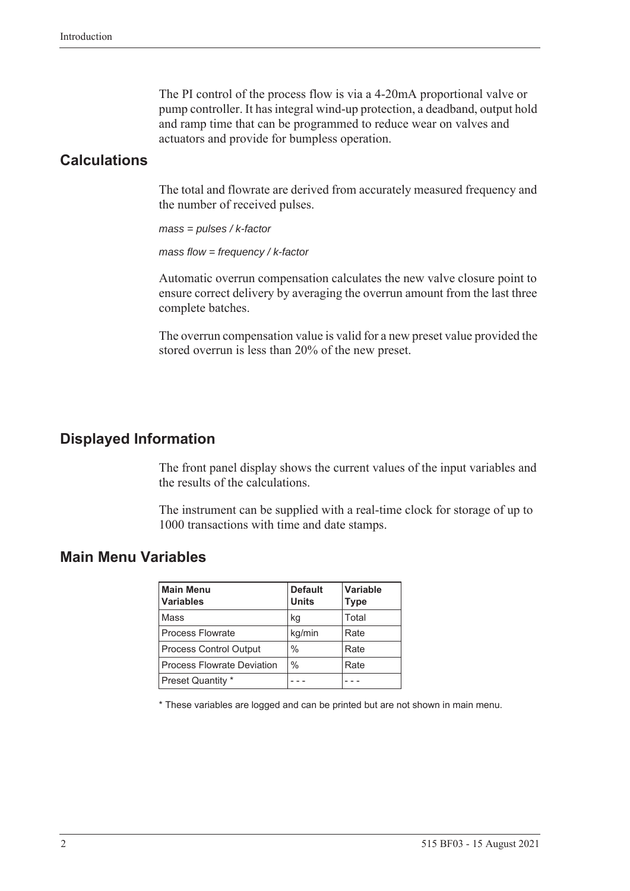The PI control of the process flow is via a 4-20mA proportional valve or pump controller. It has integral wind-up protection, a deadband, output hold and ramp time that can be programmed to reduce wear on valves and actuators and provide for bumpless operation.

## Calculations

The total and flowrate are derived from accurately measured frequency and the number of received pulses.

*mass = pulses / k-factor*

*mass flow = frequency / k-factor*

Automatic overrun compensation calculates the new valve closure point to ensure correct delivery by averaging the overrun amount from the last three complete batches.

The overrun compensation value is valid for a new preset value provided the stored overrun is less than 20% of the new preset.

## Displayed Information

The front panel display shows the current values of the input variables and the results of the calculations.

The instrument can be supplied with a real-time clock for storage of up to 1000 transactions with time and date stamps.

## Main Menu Variables

| Main Menu Variables | Default Units | Variable Type |
|---|---|---|
| Mass | kg | Total |
| Process Flowrate | kg/min | Rate |
| Process Control Output | % | Rate |
| Process Flowrate Deviation | % | Rate |
| Preset Quantity * | - - - | - - - |

* These variables are logged and can be printed but are not shown in main menu.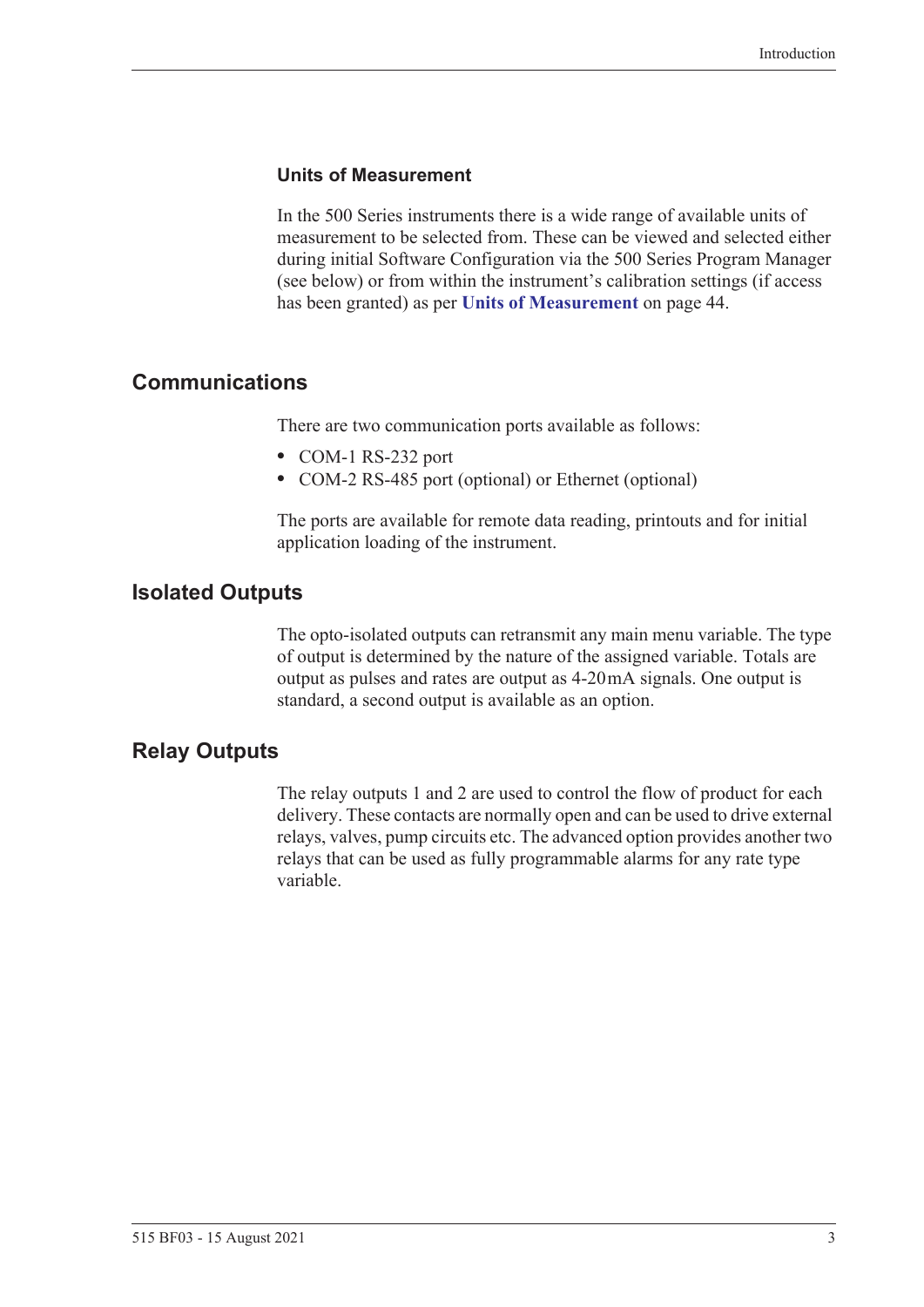### Units of Measurement

In the 500 Series instruments there is a wide range of available units of measurement to be selected from. These can be viewed and selected either during initial Software Configuration via the 500 Series Program Manager (see below) or from within the instrument's calibration settings (if access has been granted) as per **Units of Measurement** on page 44.

## Communications

There are two communication ports available as follows:

- COM-1 RS-232 port
- COM-2 RS-485 port (optional) or Ethernet (optional)

The ports are available for remote data reading, printouts and for initial application loading of the instrument.

## Isolated Outputs

The opto-isolated outputs can retransmit any main menu variable. The type of output is determined by the nature of the assigned variable. Totals are output as pulses and rates are output as 4-20 mA signals. One output is standard, a second output is available as an option.

## Relay Outputs

The relay outputs 1 and 2 are used to control the flow of product for each delivery. These contacts are normally open and can be used to drive external relays, valves, pump circuits etc. The advanced option provides another two relays that can be used as fully programmable alarms for any rate type variable.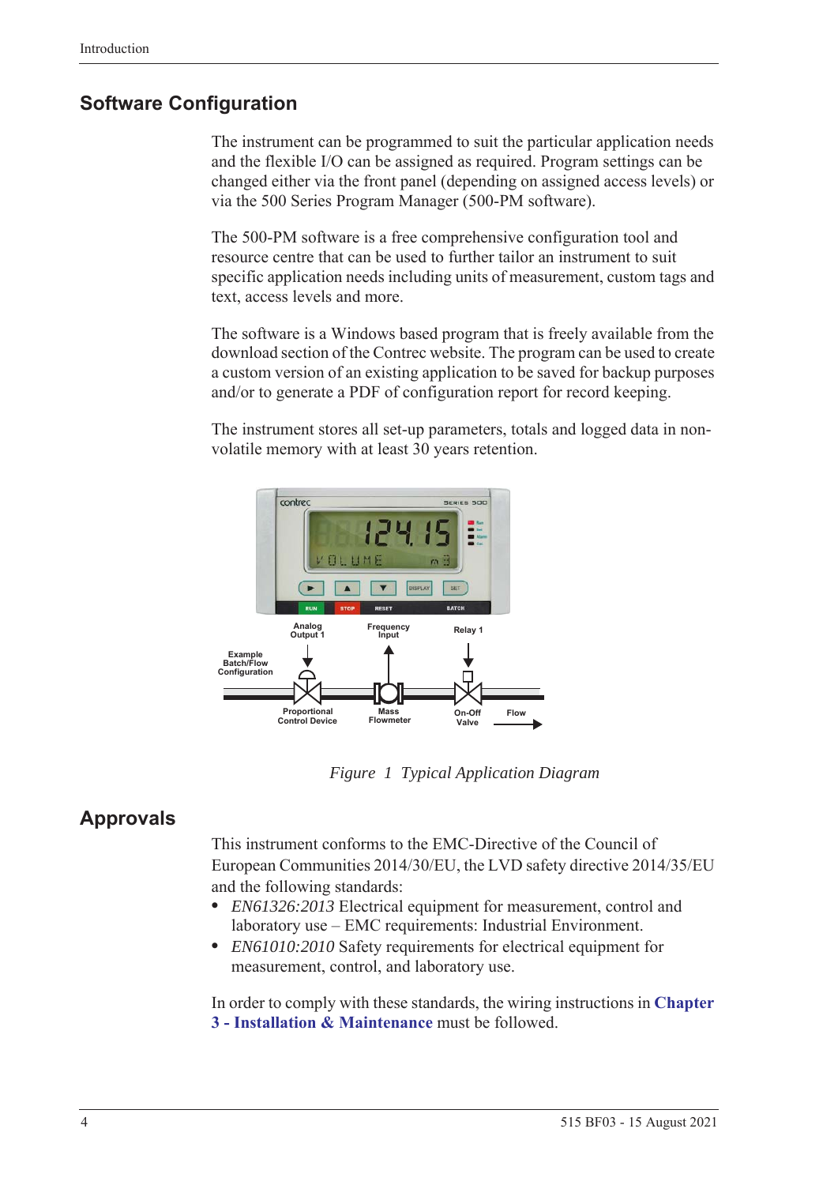## Software Configuration

The instrument can be programmed to suit the particular application needs and the flexible I/O can be assigned as required. Program settings can be changed either via the front panel (depending on assigned access levels) or via the 500 Series Program Manager (500-PM software).

The 500-PM software is a free comprehensive configuration tool and resource centre that can be used to further tailor an instrument to suit specific application needs including units of measurement, custom tags and text, access levels and more.

The software is a Windows based program that is freely available from the download section of the Contrec website. The program can be used to create a custom version of an existing application to be saved for backup purposes and/or to generate a PDF of configuration report for record keeping.

The instrument stores all set-up parameters, totals and logged data in non-volatile memory with at least 30 years retention.

*Figure 1 Typical Application Diagram*

## Approvals

This instrument conforms to the EMC-Directive of the Council of European Communities 2014/30/EU, the LVD safety directive 2014/35/EU and the following standards:

- *EN61326:2013* Electrical equipment for measurement, control and laboratory use – EMC requirements: Industrial Environment.
- *EN61010:2010* Safety requirements for electrical equipment for measurement, control, and laboratory use.

In order to comply with these standards, the wiring instructions in **Chapter 3 - Installation & Maintenance** must be followed.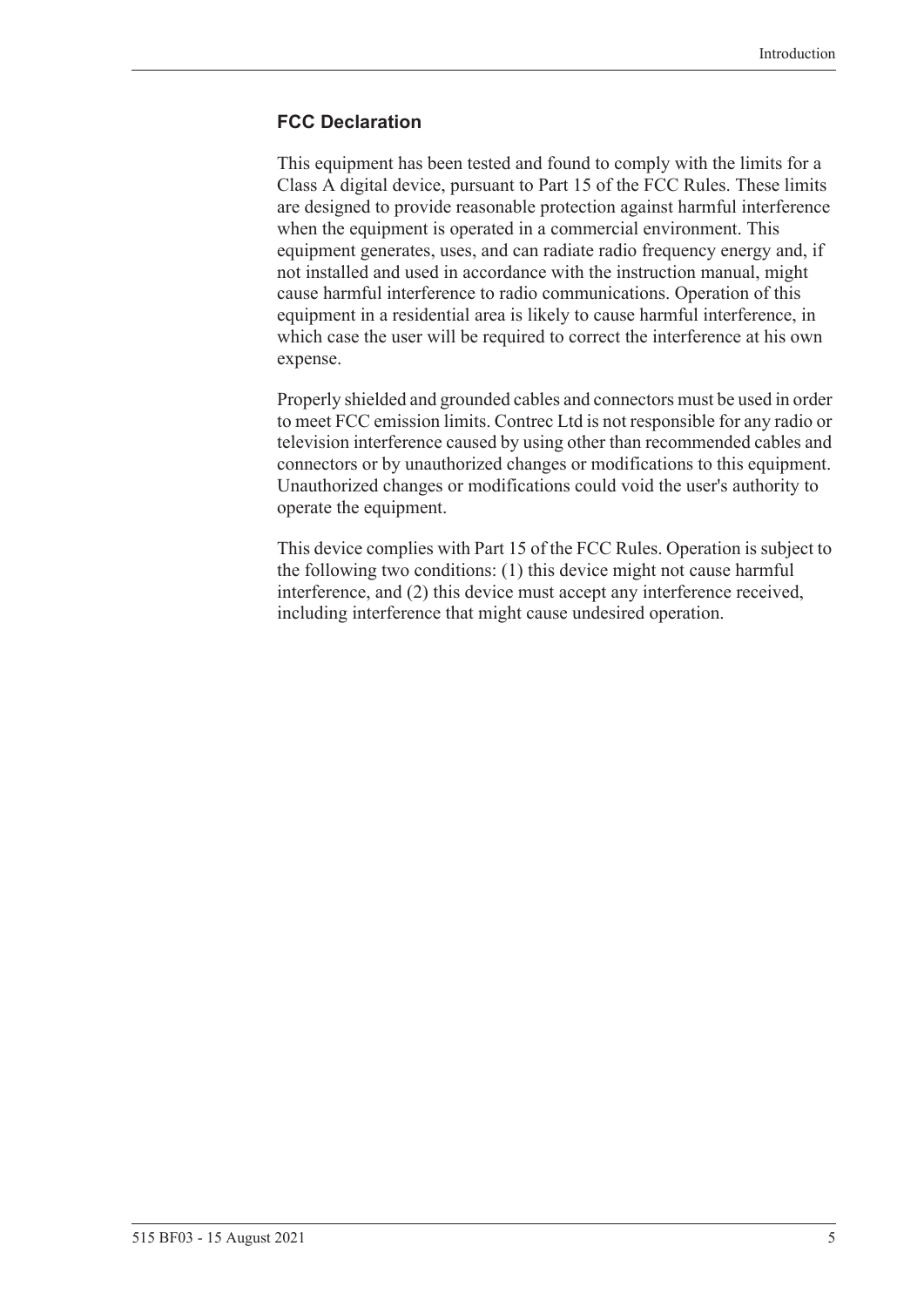### FCC Declaration

This equipment has been tested and found to comply with the limits for a Class A digital device, pursuant to Part 15 of the FCC Rules. These limits are designed to provide reasonable protection against harmful interference when the equipment is operated in a commercial environment. This equipment generates, uses, and can radiate radio frequency energy and, if not installed and used in accordance with the instruction manual, might cause harmful interference to radio communications. Operation of this equipment in a residential area is likely to cause harmful interference, in which case the user will be required to correct the interference at his own expense.

Properly shielded and grounded cables and connectors must be used in order to meet FCC emission limits. Contrec Ltd is not responsible for any radio or television interference caused by using other than recommended cables and connectors or by unauthorized changes or modifications to this equipment. Unauthorized changes or modifications could void the user's authority to operate the equipment.

This device complies with Part 15 of the FCC Rules. Operation is subject to the following two conditions: (1) this device might not cause harmful interference, and (2) this device must accept any interference received, including interference that might cause undesired operation.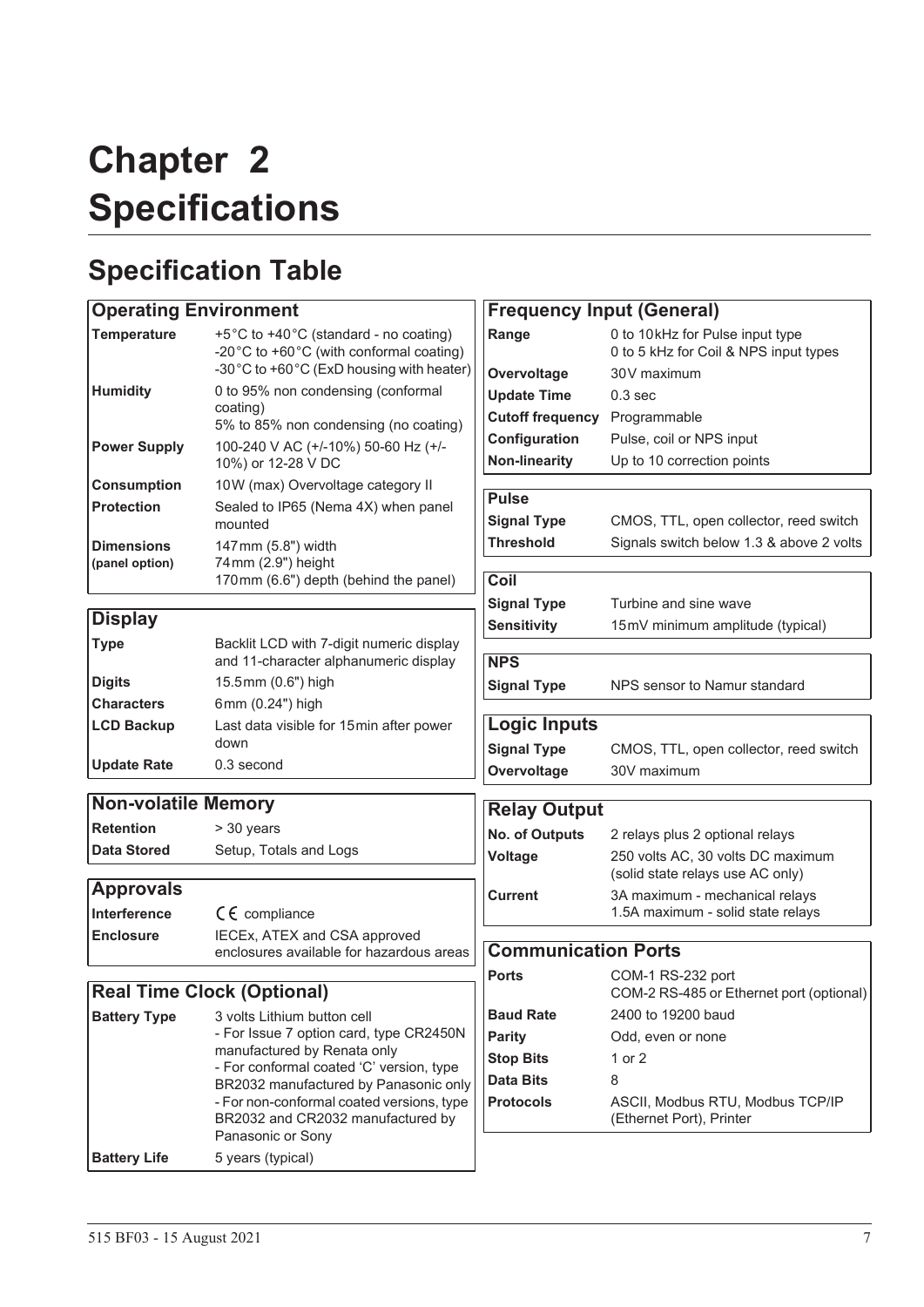# Chapter 2 Specifications

## Specification Table

| Operating Environment | |
|---|---|
| **Temperature** | +5°C to +40°C (standard - no coating)<br>-20°C to +60°C (with conformal coating)<br>-30°C to +60°C (ExD housing with heater) |
| **Humidity** | 0 to 95% non condensing (conformal coating)<br>5% to 85% non condensing (no coating) |
| **Power Supply** | 100-240 V AC (+/-10%) 50-60 Hz (+/-10%) or 12-28 V DC |
| **Consumption** | 10W (max) Overvoltage category II |
| **Protection** | Sealed to IP65 (Nema 4X) when panel mounted |
| **Dimensions (panel option)** | 147mm (5.8") width<br>74mm (2.9") height<br>170mm (6.6") depth (behind the panel) |

| Display | |
|---|---|
| **Type** | Backlit LCD with 7-digit numeric display and 11-character alphanumeric display |
| **Digits** | 15.5mm (0.6") high |
| **Characters** | 6mm (0.24") high |
| **LCD Backup** | Last data visible for 15min after power down |
| **Update Rate** | 0.3 second |

| Non-volatile Memory | |
|---|---|
| **Retention** | > 30 years |
| **Data Stored** | Setup, Totals and Logs |

| Approvals | |
|---|---|
| **Interference** | CE compliance |
| **Enclosure** | IECEx, ATEX and CSA approved enclosures available for hazardous areas |

| Real Time Clock (Optional) | |
|---|---|
| **Battery Type** | 3 volts Lithium button cell<br>- For Issue 7 option card, type CR2450N manufactured by Renata only<br>- For conformal coated 'C' version, type BR2032 manufactured by Panasonic only<br>- For non-conformal coated versions, type BR2032 and CR2032 manufactured by Panasonic or Sony |
| **Battery Life** | 5 years (typical) |

| Frequency Input (General) | |
|---|---|
| **Range** | 0 to 10kHz for Pulse input type<br>0 to 5 kHz for Coil & NPS input types |
| **Overvoltage** | 30V maximum |
| **Update Time** | 0.3 sec |
| **Cutoff frequency** | Programmable |
| **Configuration** | Pulse, coil or NPS input |
| **Non-linearity** | Up to 10 correction points |

| Pulse | |
|---|---|
| **Signal Type** | CMOS, TTL, open collector, reed switch |
| **Threshold** | Signals switch below 1.3 & above 2 volts |

| Coil | |
|---|---|
| **Signal Type** | Turbine and sine wave |
| **Sensitivity** | 15mV minimum amplitude (typical) |

| NPS | |
|---|---|
| **Signal Type** | NPS sensor to Namur standard |

| Logic Inputs | |
|---|---|
| **Signal Type** | CMOS, TTL, open collector, reed switch |
| **Overvoltage** | 30V maximum |

| Relay Output | |
|---|---|
| **No. of Outputs** | 2 relays plus 2 optional relays |
| **Voltage** | 250 volts AC, 30 volts DC maximum (solid state relays use AC only) |
| **Current** | 3A maximum - mechanical relays<br>1.5A maximum - solid state relays |

| Communication Ports | |
|---|---|
| **Ports** | COM-1 RS-232 port<br>COM-2 RS-485 or Ethernet port (optional) |
| **Baud Rate** | 2400 to 19200 baud |
| **Parity** | Odd, even or none |
| **Stop Bits** | 1 or 2 |
| **Data Bits** | 8 |
| **Protocols** | ASCII, Modbus RTU, Modbus TCP/IP (Ethernet Port), Printer |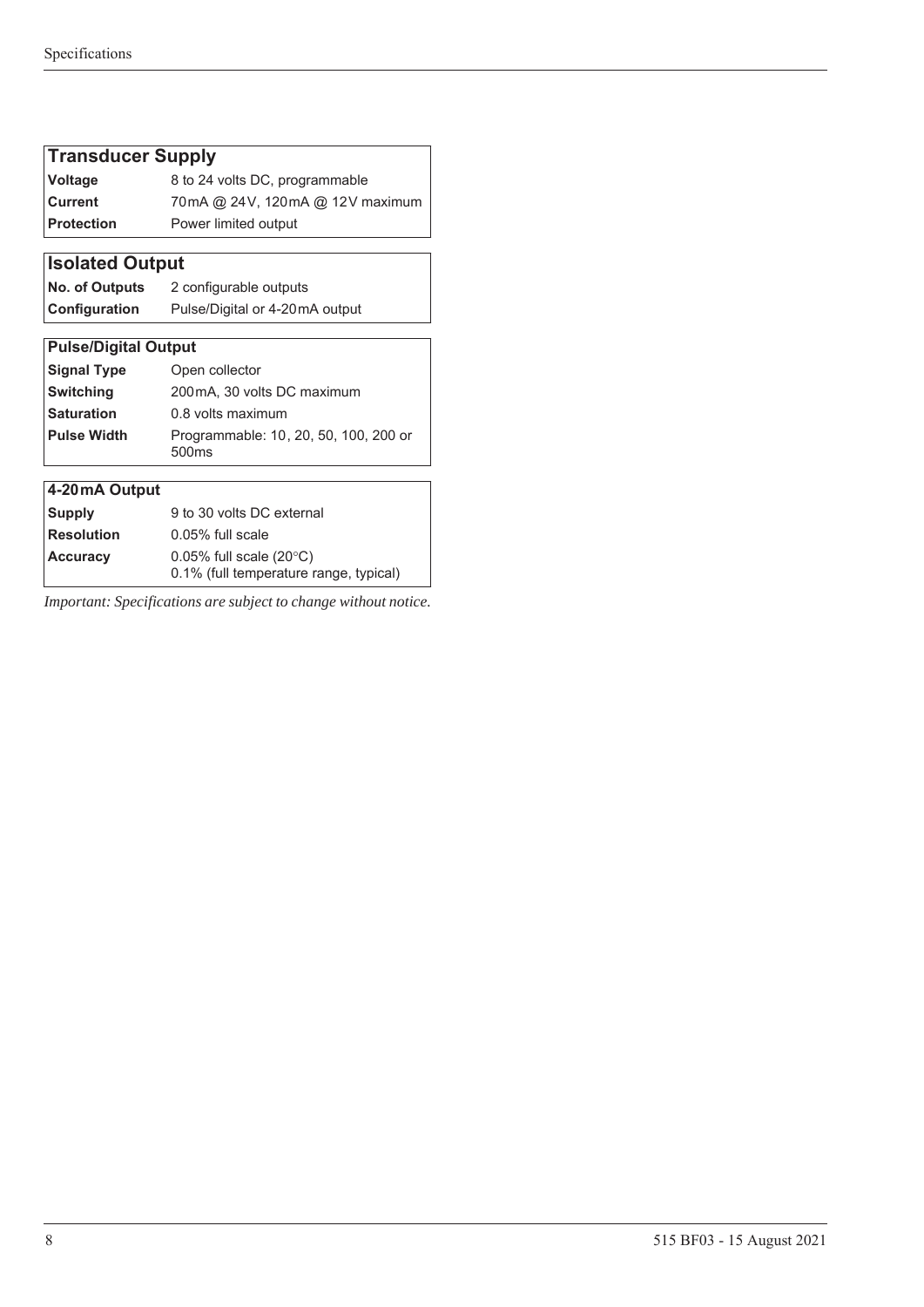| Transducer Supply | |
|---|---|
| **Voltage** | 8 to 24 volts DC, programmable |
| **Current** | 70mA @ 24V, 120mA @ 12V maximum |
| **Protection** | Power limited output |

| Isolated Output | |
|---|---|
| **No. of Outputs** | 2 configurable outputs |
| **Configuration** | Pulse/Digital or 4-20mA output |

| Pulse/Digital Output | |
|---|---|
| **Signal Type** | Open collector |
| **Switching** | 200mA, 30 volts DC maximum |
| **Saturation** | 0.8 volts maximum |
| **Pulse Width** | Programmable: 10, 20, 50, 100, 200 or 500ms |

| 4-20mA Output | |
|---|---|
| **Supply** | 9 to 30 volts DC external |
| **Resolution** | 0.05% full scale |
| **Accuracy** | 0.05% full scale (20°C)<br>0.1% (full temperature range, typical) |

*Important: Specifications are subject to change without notice.*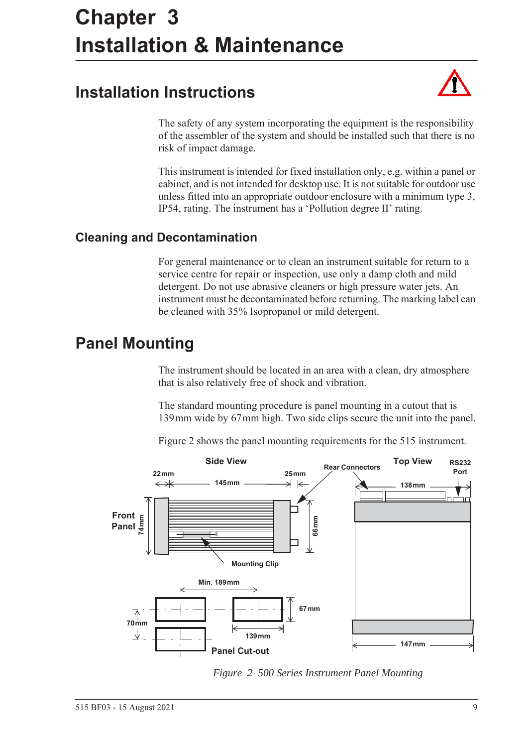# Chapter 3 Installation & Maintenance

## Installation Instructions

The safety of any system incorporating the equipment is the responsibility of the assembler of the system and should be installed such that there is no risk of impact damage.

This instrument is intended for fixed installation only, e.g. within a panel or cabinet, and is not intended for desktop use. It is not suitable for outdoor use unless fitted into an appropriate outdoor enclosure with a minimum type 3, IP54, rating. The instrument has a 'Pollution degree II' rating.

### Cleaning and Decontamination

For general maintenance or to clean an instrument suitable for return to a service centre for repair or inspection, use only a damp cloth and mild detergent. Do not use abrasive cleaners or high pressure water jets. An instrument must be decontaminated before returning. The marking label can be cleaned with 35% Isopropanol or mild detergent.

## Panel Mounting

The instrument should be located in an area with a clean, dry atmosphere that is also relatively free of shock and vibration.

The standard mounting procedure is panel mounting in a cutout that is 139 mm wide by 67 mm high. Two side clips secure the unit into the panel.

Figure 2 shows the panel mounting requirements for the 515 instrument.

*Figure 2 500 Series Instrument Panel Mounting*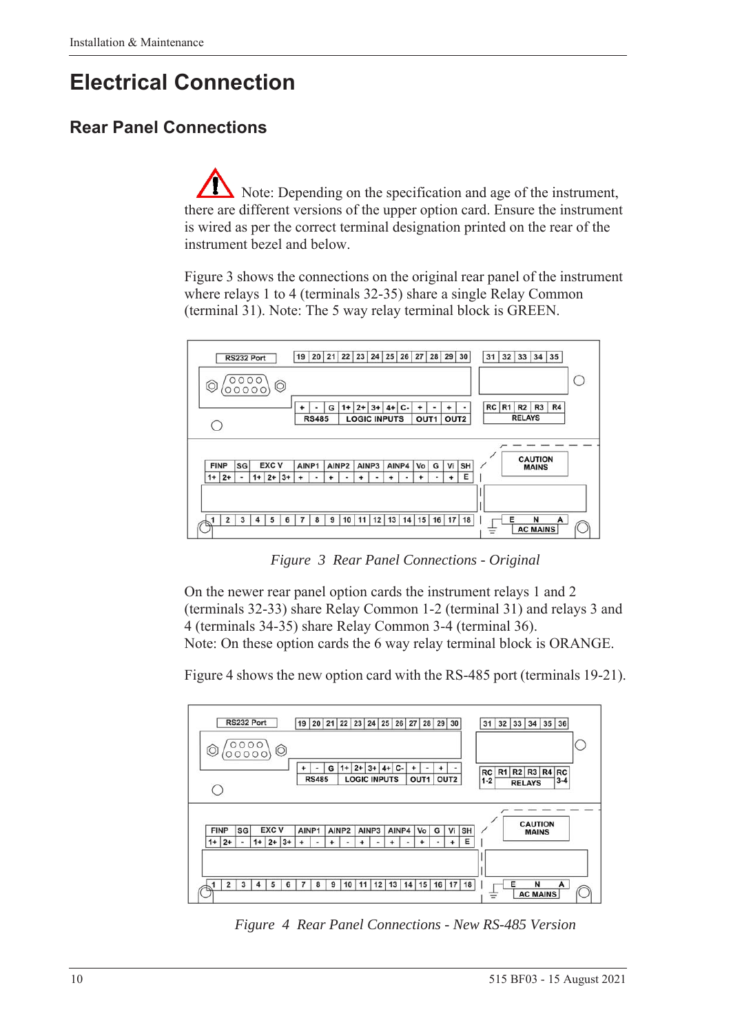# Electrical Connection

## Rear Panel Connections

Note: Depending on the specification and age of the instrument, there are different versions of the upper option card. Ensure the instrument is wired as per the correct terminal designation printed on the rear of the instrument bezel and below.

Figure 3 shows the connections on the original rear panel of the instrument where relays 1 to 4 (terminals 32-35) share a single Relay Common (terminal 31). Note: The 5 way relay terminal block is GREEN.

*Figure 3 Rear Panel Connections - Original*

On the newer rear panel option cards the instrument relays 1 and 2 (terminals 32-33) share Relay Common 1-2 (terminal 31) and relays 3 and 4 (terminals 34-35) share Relay Common 3-4 (terminal 36).
Note: On these option cards the 6 way relay terminal block is ORANGE.

Figure 4 shows the new option card with the RS-485 port (terminals 19-21).

*Figure 4 Rear Panel Connections - New RS-485 Version*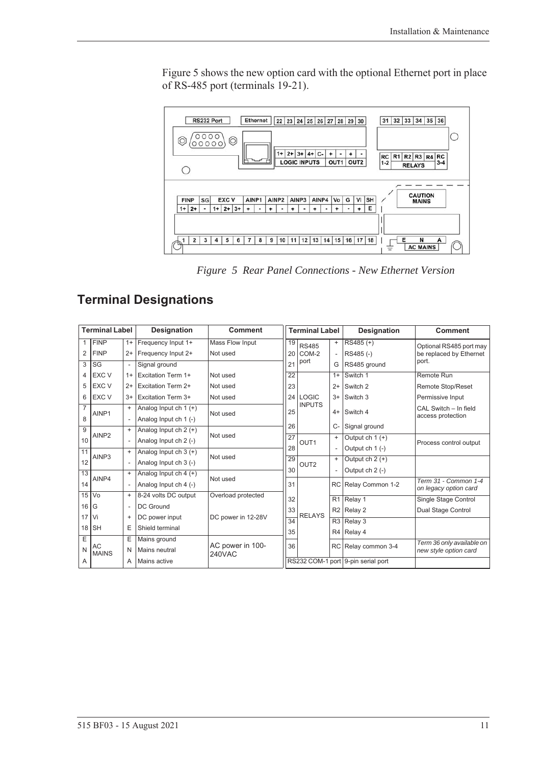Figure 5 shows the new option card with the optional Ethernet port in place of RS-485 port (terminals 19-21).

*Figure 5 Rear Panel Connections - New Ethernet Version*

## Terminal Designations

| Terminal Label | | | Designation | Comment |
|---|---|---|---|---|
| 1 | FINP | 1+ | Frequency Input 1+ | Mass Flow Input |
| 2 | FINP | 2+ | Frequency Input 2+ | Not used |
| 3 | SG | - | Signal ground | |
| 4 | EXC V | 1+ | Excitation Term 1+ | Not used |
| 5 | EXC V | 2+ | Excitation Term 2+ | Not used |
| 6 | EXC V | 3+ | Excitation Term 3+ | Not used |
| 7 | AINP1 | + | Analog Input ch 1 (+) | Not used |
| 8 | | - | Analog Input ch 1 (-) | |
| 9 | AINP2 | + | Analog Input ch 2 (+) | Not used |
| 10 | | - | Analog Input ch 2 (-) | |
| 11 | AINP3 | + | Analog Input ch 3 (+) | Not used |
| 12 | | - | Analog Input ch 3 (-) | |
| 13 | AINP4 | + | Analog Input ch 4 (+) | Not used |
| 14 | | - | Analog Input ch 4 (-) | |
| 15 | Vo | + | 8-24 volts DC output | Overload protected |
| 16 | G | - | DC Ground | |
| 17 | Vi | + | DC power input | DC power in 12-28V |
| 18 | SH | E | Shield terminal | |
| E | AC MAINS | E | Mains ground | AC power in 100-240VAC |
| N | | N | Mains neutral | |
| A | | A | Mains active | |

| Terminal Label | | | Designation | Comment |
|---|---|---|---|---|
| 19 | RS485 COM-2 port | + | RS485 (+) | Optional RS485 port may be replaced by Ethernet port. |
| 20 | | - | RS485 (-) | |
| 21 | | G | RS485 ground | |
| 22 | LOGIC INPUTS | 1+ | Switch 1 | Remote Run |
| 23 | | 2+ | Switch 2 | Remote Stop/Reset |
| 24 | | 3+ | Switch 3 | Permissive Input |
| 25 | | 4+ | Switch 4 | CAL Switch – In field access protection |
| 26 | | C- | Signal ground | |
| 27 | OUT1 | + | Output ch 1 (+) | Process control output |
| 28 | | - | Output ch 1 (-) | |
| 29 | OUT2 | + | Output ch 2 (+) | |
| 30 | | - | Output ch 2 (-) | |
| 31 | RELAYS | RC | Relay Common 1-2 | *Term 31 - Common 1-4 on legacy option card* |
| 32 | | R1 | Relay 1 | Single Stage Control |
| 33 | | R2 | Relay 2 | Dual Stage Control |
| 34 | | R3 | Relay 3 | |
| 35 | | R4 | Relay 4 | |
| 36 | | RC | Relay common 3-4 | *Term 36 only available on new style option card* |
| RS232 COM-1 port | | | 9-pin serial port | |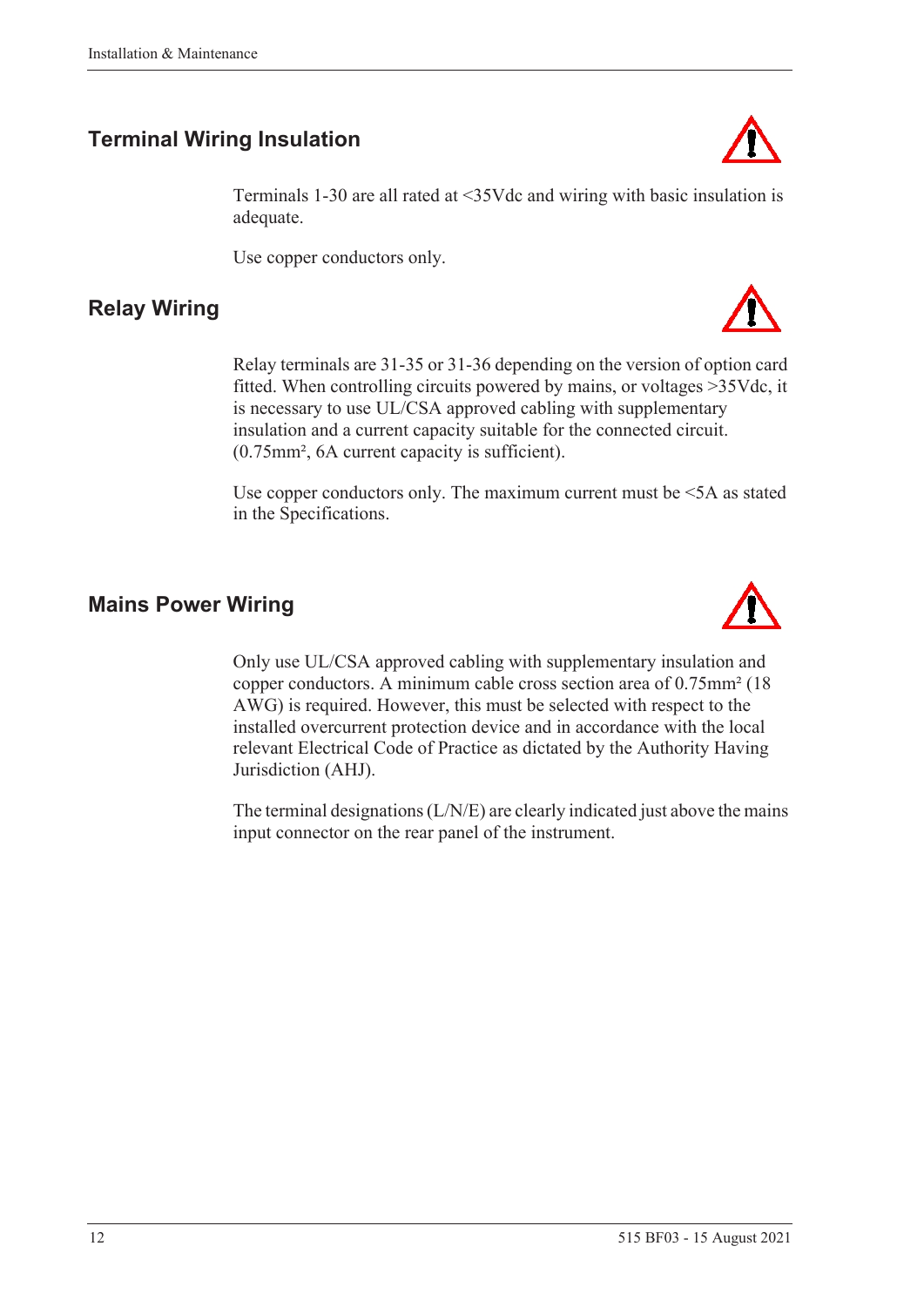## Terminal Wiring Insulation

Terminals 1-30 are all rated at <35Vdc and wiring with basic insulation is adequate.

Use copper conductors only.

## Relay Wiring

Relay terminals are 31-35 or 31-36 depending on the version of option card fitted. When controlling circuits powered by mains, or voltages >35Vdc, it is necessary to use UL/CSA approved cabling with supplementary insulation and a current capacity suitable for the connected circuit. (0.75mm², 6A current capacity is sufficient).

Use copper conductors only. The maximum current must be <5A as stated in the Specifications.

## Mains Power Wiring

Only use UL/CSA approved cabling with supplementary insulation and copper conductors. A minimum cable cross section area of 0.75mm² (18 AWG) is required. However, this must be selected with respect to the installed overcurrent protection device and in accordance with the local relevant Electrical Code of Practice as dictated by the Authority Having Jurisdiction (AHJ).

The terminal designations (L/N/E) are clearly indicated just above the mains input connector on the rear panel of the instrument.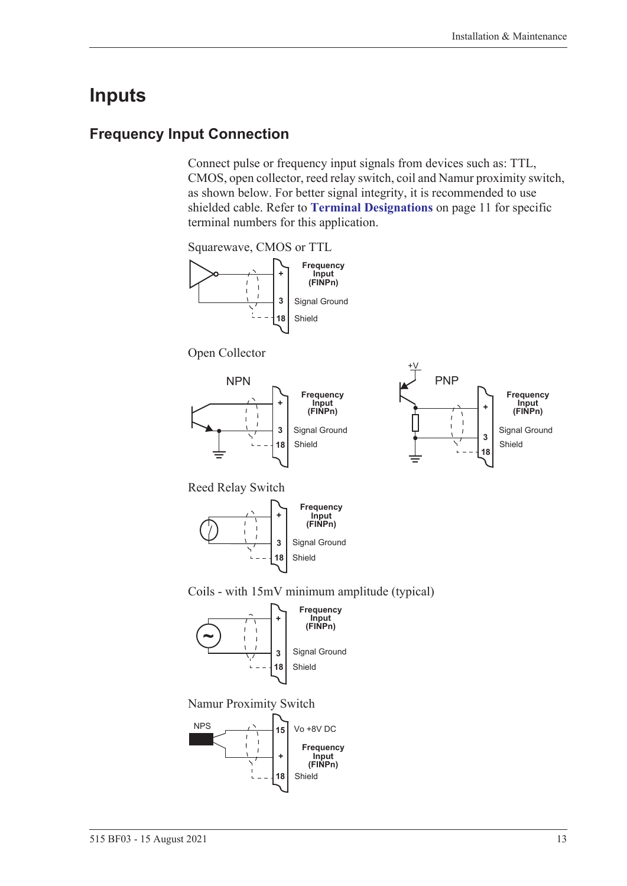# Inputs

## Frequency Input Connection

Connect pulse or frequency input signals from devices such as: TTL, CMOS, open collector, reed relay switch, coil and Namur proximity switch, as shown below. For better signal integrity, it is recommended to use shielded cable. Refer to **Terminal Designations** on page 11 for specific terminal numbers for this application.

Squarewave, CMOS or TTL

| Terminal | Function |
|---|---|
| + | Frequency Input (FINPn) |
| 3 | Signal Ground |
| 18 | Shield |

Open Collector

NPN

| Terminal | Function |
|---|---|
| + | Frequency Input (FINPn) |
| 3 | Signal Ground |
| 18 | Shield |

PNP (+V)

| Terminal | Function |
|---|---|
| + | Frequency Input (FINPn) |
| 3 | Signal Ground |
| 18 | Shield |

Reed Relay Switch

| Terminal | Function |
|---|---|
| + | Frequency Input (FINPn) |
| 3 | Signal Ground |
| 18 | Shield |

Coils - with 15mV minimum amplitude (typical)

| Terminal | Function |
|---|---|
| + | Frequency Input (FINPn) |
| 3 | Signal Ground |
| 18 | Shield |

Namur Proximity Switch

NPS

| Terminal | Function |
|---|---|
| 15 | Vo +8V DC |
| + | Frequency Input (FINPn) |
| 18 | Shield |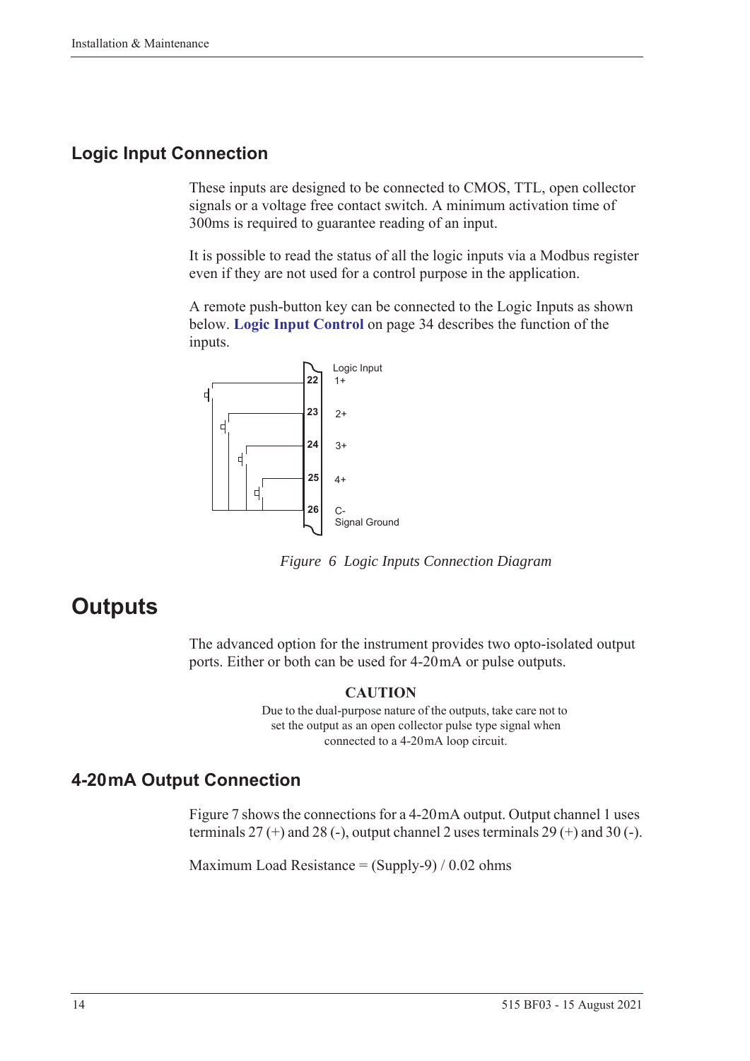## Logic Input Connection

These inputs are designed to be connected to CMOS, TTL, open collector signals or a voltage free contact switch. A minimum activation time of 300ms is required to guarantee reading of an input.

It is possible to read the status of all the logic inputs via a Modbus register even if they are not used for a control purpose in the application.

A remote push-button key can be connected to the Logic Inputs as shown below. **Logic Input Control** on page 34 describes the function of the inputs.

*Figure 6 Logic Inputs Connection Diagram*

# Outputs

The advanced option for the instrument provides two opto-isolated output ports. Either or both can be used for 4-20 mA or pulse outputs.

**CAUTION**

Due to the dual-purpose nature of the outputs, take care not to set the output as an open collector pulse type signal when connected to a 4-20 mA loop circuit.

## 4-20 mA Output Connection

Figure 7 shows the connections for a 4-20 mA output. Output channel 1 uses terminals 27 (+) and 28 (-), output channel 2 uses terminals 29 (+) and 30 (-).

Maximum Load Resistance = (Supply-9) / 0.02 ohms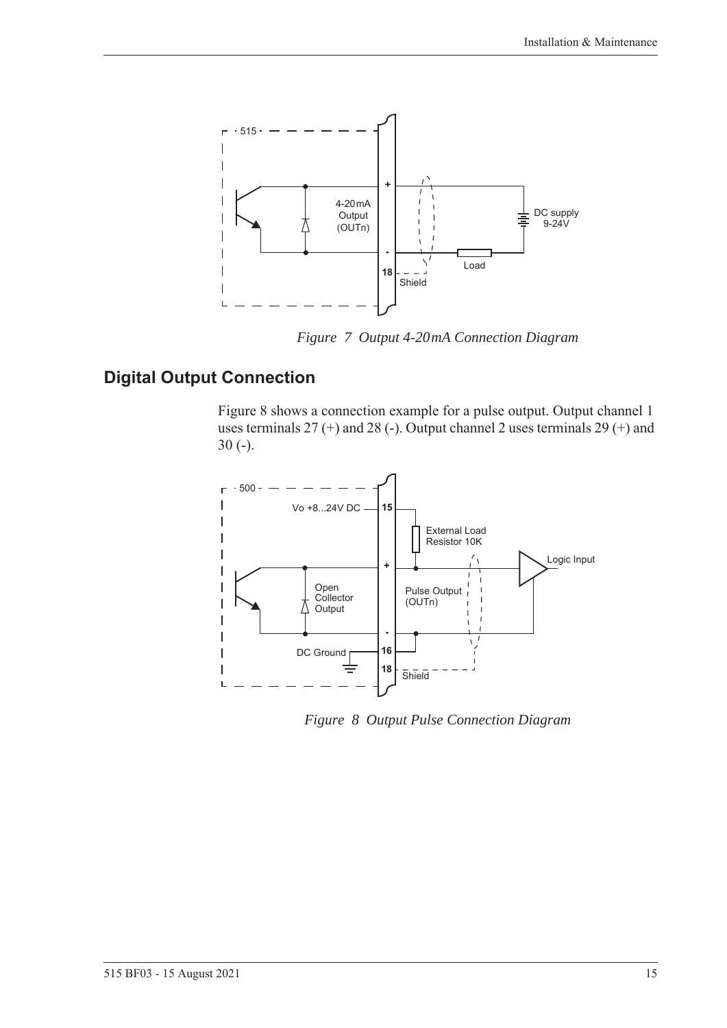*Figure 7 Output 4-20mA Connection Diagram*

## Digital Output Connection

Figure 8 shows a connection example for a pulse output. Output channel 1 uses terminals 27 (+) and 28 (-). Output channel 2 uses terminals 29 (+) and 30 (-).

*Figure 8 Output Pulse Connection Diagram*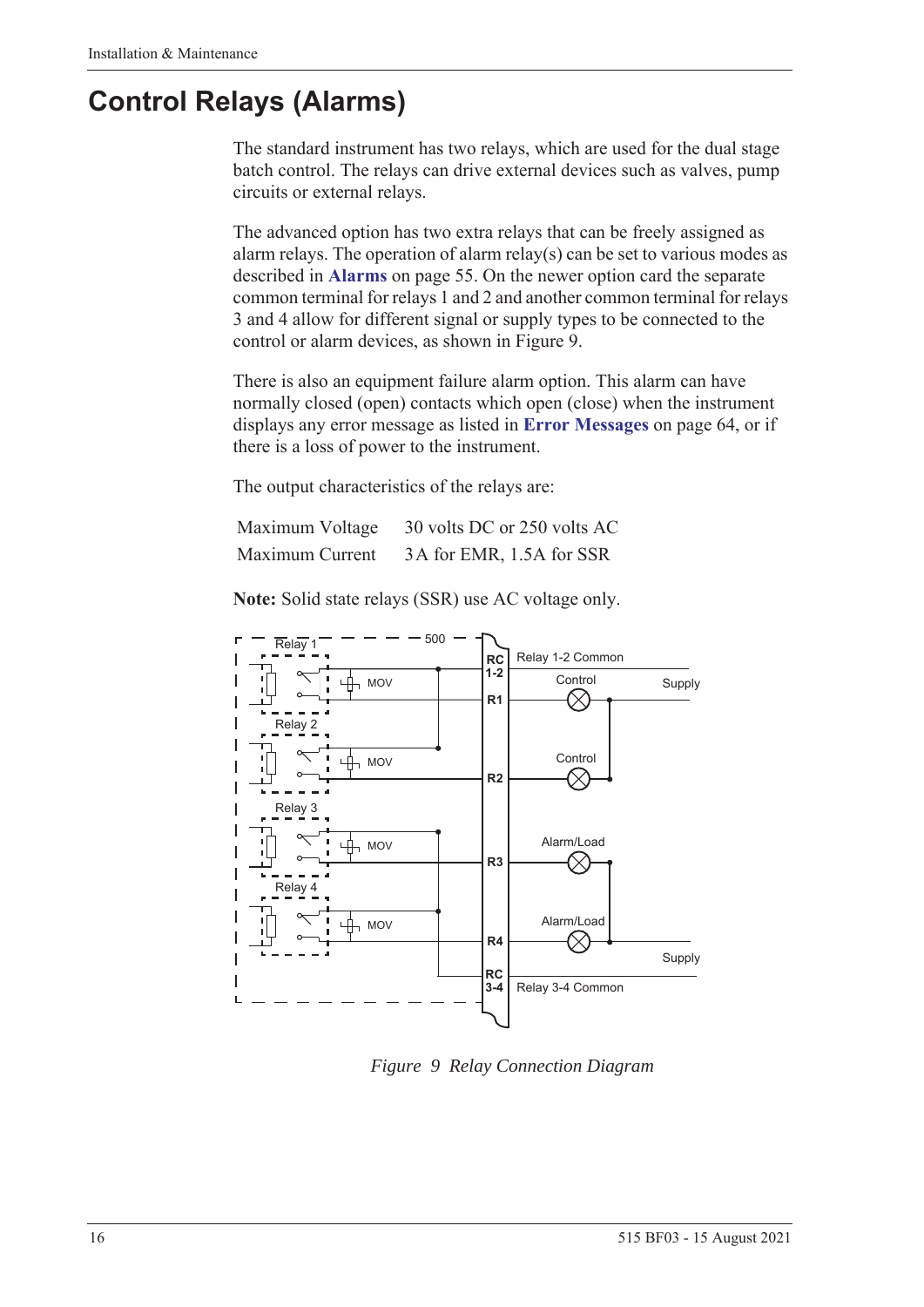# Control Relays (Alarms)

The standard instrument has two relays, which are used for the dual stage batch control. The relays can drive external devices such as valves, pump circuits or external relays.

The advanced option has two extra relays that can be freely assigned as alarm relays. The operation of alarm relay(s) can be set to various modes as described in **Alarms** on page 55. On the newer option card the separate common terminal for relays 1 and 2 and another common terminal for relays 3 and 4 allow for different signal or supply types to be connected to the control or alarm devices, as shown in Figure 9.

There is also an equipment failure alarm option. This alarm can have normally closed (open) contacts which open (close) when the instrument displays any error message as listed in **Error Messages** on page 64, or if there is a loss of power to the instrument.

The output characteristics of the relays are:

| | |
|---|---|
| Maximum Voltage | 30 volts DC or 250 volts AC |
| Maximum Current | 3 A for EMR, 1.5A for SSR |

**Note:** Solid state relays (SSR) use AC voltage only.

*Figure 9 Relay Connection Diagram*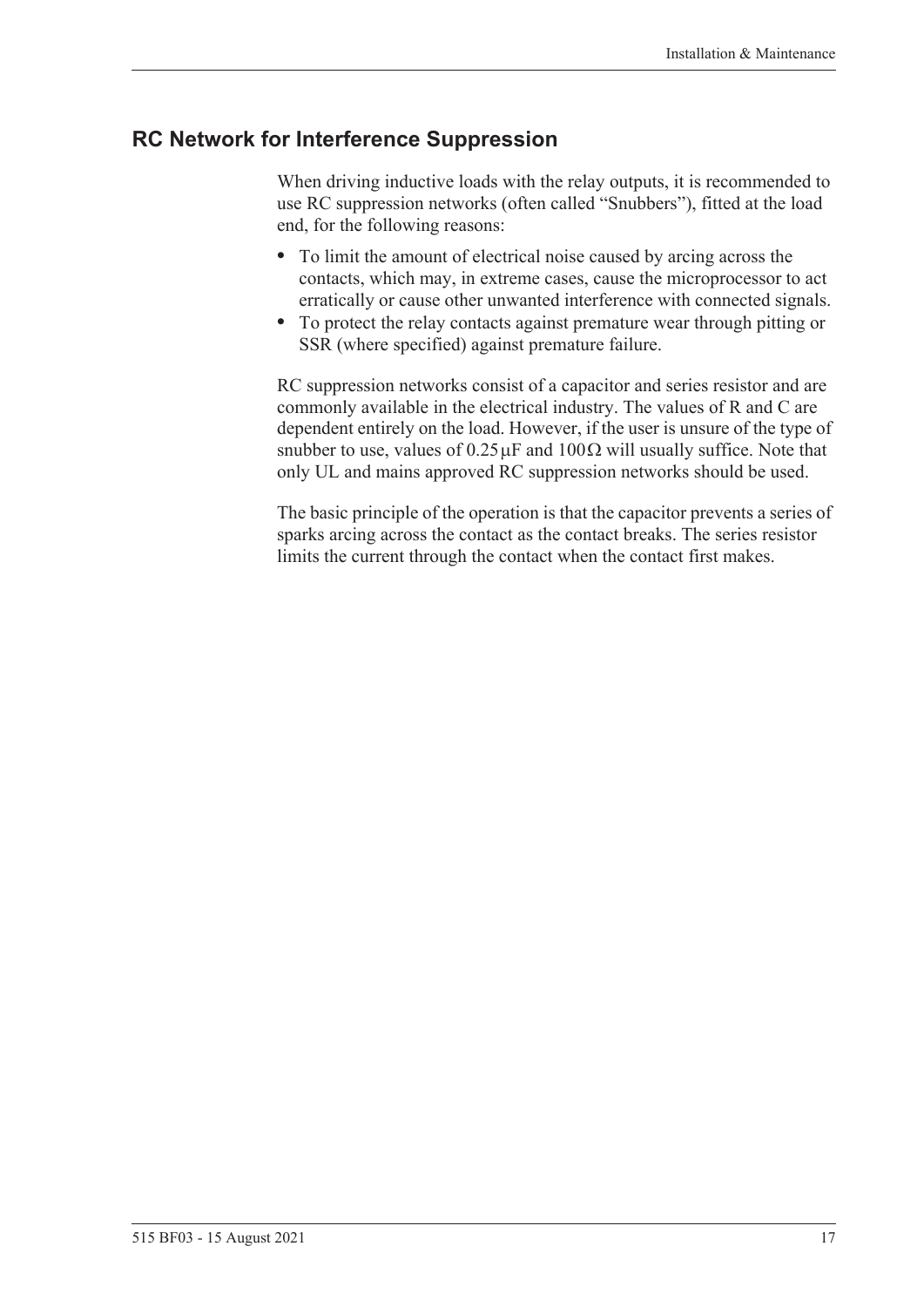## RC Network for Interference Suppression

When driving inductive loads with the relay outputs, it is recommended to use RC suppression networks (often called "Snubbers"), fitted at the load end, for the following reasons:

- To limit the amount of electrical noise caused by arcing across the contacts, which may, in extreme cases, cause the microprocessor to act erratically or cause other unwanted interference with connected signals.
- To protect the relay contacts against premature wear through pitting or SSR (where specified) against premature failure.

RC suppression networks consist of a capacitor and series resistor and are commonly available in the electrical industry. The values of R and C are dependent entirely on the load. However, if the user is unsure of the type of snubber to use, values of $0.25\,\mu F$ and $100\,\Omega$ will usually suffice. Note that only UL and mains approved RC suppression networks should be used.

The basic principle of the operation is that the capacitor prevents a series of sparks arcing across the contact as the contact breaks. The series resistor limits the current through the contact when the contact first makes.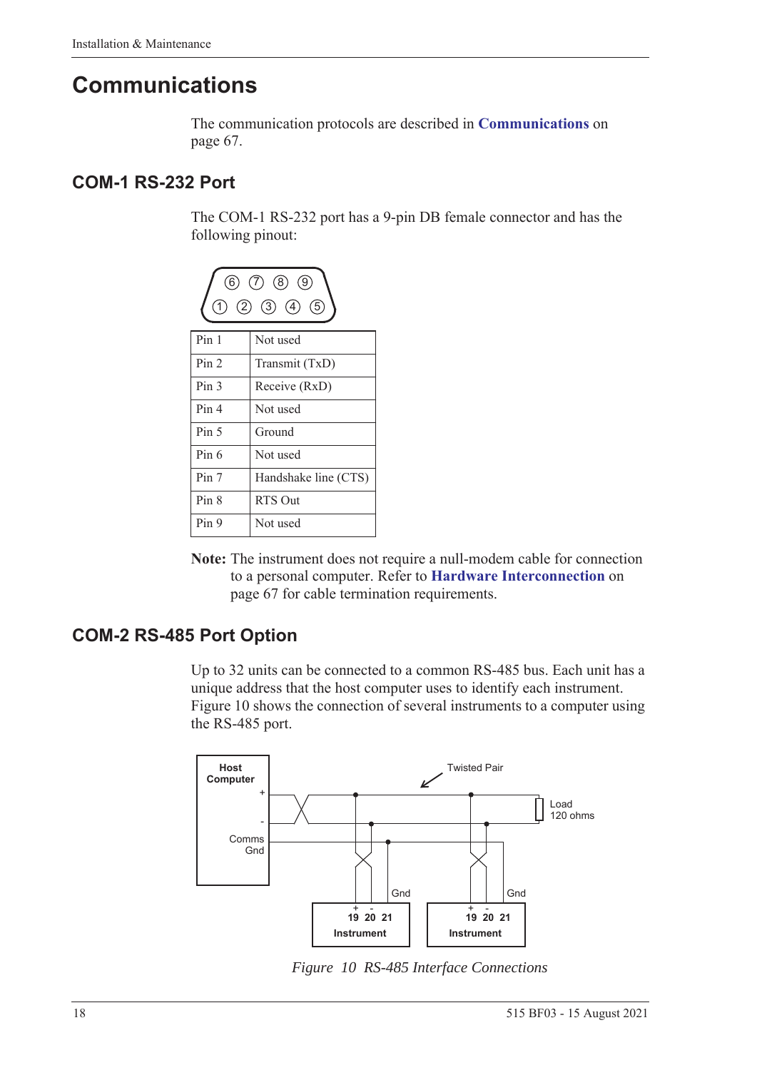# Communications

The communication protocols are described in **Communications** on page 67.

## COM-1 RS-232 Port

The COM-1 RS-232 port has a 9-pin DB female connector and has the following pinout:

| Pin 1 | Not used |
|---|---|
| Pin 2 | Transmit (TxD) |
| Pin 3 | Receive (RxD) |
| Pin 4 | Not used |
| Pin 5 | Ground |
| Pin 6 | Not used |
| Pin 7 | Handshake line (CTS) |
| Pin 8 | RTS Out |
| Pin 9 | Not used |

**Note:** The instrument does not require a null-modem cable for connection to a personal computer. Refer to **Hardware Interconnection** on page 67 for cable termination requirements.

## COM-2 RS-485 Port Option

Up to 32 units can be connected to a common RS-485 bus. Each unit has a unique address that the host computer uses to identify each instrument. Figure 10 shows the connection of several instruments to a computer using the RS-485 port.

*Figure 10 RS-485 Interface Connections*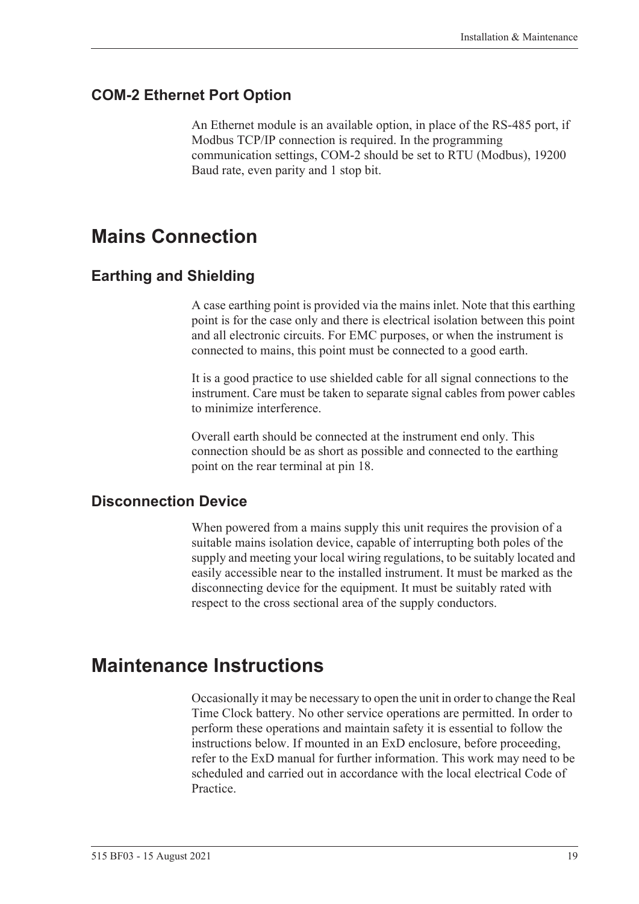### COM-2 Ethernet Port Option

An Ethernet module is an available option, in place of the RS-485 port, if Modbus TCP/IP connection is required. In the programming communication settings, COM-2 should be set to RTU (Modbus), 19200 Baud rate, even parity and 1 stop bit.

## Mains Connection

### Earthing and Shielding

A case earthing point is provided via the mains inlet. Note that this earthing point is for the case only and there is electrical isolation between this point and all electronic circuits. For EMC purposes, or when the instrument is connected to mains, this point must be connected to a good earth.

It is a good practice to use shielded cable for all signal connections to the instrument. Care must be taken to separate signal cables from power cables to minimize interference.

Overall earth should be connected at the instrument end only. This connection should be as short as possible and connected to the earthing point on the rear terminal at pin 18.

### Disconnection Device

When powered from a mains supply this unit requires the provision of a suitable mains isolation device, capable of interrupting both poles of the supply and meeting your local wiring regulations, to be suitably located and easily accessible near to the installed instrument. It must be marked as the disconnecting device for the equipment. It must be suitably rated with respect to the cross sectional area of the supply conductors.

## Maintenance Instructions

Occasionally it may be necessary to open the unit in order to change the Real Time Clock battery. No other service operations are permitted. In order to perform these operations and maintain safety it is essential to follow the instructions below. If mounted in an ExD enclosure, before proceeding, refer to the ExD manual for further information. This work may need to be scheduled and carried out in accordance with the local electrical Code of Practice.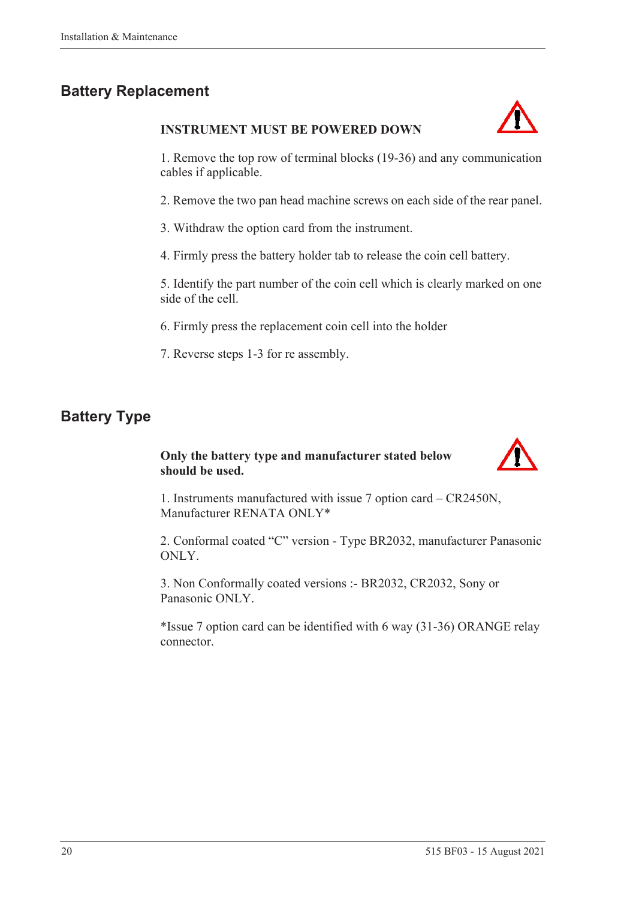## Battery Replacement

**INSTRUMENT MUST BE POWERED DOWN**

1. Remove the top row of terminal blocks (19-36) and any communication cables if applicable.

2. Remove the two pan head machine screws on each side of the rear panel.

3. Withdraw the option card from the instrument.

4. Firmly press the battery holder tab to release the coin cell battery.

5. Identify the part number of the coin cell which is clearly marked on one side of the cell.

6. Firmly press the replacement coin cell into the holder

7. Reverse steps 1-3 for re assembly.

## Battery Type

**Only the battery type and manufacturer stated below should be used.**

1. Instruments manufactured with issue 7 option card – CR2450N, Manufacturer RENATA ONLY*

2. Conformal coated "C" version - Type BR2032, manufacturer Panasonic ONLY.

3. Non Conformally coated versions :- BR2032, CR2032, Sony or Panasonic ONLY.

*Issue 7 option card can be identified with 6 way (31-36) ORANGE relay connector.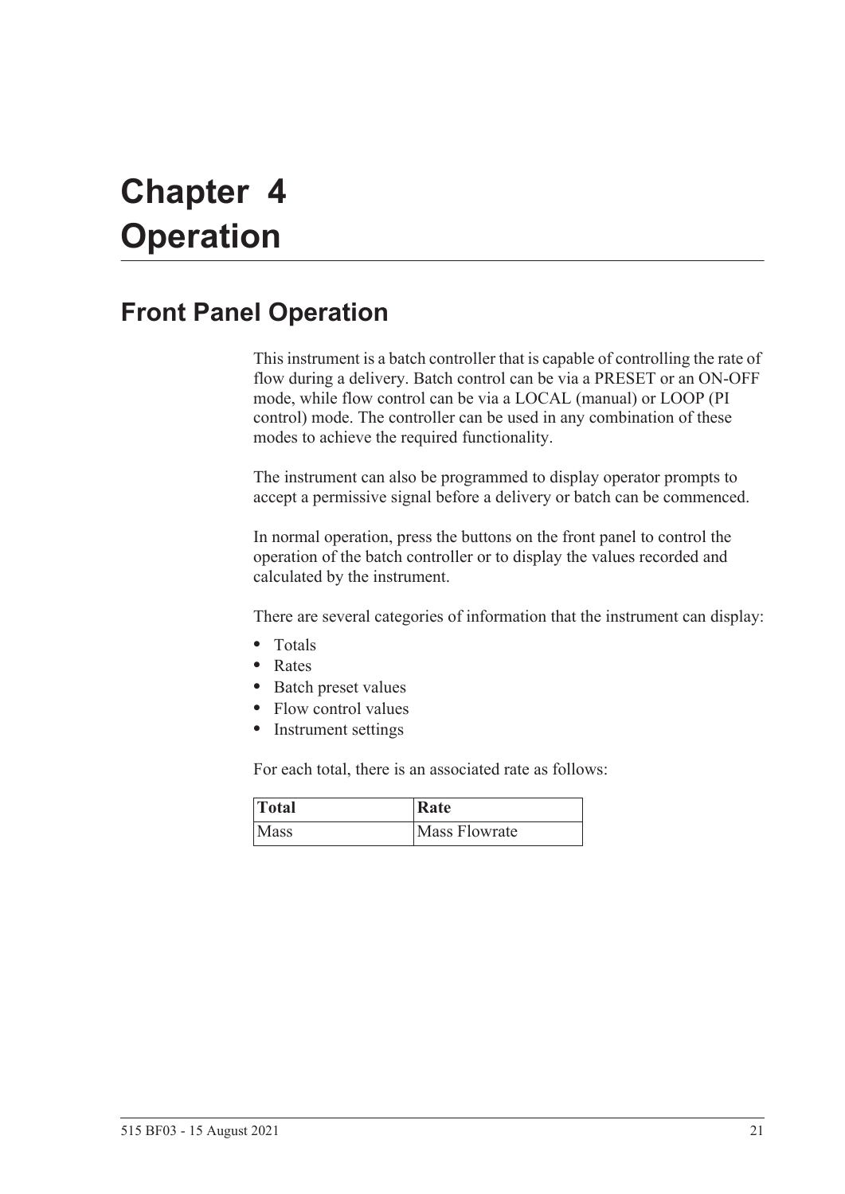# Chapter 4 Operation

## Front Panel Operation

This instrument is a batch controller that is capable of controlling the rate of flow during a delivery. Batch control can be via a PRESET or an ON-OFF mode, while flow control can be via a LOCAL (manual) or LOOP (PI control) mode. The controller can be used in any combination of these modes to achieve the required functionality.

The instrument can also be programmed to display operator prompts to accept a permissive signal before a delivery or batch can be commenced.

In normal operation, press the buttons on the front panel to control the operation of the batch controller or to display the values recorded and calculated by the instrument.

There are several categories of information that the instrument can display:

- Totals
- Rates
- Batch preset values
- Flow control values
- Instrument settings

For each total, there is an associated rate as follows:

| Total | Rate |
|---|---|
| Mass | Mass Flowrate |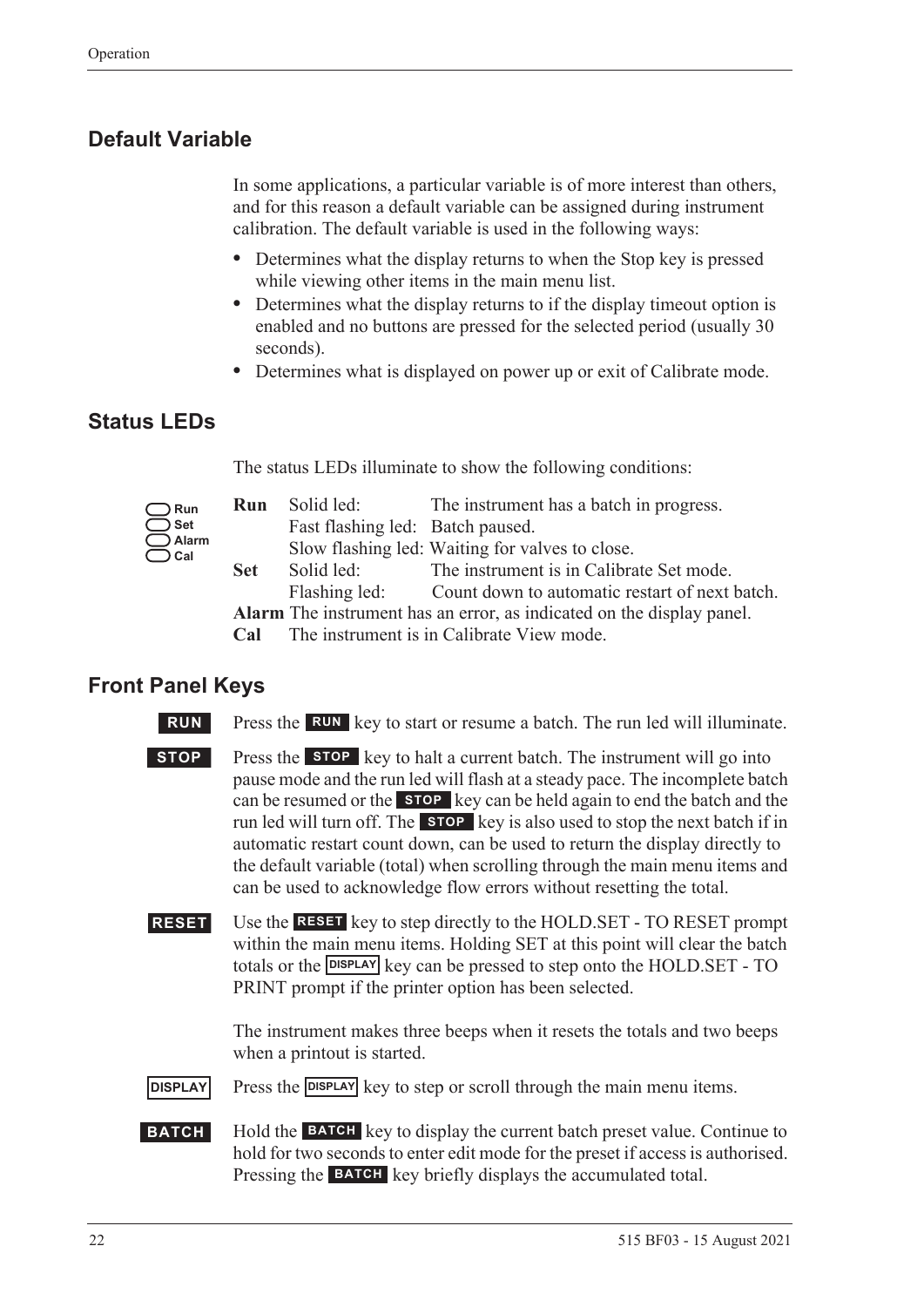## Default Variable

In some applications, a particular variable is of more interest than others, and for this reason a default variable can be assigned during instrument calibration. The default variable is used in the following ways:

- Determines what the display returns to when the Stop key is pressed while viewing other items in the main menu list.
- Determines what the display returns to if the display timeout option is enabled and no buttons are pressed for the selected period (usually 30 seconds).
- Determines what is displayed on power up or exit of Calibrate mode.

## Status LEDs

The status LEDs illuminate to show the following conditions:

Run
Set
Alarm
Cal

| | | |
|---|---|---|
| **Run** | Solid led: | The instrument has a batch in progress. |
| | Fast flashing led: | Batch paused. |
| | Slow flashing led: | Waiting for valves to close. |
| **Set** | Solid led: | The instrument is in Calibrate Set mode. |
| | Flashing led: | Count down to automatic restart of next batch. |
| **Alarm** | The instrument has an error, as indicated on the display panel. | |
| **Cal** | The instrument is in Calibrate View mode. | |

## Front Panel Keys

**RUN** Press the **RUN** key to start or resume a batch. The run led will illuminate.

**STOP** Press the **STOP** key to halt a current batch. The instrument will go into pause mode and the run led will flash at a steady pace. The incomplete batch can be resumed or the **STOP** key can be held again to end the batch and the run led will turn off. The **STOP** key is also used to stop the next batch if in automatic restart count down, can be used to return the display directly to the default variable (total) when scrolling through the main menu items and can be used to acknowledge flow errors without resetting the total.

**RESET** Use the **RESET** key to step directly to the HOLD.SET - TO RESET prompt within the main menu items. Holding SET at this point will clear the batch totals or the **DISPLAY** key can be pressed to step onto the HOLD.SET - TO PRINT prompt if the printer option has been selected.

The instrument makes three beeps when it resets the totals and two beeps when a printout is started.

**DISPLAY** Press the **DISPLAY** key to step or scroll through the main menu items.

**BATCH** Hold the **BATCH** key to display the current batch preset value. Continue to hold for two seconds to enter edit mode for the preset if access is authorised. Pressing the **BATCH** key briefly displays the accumulated total.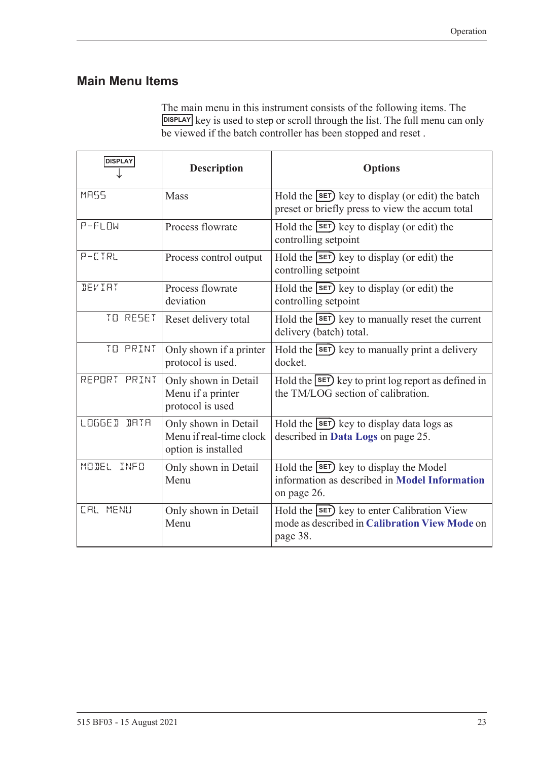## Main Menu Items

The main menu in this instrument consists of the following items. The DISPLAY key is used to step or scroll through the list. The full menu can only be viewed if the batch controller has been stopped and reset .

| DISPLAY ↓ | Description | Options |
|---|---|---|
| MASS | Mass | Hold the SET key to display (or edit) the batch preset or briefly press to view the accum total |
| P-FLOW | Process flowrate | Hold the SET key to display (or edit) the controlling setpoint |
| P-CTRL | Process control output | Hold the SET key to display (or edit) the controlling setpoint |
| DEVIAT | Process flowrate deviation | Hold the SET key to display (or edit) the controlling setpoint |
| TO RESET | Reset delivery total | Hold the SET key to manually reset the current delivery (batch) total. |
| TO PRINT | Only shown if a printer protocol is used. | Hold the SET key to manually print a delivery docket. |
| REPORT PRINT | Only shown in Detail Menu if a printer protocol is used | Hold the SET key to print log report as defined in the TM/LOG section of calibration. |
| LOGGED DATA | Only shown in Detail Menu if real-time clock option is installed | Hold the SET key to display data logs as described in **Data Logs** on page 25. |
| MODEL INFO | Only shown in Detail Menu | Hold the SET key to display the Model information as described in **Model Information** on page 26. |
| CAL MENU | Only shown in Detail Menu | Hold the SET key to enter Calibration View mode as described in **Calibration View Mode** on page 38. |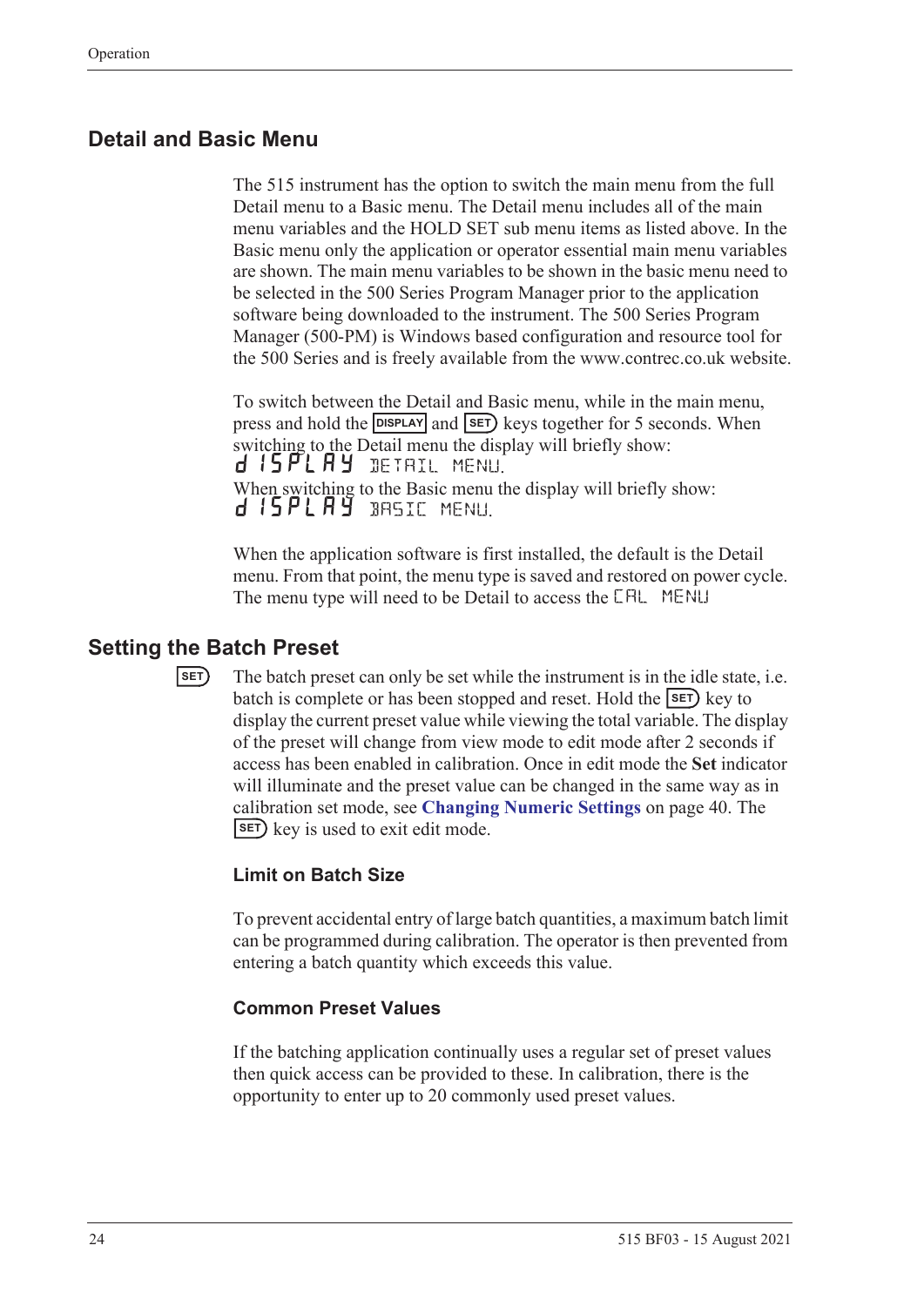## Detail and Basic Menu

The 515 instrument has the option to switch the main menu from the full Detail menu to a Basic menu. The Detail menu includes all of the main menu variables and the HOLD SET sub menu items as listed above. In the Basic menu only the application or operator essential main menu variables are shown. The main menu variables to be shown in the basic menu need to be selected in the 500 Series Program Manager prior to the application software being downloaded to the instrument. The 500 Series Program Manager (500-PM) is Windows based configuration and resource tool for the 500 Series and is freely available from the www.contrec.co.uk website.

To switch between the Detail and Basic menu, while in the main menu, press and hold the DISPLAY and SET keys together for 5 seconds. When switching to the Detail menu the display will briefly show:
dISPLAY DETAIL MENU.
When switching to the Basic menu the display will briefly show:
dISPLAY BASIC MENU.

When the application software is first installed, the default is the Detail menu. From that point, the menu type is saved and restored on power cycle. The menu type will need to be Detail to access the CAL MENU

## Setting the Batch Preset

SET

The batch preset can only be set while the instrument is in the idle state, i.e. batch is complete or has been stopped and reset. Hold the SET key to display the current preset value while viewing the total variable. The display of the preset will change from view mode to edit mode after 2 seconds if access has been enabled in calibration. Once in edit mode the **Set** indicator will illuminate and the preset value can be changed in the same way as in calibration set mode, see **Changing Numeric Settings** on page 40. The SET key is used to exit edit mode.

### Limit on Batch Size

To prevent accidental entry of large batch quantities, a maximum batch limit can be programmed during calibration. The operator is then prevented from entering a batch quantity which exceeds this value.

### Common Preset Values

If the batching application continually uses a regular set of preset values then quick access can be provided to these. In calibration, there is the opportunity to enter up to 20 commonly used preset values.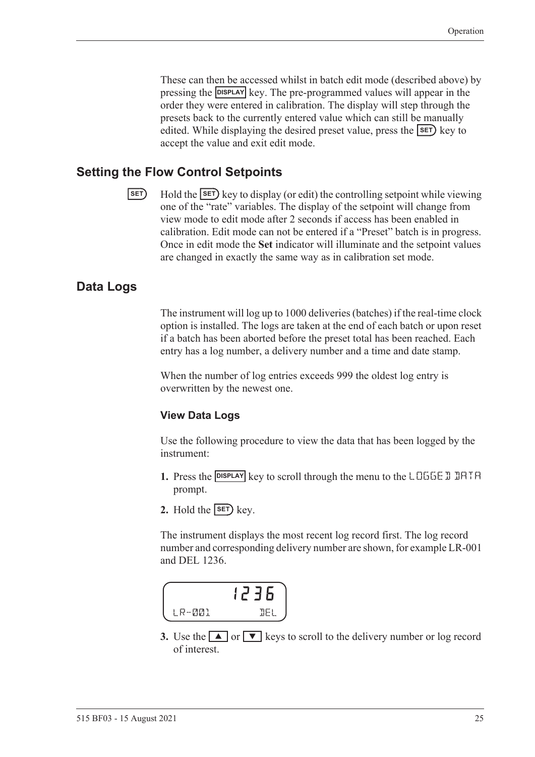These can then be accessed whilst in batch edit mode (described above) by pressing the DISPLAY key. The pre-programmed values will appear in the order they were entered in calibration. The display will step through the presets back to the currently entered value which can still be manually edited. While displaying the desired preset value, press the SET key to accept the value and exit edit mode.

## Setting the Flow Control Setpoints

SET

Hold the SET key to display (or edit) the controlling setpoint while viewing one of the “rate” variables. The display of the setpoint will change from view mode to edit mode after 2 seconds if access has been enabled in calibration. Edit mode can not be entered if a “Preset” batch is in progress. Once in edit mode the **Set** indicator will illuminate and the setpoint values are changed in exactly the same way as in calibration set mode.

## Data Logs

The instrument will log up to 1000 deliveries (batches) if the real-time clock option is installed. The logs are taken at the end of each batch or upon reset if a batch has been aborted before the preset total has been reached. Each entry has a log number, a delivery number and a time and date stamp.

When the number of log entries exceeds 999 the oldest log entry is overwritten by the newest one.

### View Data Logs

Use the following procedure to view the data that has been logged by the instrument:

1. Press the DISPLAY key to scroll through the menu to the LOGGED DATA prompt.
2. Hold the SET key.

The instrument displays the most recent log record first. The log record number and corresponding delivery number are shown, for example LR-001 and DEL 1236.

```
        1236
LR-001       DEL
```

3. Use the ▲ or ▼ keys to scroll to the delivery number or log record of interest.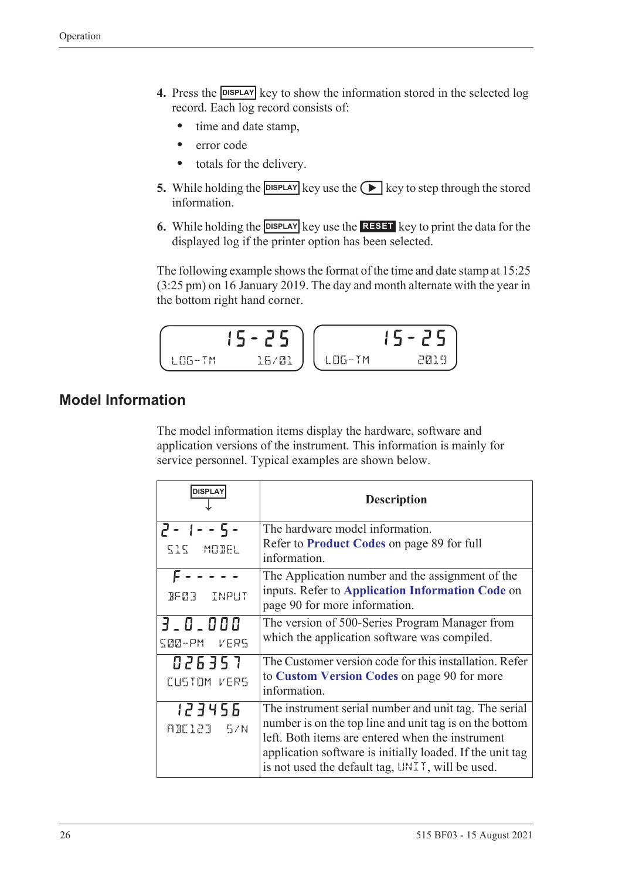4. Press the DISPLAY key to show the information stored in the selected log record. Each log record consists of:
   - time and date stamp,
   - error code
   - totals for the delivery.
5. While holding the DISPLAY key use the ▶ key to step through the stored information.
6. While holding the DISPLAY key use the RESET key to print the data for the displayed log if the printer option has been selected.

The following example shows the format of the time and date stamp at 15:25 (3:25 pm) on 16 January 2019. The day and month alternate with the year in the bottom right hand corner.

```
15-25                15-25
LOG-TM    16/01      LOG-TM    2019
```

## Model Information

The model information items display the hardware, software and application versions of the instrument. This information is mainly for service personnel. Typical examples are shown below.

| DISPLAY ↓ | Description |
|---|---|
| 2-1--5- <br> 515 MODEL | The hardware model information. Refer to **Product Codes** on page 89 for full information. |
| F----- <br> BF03 INPUT | The Application number and the assignment of the inputs. Refer to **Application Information Code** on page 90 for more information. |
| 3_0_000 <br> 500-PM VERS | The version of 500-Series Program Manager from which the application software was compiled. |
| 0263517 <br> CUSTOM VERS | The Customer version code for this installation. Refer to **Custom Version Codes** on page 90 for more information. |
| 123456 <br> ABC123 S/N | The instrument serial number and unit tag. The serial number is on the top line and unit tag is on the bottom left. Both items are entered when the instrument application software is initially loaded. If the unit tag is not used the default tag, UNIT, will be used. |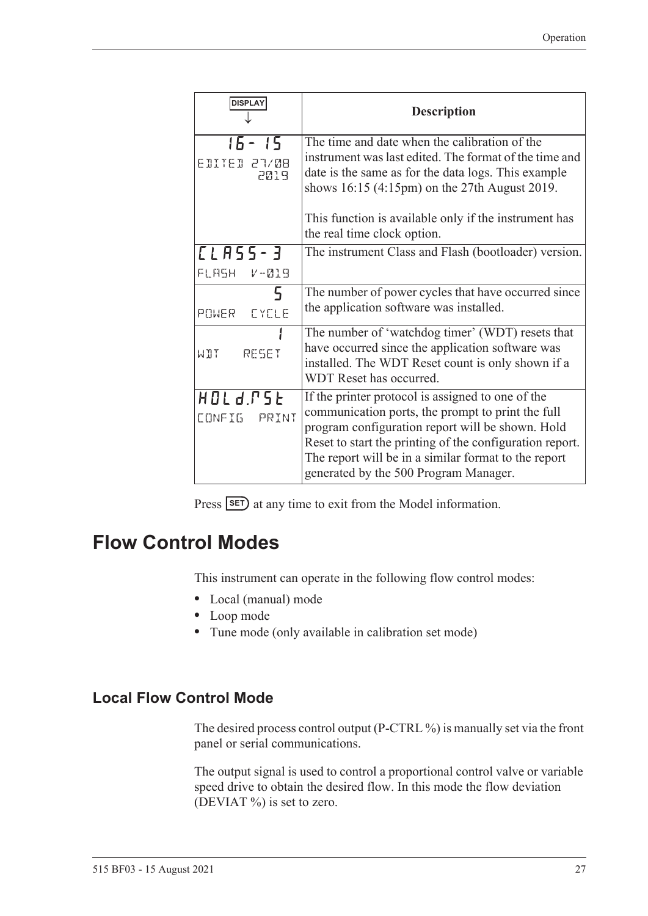| DISPLAY ↓ | Description |
|---|---|
| 16-15<br>EDITED 27/08 2019 | The time and date when the calibration of the instrument was last edited. The format of the time and date is the same as for the data logs. This example shows 16:15 (4:15pm) on the 27th August 2019.<br><br>This function is available only if the instrument has the real time clock option. |
| CLASS-3<br>FLASH V-019 | The instrument Class and Flash (bootloader) version. |
| 5<br>POWER CYCLE | The number of power cycles that have occurred since the application software was installed. |
| 1<br>WDT RESET | The number of 'watchdog timer' (WDT) resets that have occurred since the application software was installed. The WDT Reset count is only shown if a WDT Reset has occurred. |
| HOLd.rSt<br>CONFIG PRINT | If the printer protocol is assigned to one of the communication ports, the prompt to print the full program configuration report will be shown. Hold Reset to start the printing of the configuration report. The report will be in a similar format to the report generated by the 500 Program Manager. |

Press SET at any time to exit from the Model information.

# Flow Control Modes

This instrument can operate in the following flow control modes:

- Local (manual) mode
- Loop mode
- Tune mode (only available in calibration set mode)

## Local Flow Control Mode

The desired process control output (P-CTRL %) is manually set via the front panel or serial communications.

The output signal is used to control a proportional control valve or variable speed drive to obtain the desired flow. In this mode the flow deviation (DEVIAT %) is set to zero.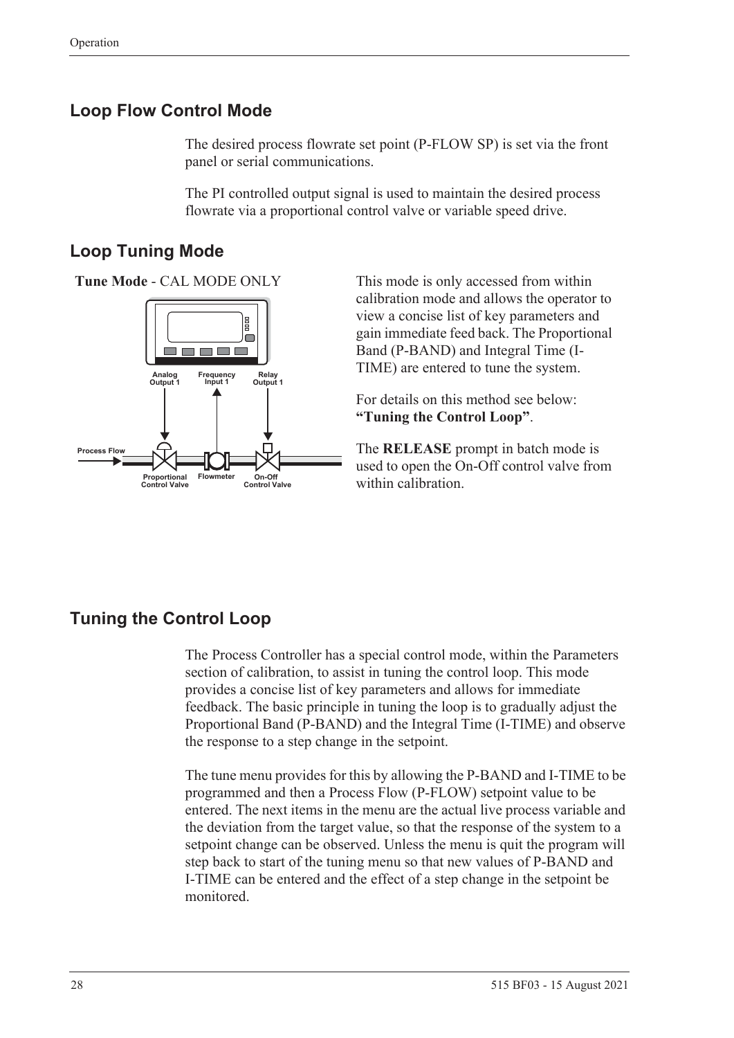## Loop Flow Control Mode

The desired process flowrate set point (P-FLOW SP) is set via the front panel or serial communications.

The PI controlled output signal is used to maintain the desired process flowrate via a proportional control valve or variable speed drive.

## Loop Tuning Mode

**Tune Mode** - CAL MODE ONLY

Analog Output 1 | Frequency Input 1 | Relay Output 1

Process Flow

Proportional Control Valve | Flowmeter | On-Off Control Valve

This mode is only accessed from within calibration mode and allows the operator to view a concise list of key parameters and gain immediate feed back. The Proportional Band (P-BAND) and Integral Time (I-TIME) are entered to tune the system.

For details on this method see below: **"Tuning the Control Loop"**.

The **RELEASE** prompt in batch mode is used to open the On-Off control valve from within calibration.

## Tuning the Control Loop

The Process Controller has a special control mode, within the Parameters section of calibration, to assist in tuning the control loop. This mode provides a concise list of key parameters and allows for immediate feedback. The basic principle in tuning the loop is to gradually adjust the Proportional Band (P-BAND) and the Integral Time (I-TIME) and observe the response to a step change in the setpoint.

The tune menu provides for this by allowing the P-BAND and I-TIME to be programmed and then a Process Flow (P-FLOW) setpoint value to be entered. The next items in the menu are the actual live process variable and the deviation from the target value, so that the response of the system to a setpoint change can be observed. Unless the menu is quit the program will step back to start of the tuning menu so that new values of P-BAND and I-TIME can be entered and the effect of a step change in the setpoint be monitored.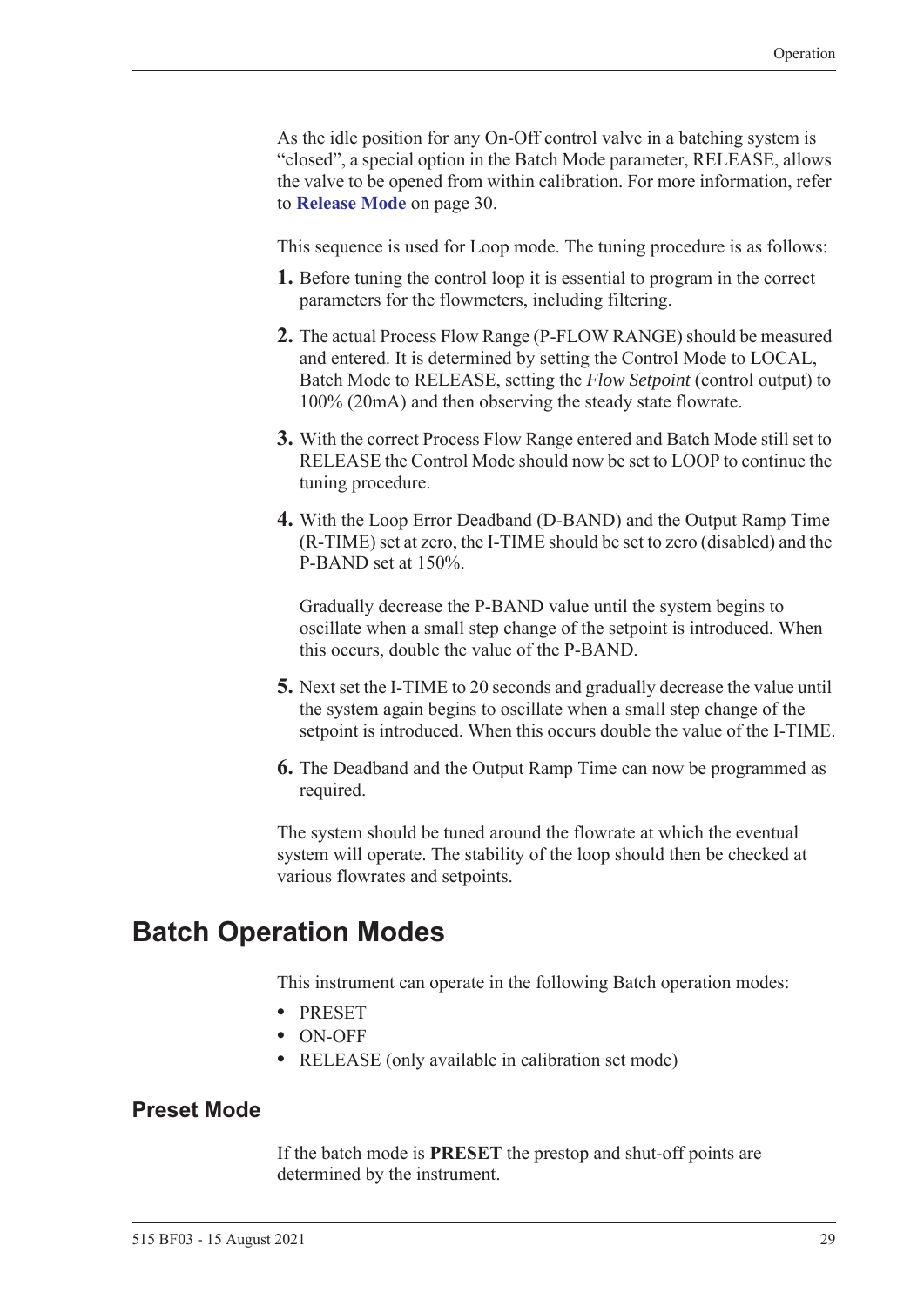As the idle position for any On-Off control valve in a batching system is "closed", a special option in the Batch Mode parameter, RELEASE, allows the valve to be opened from within calibration. For more information, refer to **Release Mode** on page 30.

This sequence is used for Loop mode. The tuning procedure is as follows:

1. Before tuning the control loop it is essential to program in the correct parameters for the flowmeters, including filtering.
2. The actual Process Flow Range (P-FLOW RANGE) should be measured and entered. It is determined by setting the Control Mode to LOCAL, Batch Mode to RELEASE, setting the *Flow Setpoint* (control output) to 100% (20mA) and then observing the steady state flowrate.
3. With the correct Process Flow Range entered and Batch Mode still set to RELEASE the Control Mode should now be set to LOOP to continue the tuning procedure.
4. With the Loop Error Deadband (D-BAND) and the Output Ramp Time (R-TIME) set at zero, the I-TIME should be set to zero (disabled) and the P-BAND set at 150%.

   Gradually decrease the P-BAND value until the system begins to oscillate when a small step change of the setpoint is introduced. When this occurs, double the value of the P-BAND.
5. Next set the I-TIME to 20 seconds and gradually decrease the value until the system again begins to oscillate when a small step change of the setpoint is introduced. When this occurs double the value of the I-TIME.
6. The Deadband and the Output Ramp Time can now be programmed as required.

The system should be tuned around the flowrate at which the eventual system will operate. The stability of the loop should then be checked at various flowrates and setpoints.

# Batch Operation Modes

This instrument can operate in the following Batch operation modes:

- PRESET
- ON-OFF
- RELEASE (only available in calibration set mode)

## Preset Mode

If the batch mode is **PRESET** the prestop and shut-off points are determined by the instrument.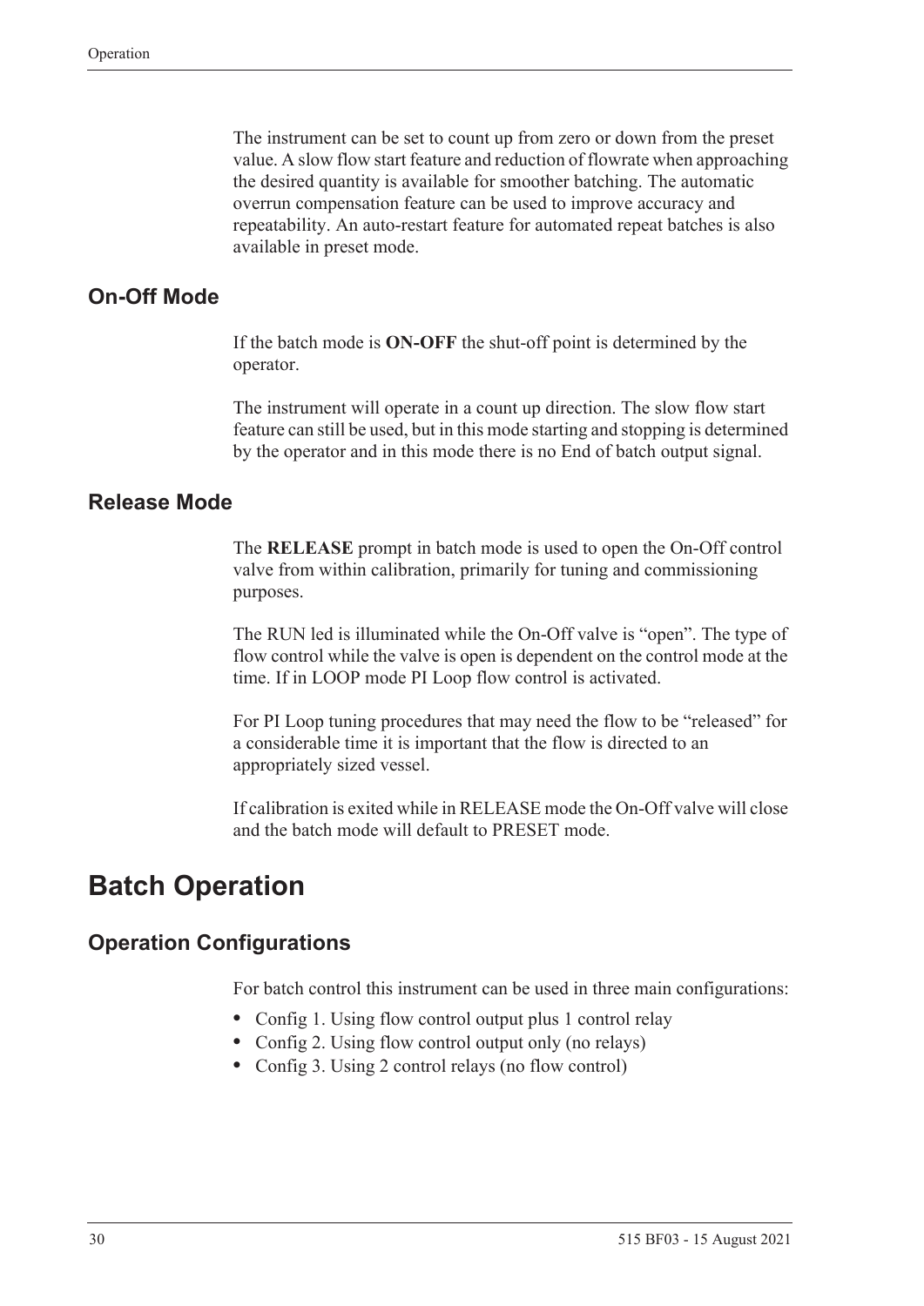The instrument can be set to count up from zero or down from the preset value. A slow flow start feature and reduction of flowrate when approaching the desired quantity is available for smoother batching. The automatic overrun compensation feature can be used to improve accuracy and repeatability. An auto-restart feature for automated repeat batches is also available in preset mode.

### On-Off Mode

If the batch mode is **ON-OFF** the shut-off point is determined by the operator.

The instrument will operate in a count up direction. The slow flow start feature can still be used, but in this mode starting and stopping is determined by the operator and in this mode there is no End of batch output signal.

### Release Mode

The **RELEASE** prompt in batch mode is used to open the On-Off control valve from within calibration, primarily for tuning and commissioning purposes.

The RUN led is illuminated while the On-Off valve is "open". The type of flow control while the valve is open is dependent on the control mode at the time. If in LOOP mode PI Loop flow control is activated.

For PI Loop tuning procedures that may need the flow to be "released" for a considerable time it is important that the flow is directed to an appropriately sized vessel.

If calibration is exited while in RELEASE mode the On-Off valve will close and the batch mode will default to PRESET mode.

## Batch Operation

### Operation Configurations

For batch control this instrument can be used in three main configurations:

- Config 1. Using flow control output plus 1 control relay
- Config 2. Using flow control output only (no relays)
- Config 3. Using 2 control relays (no flow control)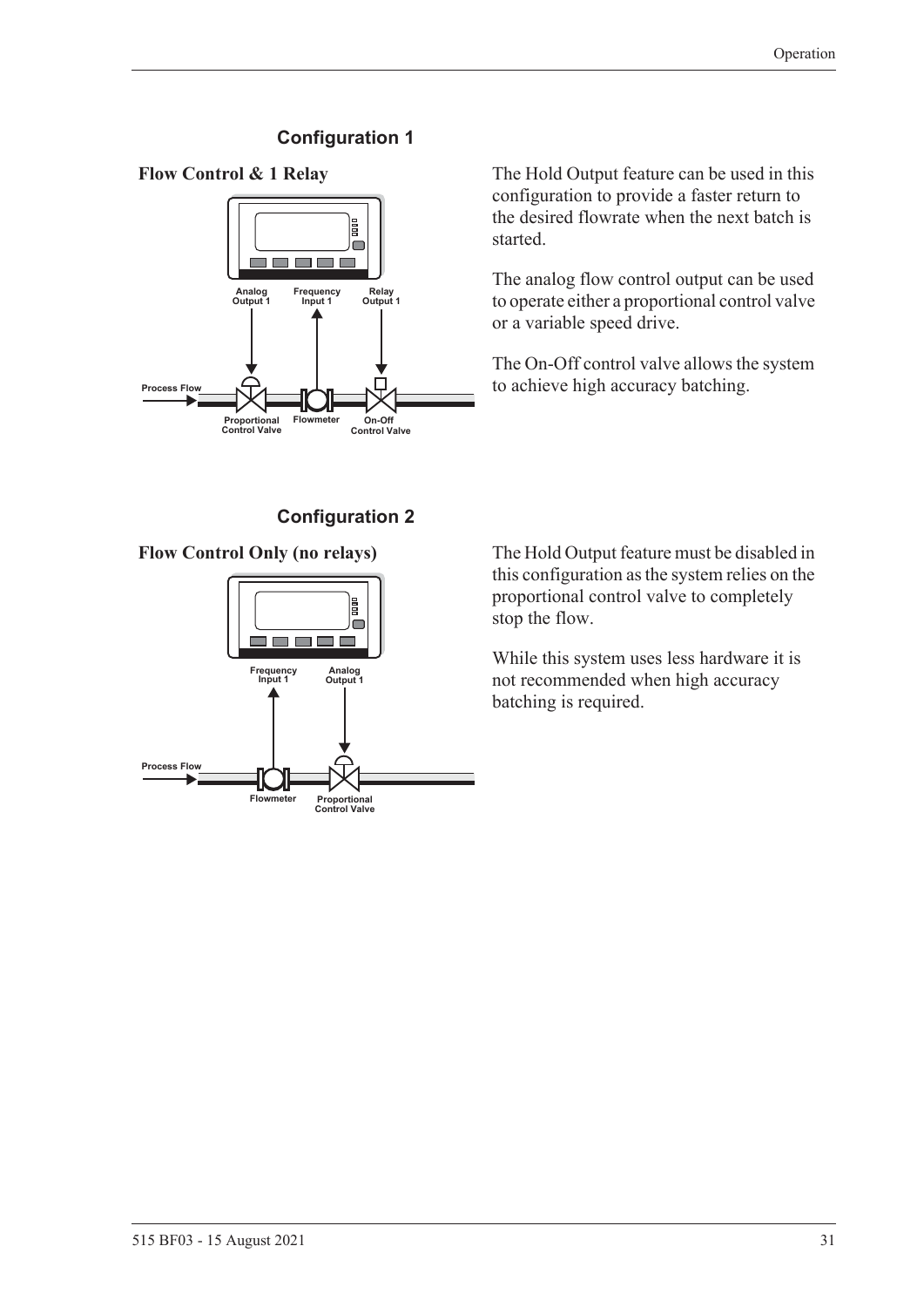## Configuration 1

**Flow Control & 1 Relay**

The Hold Output feature can be used in this configuration to provide a faster return to the desired flowrate when the next batch is started.

The analog flow control output can be used to operate either a proportional control valve or a variable speed drive.

The On-Off control valve allows the system to achieve high accuracy batching.

## Configuration 2

**Flow Control Only (no relays)**

The Hold Output feature must be disabled in this configuration as the system relies on the proportional control valve to completely stop the flow.

While this system uses less hardware it is not recommended when high accuracy batching is required.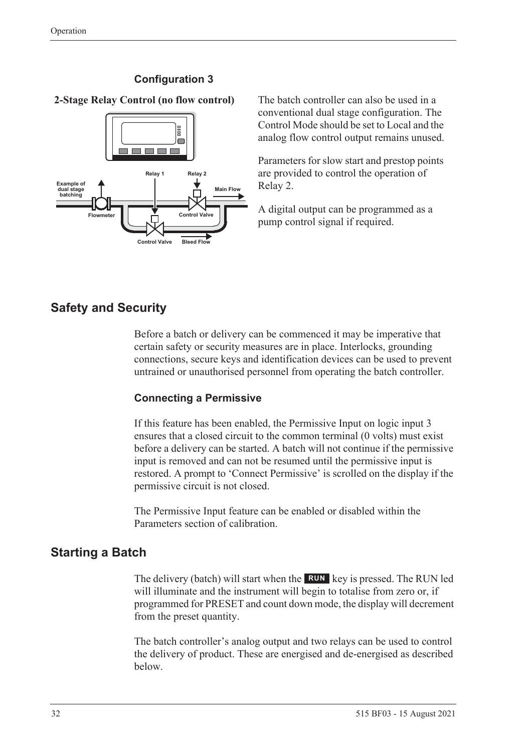### Configuration 3

**2-Stage Relay Control (no flow control)**

The batch controller can also be used in a conventional dual stage configuration. The Control Mode should be set to Local and the analog flow control output remains unused.

Parameters for slow start and prestop points are provided to control the operation of Relay 2.

A digital output can be programmed as a pump control signal if required.

## Safety and Security

Before a batch or delivery can be commenced it may be imperative that certain safety or security measures are in place. Interlocks, grounding connections, secure keys and identification devices can be used to prevent untrained or unauthorised personnel from operating the batch controller.

### Connecting a Permissive

If this feature has been enabled, the Permissive Input on logic input 3 ensures that a closed circuit to the common terminal (0 volts) must exist before a delivery can be started. A batch will not continue if the permissive input is removed and can not be resumed until the permissive input is restored. A prompt to 'Connect Permissive' is scrolled on the display if the permissive circuit is not closed.

The Permissive Input feature can be enabled or disabled within the Parameters section of calibration.

## Starting a Batch

The delivery (batch) will start when the **RUN** key is pressed. The RUN led will illuminate and the instrument will begin to totalise from zero or, if programmed for PRESET and count down mode, the display will decrement from the preset quantity.

The batch controller's analog output and two relays can be used to control the delivery of product. These are energised and de-energised as described below.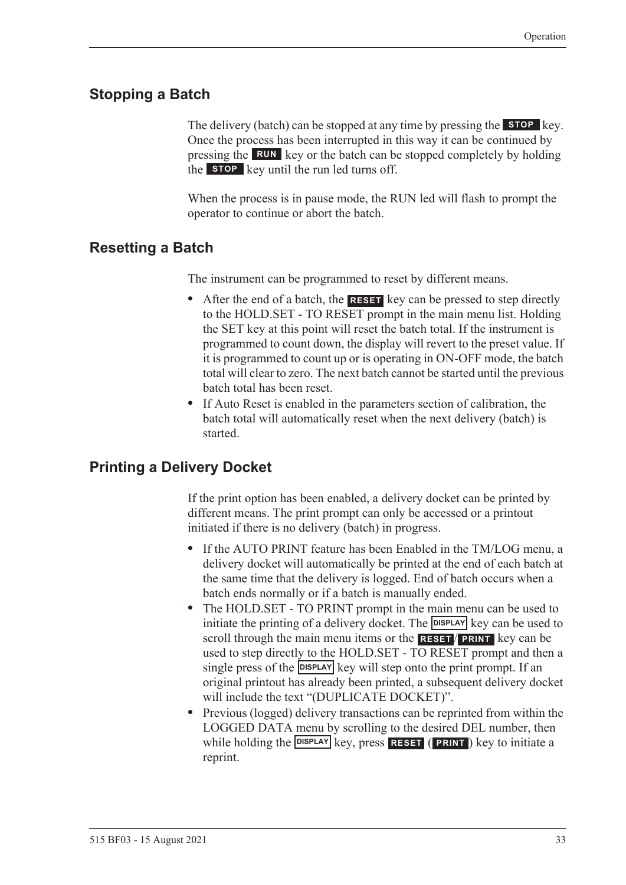## Stopping a Batch

The delivery (batch) can be stopped at any time by pressing the **STOP** key. Once the process has been interrupted in this way it can be continued by pressing the **RUN** key or the batch can be stopped completely by holding the **STOP** key until the run led turns off.

When the process is in pause mode, the RUN led will flash to prompt the operator to continue or abort the batch.

## Resetting a Batch

The instrument can be programmed to reset by different means.

- After the end of a batch, the **RESET** key can be pressed to step directly to the HOLD.SET - TO RESET prompt in the main menu list. Holding the SET key at this point will reset the batch total. If the instrument is programmed to count down, the display will revert to the preset value. If it is programmed to count up or is operating in ON-OFF mode, the batch total will clear to zero. The next batch cannot be started until the previous batch total has been reset.
- If Auto Reset is enabled in the parameters section of calibration, the batch total will automatically reset when the next delivery (batch) is started.

## Printing a Delivery Docket

If the print option has been enabled, a delivery docket can be printed by different means. The print prompt can only be accessed or a printout initiated if there is no delivery (batch) in progress.

- If the AUTO PRINT feature has been Enabled in the TM/LOG menu, a delivery docket will automatically be printed at the end of each batch at the same time that the delivery is logged. End of batch occurs when a batch ends normally or if a batch is manually ended.
- The HOLD.SET - TO PRINT prompt in the main menu can be used to initiate the printing of a delivery docket. The **DISPLAY** key can be used to scroll through the main menu items or the **RESET**/**PRINT** key can be used to step directly to the HOLD.SET - TO RESET prompt and then a single press of the **DISPLAY** key will step onto the print prompt. If an original printout has already been printed, a subsequent delivery docket will include the text "(DUPLICATE DOCKET)".
- Previous (logged) delivery transactions can be reprinted from within the LOGGED DATA menu by scrolling to the desired DEL number, then while holding the **DISPLAY** key, press **RESET** (**PRINT**) key to initiate a reprint.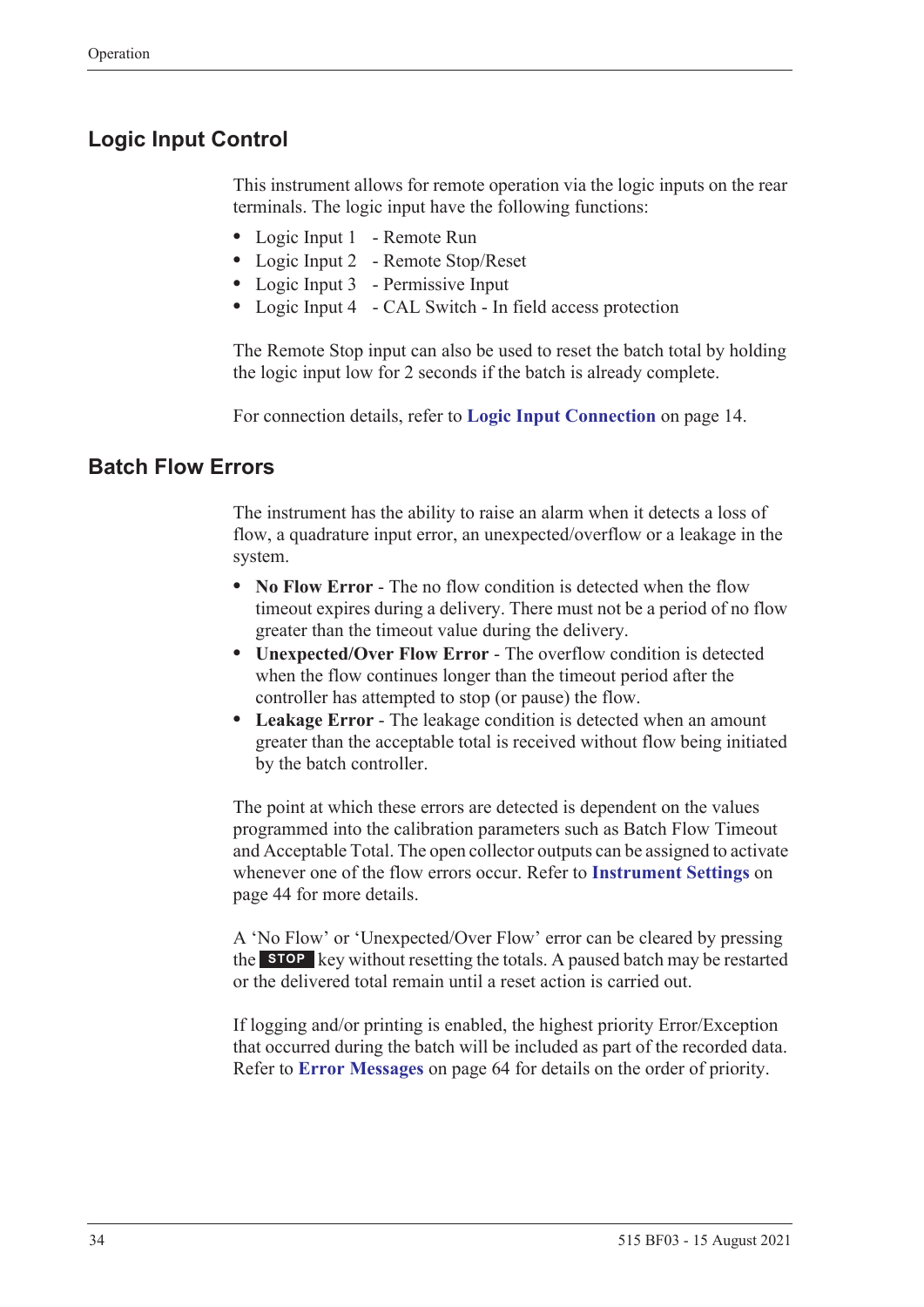## Logic Input Control

This instrument allows for remote operation via the logic inputs on the rear terminals. The logic input have the following functions:

- Logic Input 1 - Remote Run
- Logic Input 2 - Remote Stop/Reset
- Logic Input 3 - Permissive Input
- Logic Input 4 - CAL Switch - In field access protection

The Remote Stop input can also be used to reset the batch total by holding the logic input low for 2 seconds if the batch is already complete.

For connection details, refer to **Logic Input Connection** on page 14.

## Batch Flow Errors

The instrument has the ability to raise an alarm when it detects a loss of flow, a quadrature input error, an unexpected/overflow or a leakage in the system.

- **No Flow Error** - The no flow condition is detected when the flow timeout expires during a delivery. There must not be a period of no flow greater than the timeout value during the delivery.
- **Unexpected/Over Flow Error** - The overflow condition is detected when the flow continues longer than the timeout period after the controller has attempted to stop (or pause) the flow.
- **Leakage Error** - The leakage condition is detected when an amount greater than the acceptable total is received without flow being initiated by the batch controller.

The point at which these errors are detected is dependent on the values programmed into the calibration parameters such as Batch Flow Timeout and Acceptable Total. The open collector outputs can be assigned to activate whenever one of the flow errors occur. Refer to **Instrument Settings** on page 44 for more details.

A 'No Flow' or 'Unexpected/Over Flow' error can be cleared by pressing the **STOP** key without resetting the totals. A paused batch may be restarted or the delivered total remain until a reset action is carried out.

If logging and/or printing is enabled, the highest priority Error/Exception that occurred during the batch will be included as part of the recorded data. Refer to **Error Messages** on page 64 for details on the order of priority.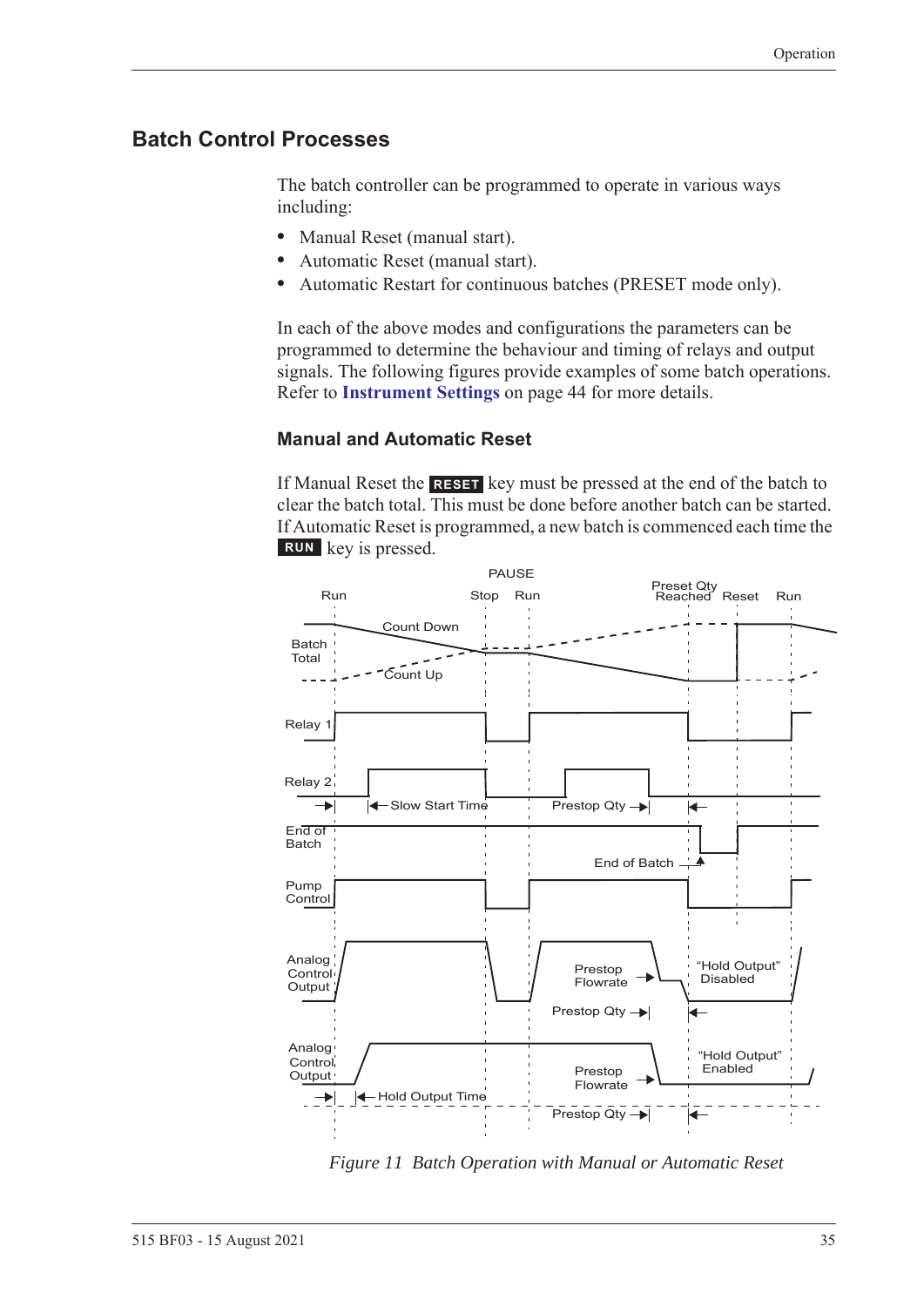## Batch Control Processes

The batch controller can be programmed to operate in various ways including:

- Manual Reset (manual start).
- Automatic Reset (manual start).
- Automatic Restart for continuous batches (PRESET mode only).

In each of the above modes and configurations the parameters can be programmed to determine the behaviour and timing of relays and output signals. The following figures provide examples of some batch operations. Refer to **Instrument Settings** on page 44 for more details.

### Manual and Automatic Reset

If Manual Reset the **RESET** key must be pressed at the end of the batch to clear the batch total. This must be done before another batch can be started. If Automatic Reset is programmed, a new batch is commenced each time the **RUN** key is pressed.

*Figure 11 Batch Operation with Manual or Automatic Reset*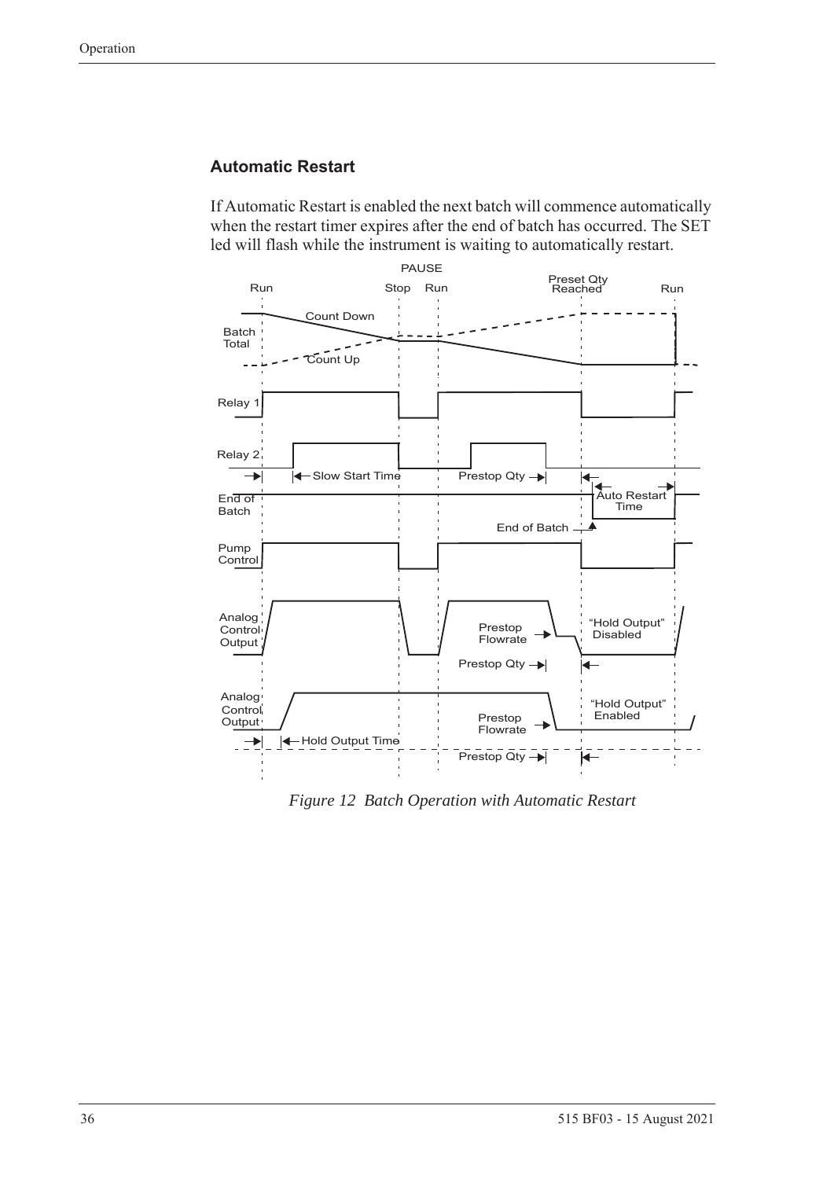## Automatic Restart

If Automatic Restart is enabled the next batch will commence automatically when the restart timer expires after the end of batch has occurred. The SET led will flash while the instrument is waiting to automatically restart.

*Figure 12 Batch Operation with Automatic Restart*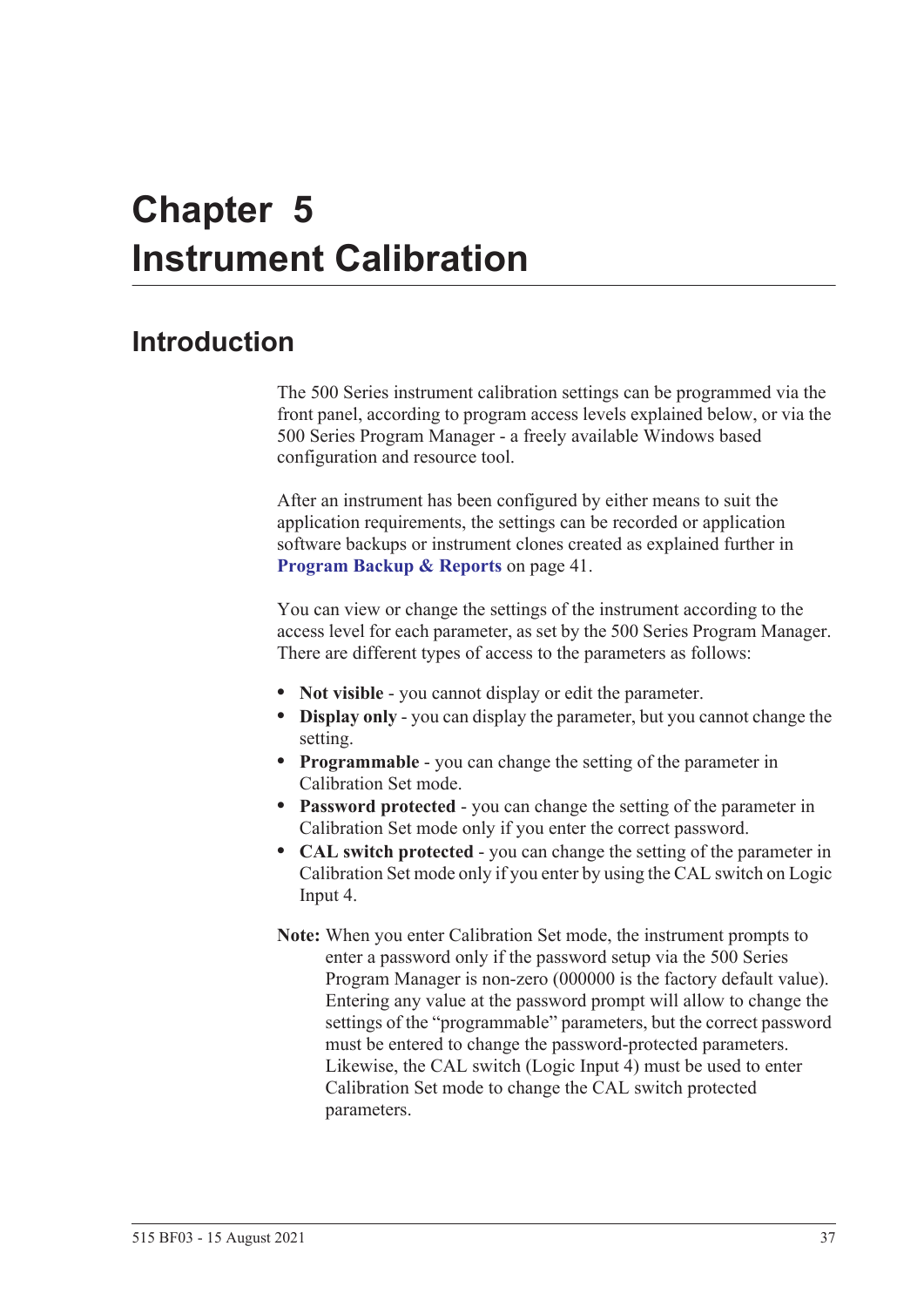# Chapter 5 Instrument Calibration

## Introduction

The 500 Series instrument calibration settings can be programmed via the front panel, according to program access levels explained below, or via the 500 Series Program Manager - a freely available Windows based configuration and resource tool.

After an instrument has been configured by either means to suit the application requirements, the settings can be recorded or application software backups or instrument clones created as explained further in **Program Backup & Reports** on page 41.

You can view or change the settings of the instrument according to the access level for each parameter, as set by the 500 Series Program Manager. There are different types of access to the parameters as follows:

- **Not visible** - you cannot display or edit the parameter.
- **Display only** - you can display the parameter, but you cannot change the setting.
- **Programmable** - you can change the setting of the parameter in Calibration Set mode.
- **Password protected** - you can change the setting of the parameter in Calibration Set mode only if you enter the correct password.
- **CAL switch protected** - you can change the setting of the parameter in Calibration Set mode only if you enter by using the CAL switch on Logic Input 4.

**Note:** When you enter Calibration Set mode, the instrument prompts to enter a password only if the password setup via the 500 Series Program Manager is non-zero (000000 is the factory default value). Entering any value at the password prompt will allow to change the settings of the "programmable" parameters, but the correct password must be entered to change the password-protected parameters. Likewise, the CAL switch (Logic Input 4) must be used to enter Calibration Set mode to change the CAL switch protected parameters.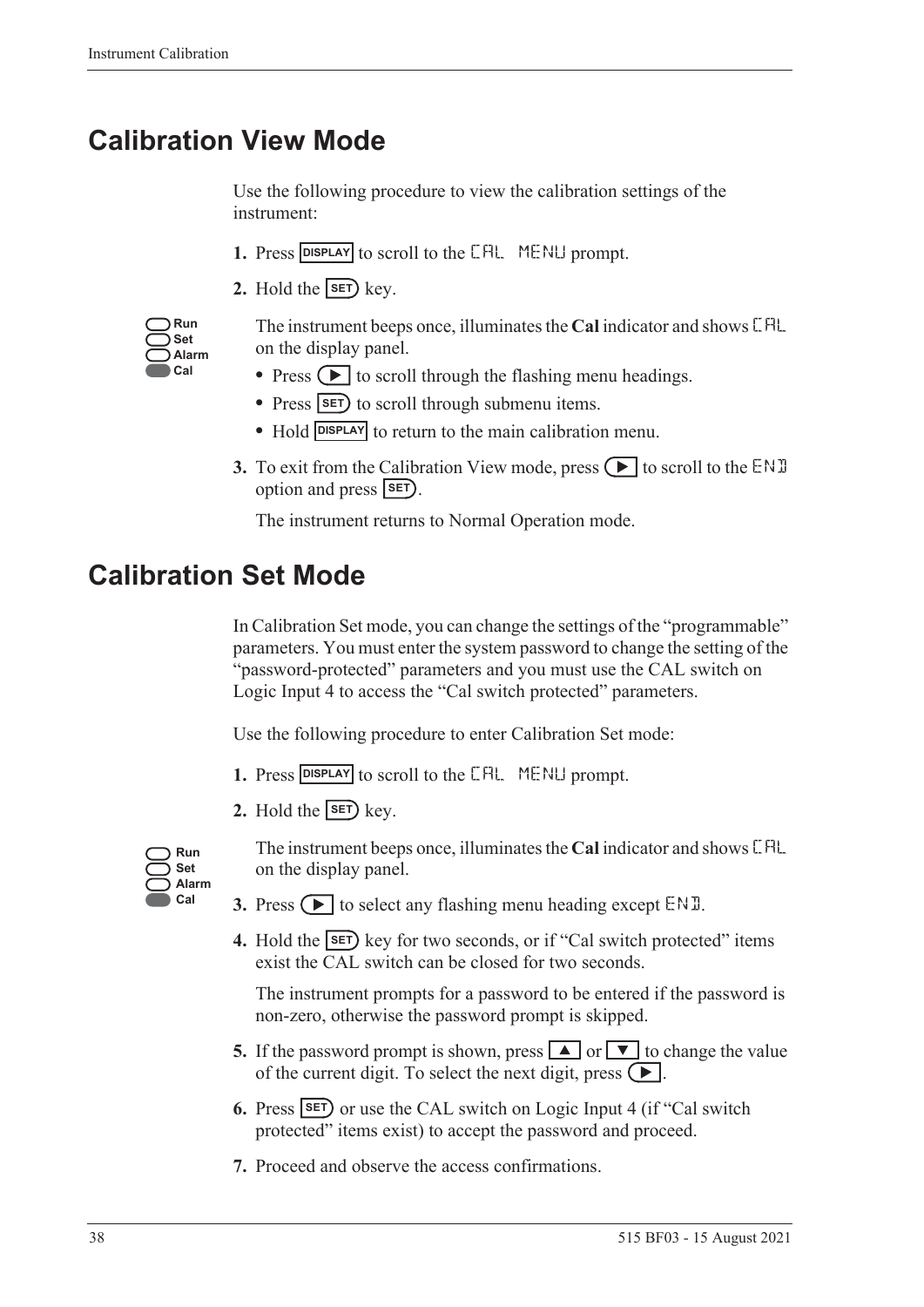# Calibration View Mode

Use the following procedure to view the calibration settings of the instrument:

1. Press DISPLAY to scroll to the CAL MENU prompt.
2. Hold the SET key.

   Run
   Set
   Alarm
   Cal

   The instrument beeps once, illuminates the **Cal** indicator and shows CAL on the display panel.

   - Press ▶ to scroll through the flashing menu headings.
   - Press SET to scroll through submenu items.
   - Hold DISPLAY to return to the main calibration menu.

3. To exit from the Calibration View mode, press ▶ to scroll to the END option and press SET.

   The instrument returns to Normal Operation mode.

# Calibration Set Mode

In Calibration Set mode, you can change the settings of the "programmable" parameters. You must enter the system password to change the setting of the "password-protected" parameters and you must use the CAL switch on Logic Input 4 to access the "Cal switch protected" parameters.

Use the following procedure to enter Calibration Set mode:

1. Press DISPLAY to scroll to the CAL MENU prompt.
2. Hold the SET key.

   Run
   Set
   Alarm
   Cal

   The instrument beeps once, illuminates the **Cal** indicator and shows CAL on the display panel.

3. Press ▶ to select any flashing menu heading except END.
4. Hold the SET key for two seconds, or if "Cal switch protected" items exist the CAL switch can be closed for two seconds.

   The instrument prompts for a password to be entered if the password is non-zero, otherwise the password prompt is skipped.

5. If the password prompt is shown, press ▲ or ▼ to change the value of the current digit. To select the next digit, press ▶.
6. Press SET or use the CAL switch on Logic Input 4 (if "Cal switch protected" items exist) to accept the password and proceed.
7. Proceed and observe the access confirmations.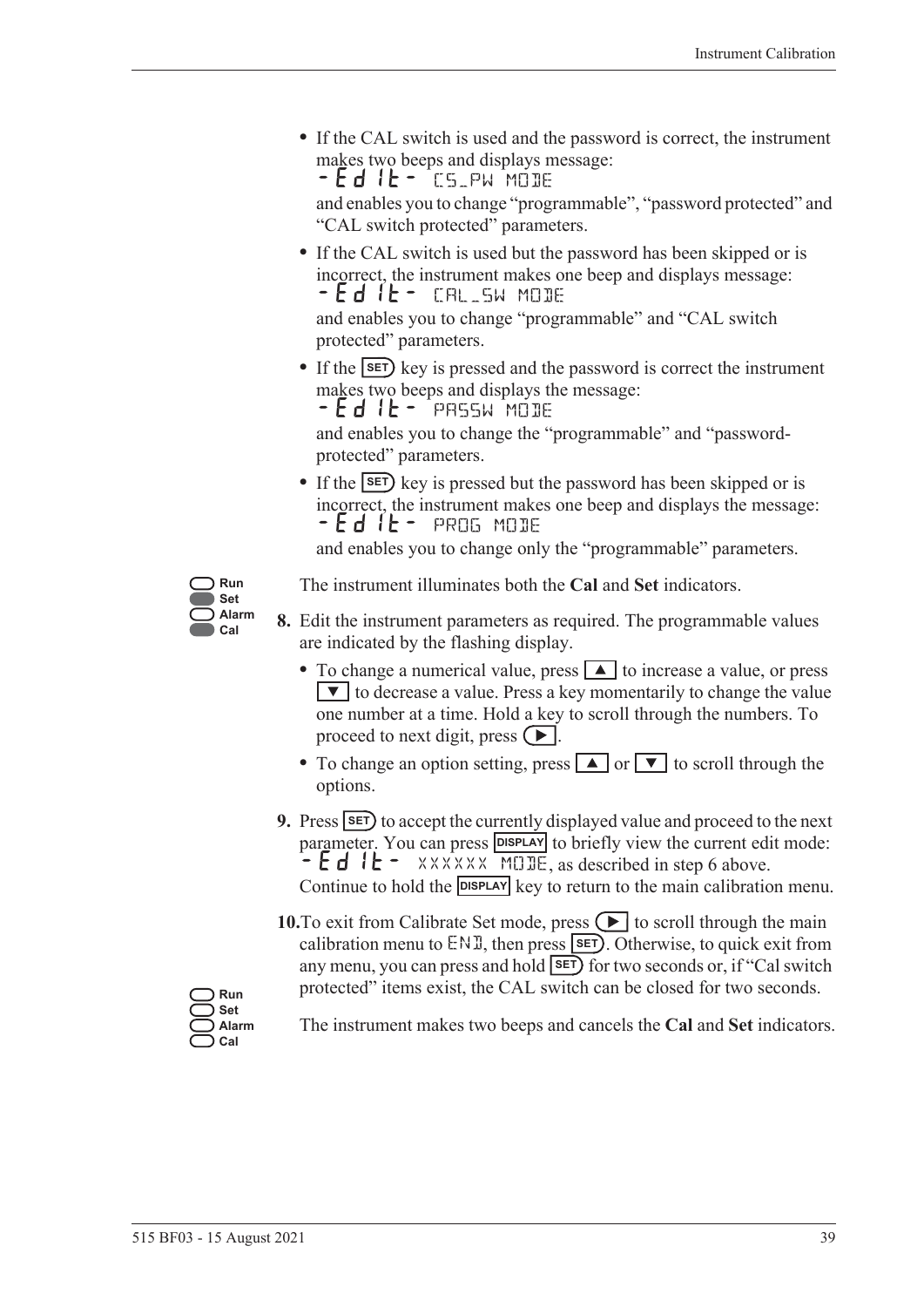- If the CAL switch is used and the password is correct, the instrument makes two beeps and displays message:
  -Edit- CS_PW MODE
  and enables you to change "programmable", "password protected" and "CAL switch protected" parameters.
- If the CAL switch is used but the password has been skipped or is incorrect, the instrument makes one beep and displays message:
  -Edit- CAL_SW MODE
  and enables you to change "programmable" and "CAL switch protected" parameters.
- If the SET key is pressed and the password is correct the instrument makes two beeps and displays the message:
  -Edit- PASSW MODE
  and enables you to change the "programmable" and "password-protected" parameters.
- If the SET key is pressed but the password has been skipped or is incorrect, the instrument makes one beep and displays the message:
  -Edit- PROG MODE
  and enables you to change only the "programmable" parameters.

Run / Set / Alarm / Cal

The instrument illuminates both the **Cal** and **Set** indicators.

**8.** Edit the instrument parameters as required. The programmable values are indicated by the flashing display.

- To change a numerical value, press ▲ to increase a value, or press ▼ to decrease a value. Press a key momentarily to change the value one number at a time. Hold a key to scroll through the numbers. To proceed to next digit, press ▶.
- To change an option setting, press ▲ or ▼ to scroll through the options.

**9.** Press SET to accept the currently displayed value and proceed to the next parameter. You can press DISPLAY to briefly view the current edit mode: -Edit- XXXXXX MODE, as described in step 6 above. Continue to hold the DISPLAY key to return to the main calibration menu.

**10.** To exit from Calibrate Set mode, press ▶ to scroll through the main calibration menu to END, then press SET. Otherwise, to quick exit from any menu, you can press and hold SET for two seconds or, if "Cal switch protected" items exist, the CAL switch can be closed for two seconds.

Run / Set / Alarm / Cal

The instrument makes two beeps and cancels the **Cal** and **Set** indicators.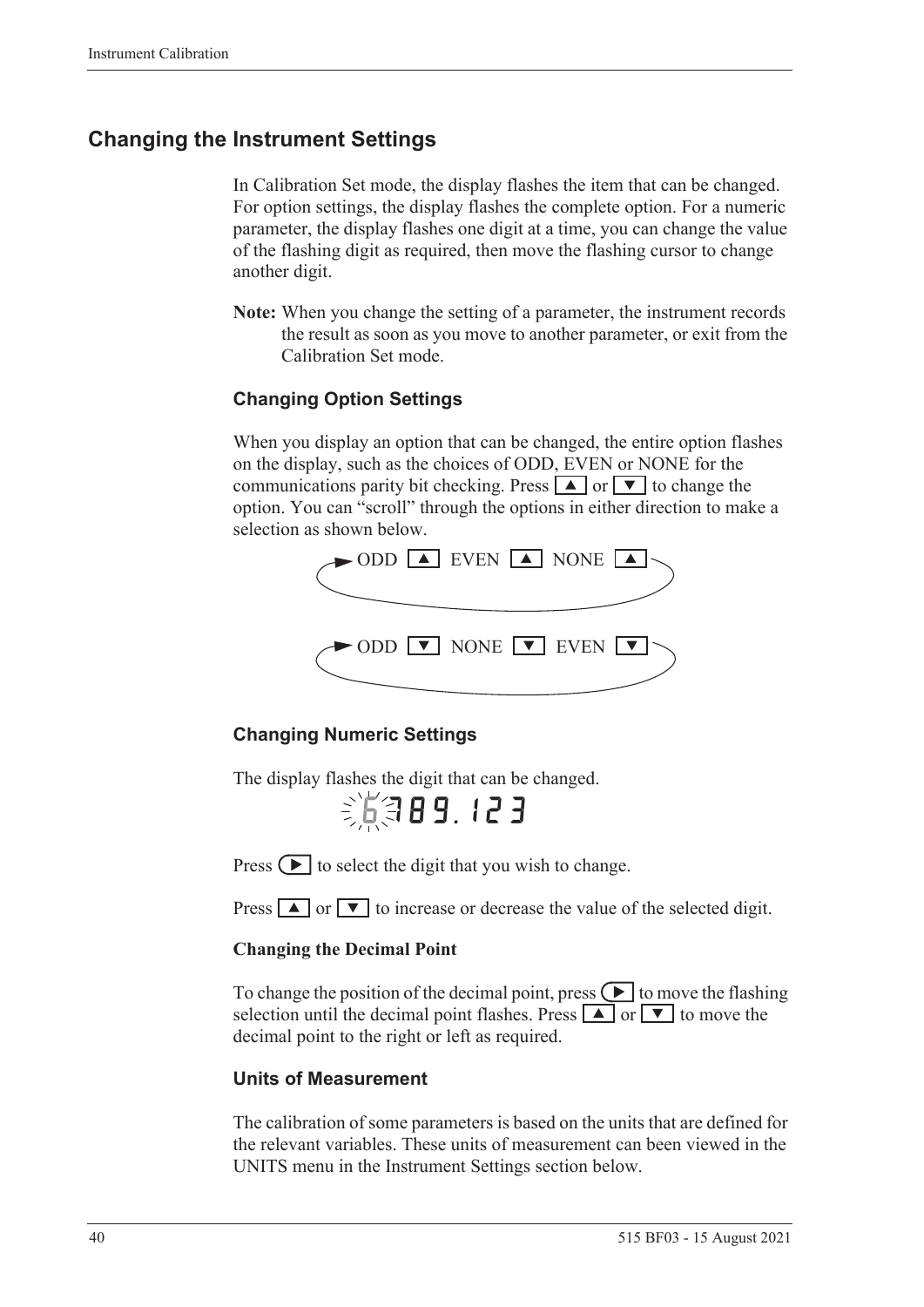## Changing the Instrument Settings

In Calibration Set mode, the display flashes the item that can be changed. For option settings, the display flashes the complete option. For a numeric parameter, the display flashes one digit at a time, you can change the value of the flashing digit as required, then move the flashing cursor to change another digit.

**Note:** When you change the setting of a parameter, the instrument records the result as soon as you move to another parameter, or exit from the Calibration Set mode.

### Changing Option Settings

When you display an option that can be changed, the entire option flashes on the display, such as the choices of ODD, EVEN or NONE for the communications parity bit checking. Press ▲ or ▼ to change the option. You can "scroll" through the options in either direction to make a selection as shown below.

ODD ▲ EVEN ▲ NONE ▲

ODD ▼ NONE ▼ EVEN ▼

### Changing Numeric Settings

The display flashes the digit that can be changed.

6789.123

Press ▶ to select the digit that you wish to change.

Press ▲ or ▼ to increase or decrease the value of the selected digit.

**Changing the Decimal Point**

To change the position of the decimal point, press ▶ to move the flashing selection until the decimal point flashes. Press ▲ or ▼ to move the decimal point to the right or left as required.

### Units of Measurement

The calibration of some parameters is based on the units that are defined for the relevant variables. These units of measurement can been viewed in the UNITS menu in the Instrument Settings section below.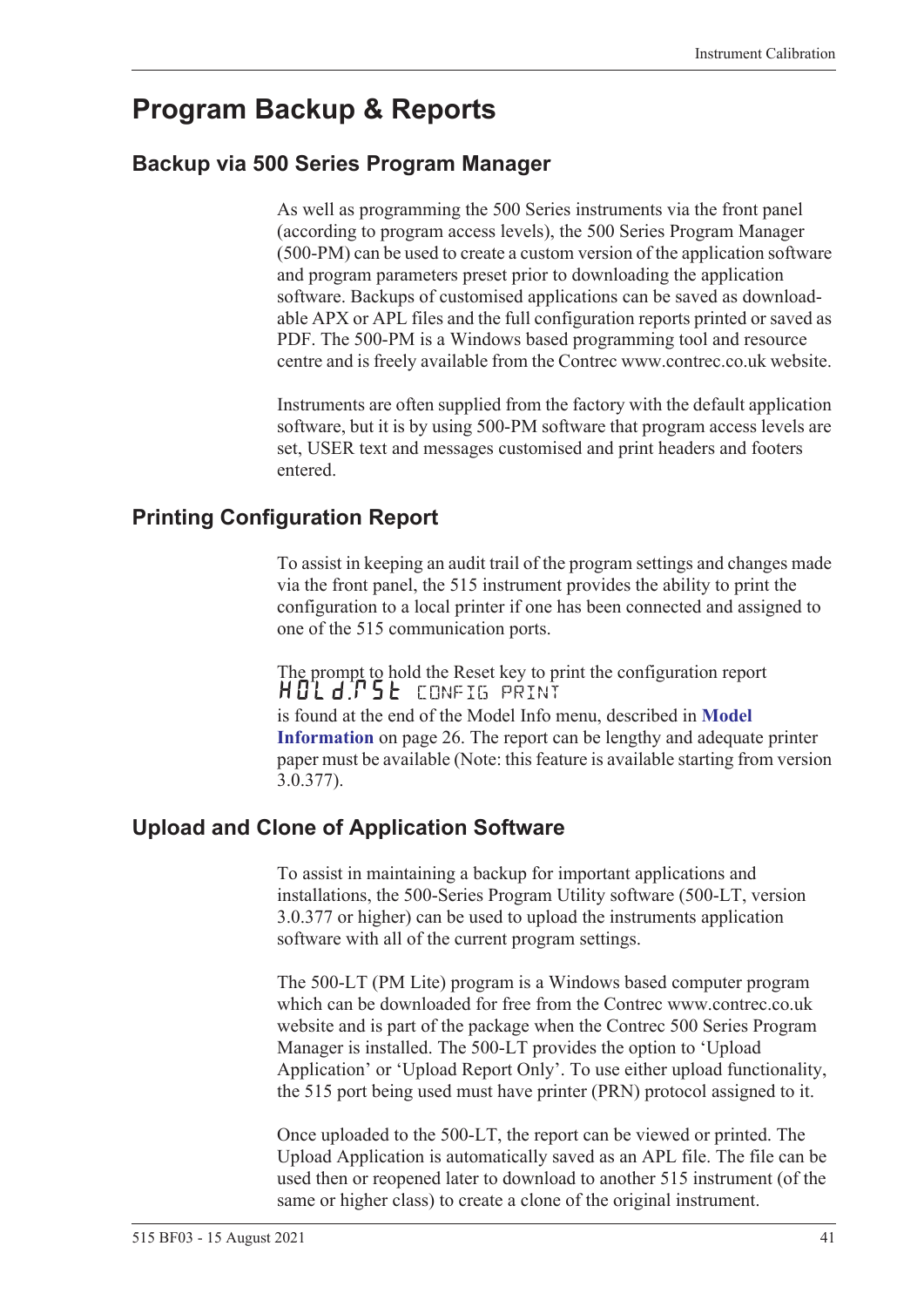# Program Backup & Reports

## Backup via 500 Series Program Manager

As well as programming the 500 Series instruments via the front panel (according to program access levels), the 500 Series Program Manager (500-PM) can be used to create a custom version of the application software and program parameters preset prior to downloading the application software. Backups of customised applications can be saved as download-able APX or APL files and the full configuration reports printed or saved as PDF. The 500-PM is a Windows based programming tool and resource centre and is freely available from the Contrec www.contrec.co.uk website.

Instruments are often supplied from the factory with the default application software, but it is by using 500-PM software that program access levels are set, USER text and messages customised and print headers and footers entered.

## Printing Configuration Report

To assist in keeping an audit trail of the program settings and changes made via the front panel, the 515 instrument provides the ability to print the configuration to a local printer if one has been connected and assigned to one of the 515 communication ports.

The prompt to hold the Reset key to print the configuration report

HOLd.RSt CONFIG PRINT

is found at the end of the Model Info menu, described in **Model Information** on page 26. The report can be lengthy and adequate printer paper must be available (Note: this feature is available starting from version 3.0.377).

## Upload and Clone of Application Software

To assist in maintaining a backup for important applications and installations, the 500-Series Program Utility software (500-LT, version 3.0.377 or higher) can be used to upload the instruments application software with all of the current program settings.

The 500-LT (PM Lite) program is a Windows based computer program which can be downloaded for free from the Contrec www.contrec.co.uk website and is part of the package when the Contrec 500 Series Program Manager is installed. The 500-LT provides the option to 'Upload Application' or 'Upload Report Only'. To use either upload functionality, the 515 port being used must have printer (PRN) protocol assigned to it.

Once uploaded to the 500-LT, the report can be viewed or printed. The Upload Application is automatically saved as an APL file. The file can be used then or reopened later to download to another 515 instrument (of the same or higher class) to create a clone of the original instrument.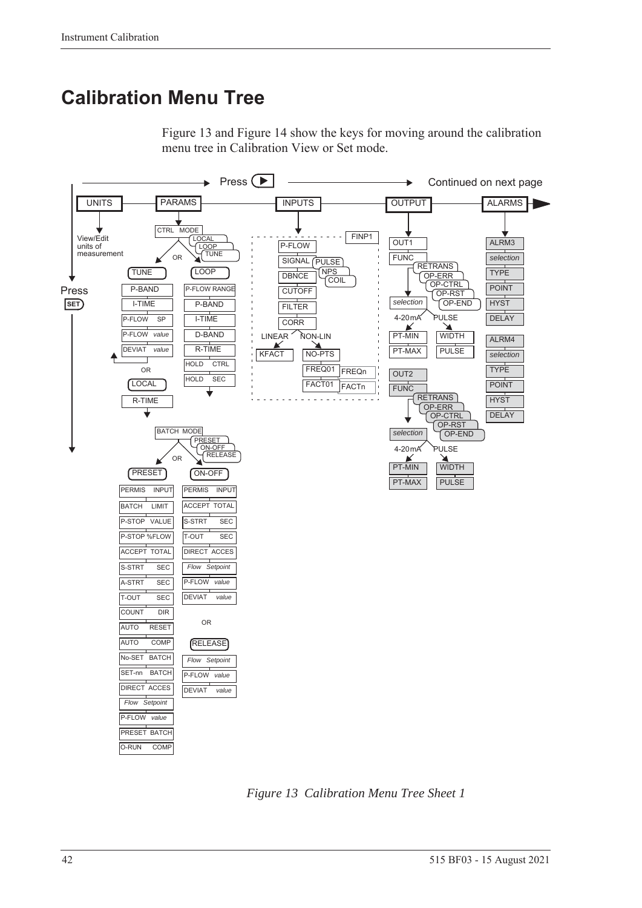# Calibration Menu Tree

Figure 13 and Figure 14 show the keys for moving around the calibration menu tree in Calibration View or Set mode.

Press ▶ → Continued on next page

UNITS — View/Edit units of measurement

PARAMS
- CTRL MODE (LOCAL / LOOP / TUNE)
  - TUNE: P-BAND, I-TIME, P-FLOW SP, P-FLOW *value*, DEVIAT *value*
  - OR LOCAL: R-TIME
  - OR LOOP: P-FLOW RANGE, P-BAND, I-TIME, D-BAND, R-TIME, HOLD CTRL, HOLD SEC
- BATCH MODE (PRESET / ON-OFF / RELEASE)
  - PRESET: PERMIS INPUT, BATCH LIMIT, P-STOP VALUE, P-STOP %FLOW, ACCEPT TOTAL, S-STRT SEC, A-STRT SEC, T-OUT SEC, COUNT DIR, AUTO RESET, AUTO COMP, No-SET BATCH, SET-nn BATCH, DIRECT ACCES, *Flow Setpoint*, P-FLOW *value*, PRESET BATCH, O-RUN COMP
  - OR ON-OFF: PERMIS INPUT, ACCEPT TOTAL, S-STRT SEC, T-OUT SEC, DIRECT ACCES, *Flow Setpoint*, P-FLOW *value*, DEVIAT *value*
  - OR RELEASE: *Flow Setpoint*, P-FLOW *value*, DEVIAT *value*

INPUTS
- FINP1: P-FLOW, SIGNAL (PULSE / NPS / COIL), DBNCE, CUTOFF, FILTER, CORR
  - LINEAR: KFACT
  - NON-LIN: NO-PTS, FREQ01 … FREQn, FACT01 … FACTn

OUTPUT
- OUT1: FUNC (RETRANS / OP-ERR / OP-CTRL / OP-RST / OP-END), *selection*
  - 4-20mA: PT-MIN, PT-MAX
  - PULSE: WIDTH, PULSE
- OUT2: FUNC (RETRANS / OP-ERR / OP-CTRL / OP-RST / OP-END), *selection*
  - 4-20mA: PT-MIN, PT-MAX
  - PULSE: WIDTH, PULSE

ALARMS
- ALRM3: *selection*, TYPE, POINT, HYST, DELAY
- ALRM4: *selection*, TYPE, POINT, HYST, DELAY

Press SET ↓

*Figure 13 Calibration Menu Tree Sheet 1*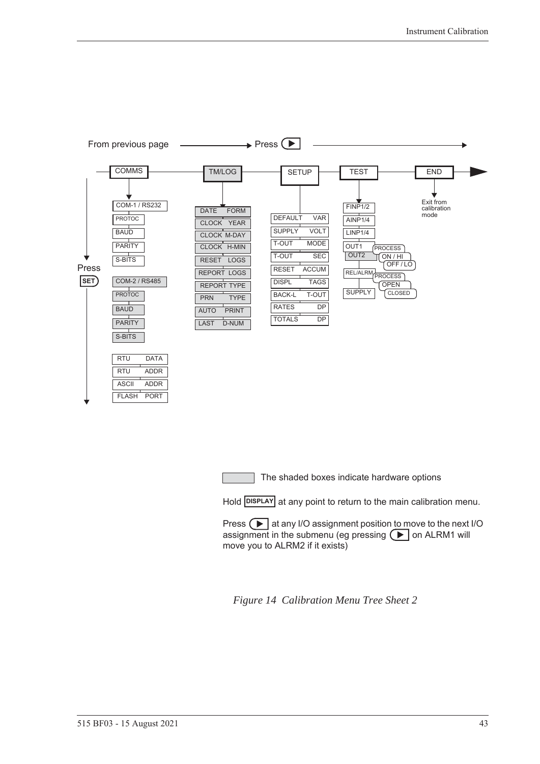From previous page → Press ▶

COMMS — TM/LOG — SETUP — TEST — END

**COMMS** (Press SET to move down):
- COM-1 / RS232
  - PROTOC
  - BAUD
  - PARITY
  - S-BITS
- COM-2 / RS485
  - PROTOC
  - BAUD
  - PARITY
  - S-BITS
- RTU DATA
- RTU ADDR
- ASCII ADDR
- FLASH PORT

**TM/LOG**:
- DATE FORM
- CLOCK YEAR
- CLOCK M-DAY
- CLOCK H-MIN
- RESET LOGS
- REPORT LOGS
- REPORT TYPE
- PRN TYPE
- AUTO PRINT
- LAST D-NUM

**SETUP**:
- DEFAULT VAR
- SUPPLY VOLT
- T-OUT MODE
- T-OUT SEC
- RESET ACCUM
- DISPL TAGS
- BACK-L T-OUT
- RATES DP
- TOTALS DP

**TEST**:
- FINP1/2
- AINP1/4
- LINP1/4
- OUT1 / OUT2 — PROCESS — ON / HI — OFF / LO
- REL/ALRM — PROCESS — OPEN — CLOSED
- SUPPLY

**END**: Exit from calibration mode

The shaded boxes indicate hardware options

Hold DISPLAY at any point to return to the main calibration menu.

Press ▶ at any I/O assignment position to move to the next I/O assignment in the submenu (eg pressing ▶ on ALRM1 will move you to ALRM2 if it exists)

*Figure 14 Calibration Menu Tree Sheet 2*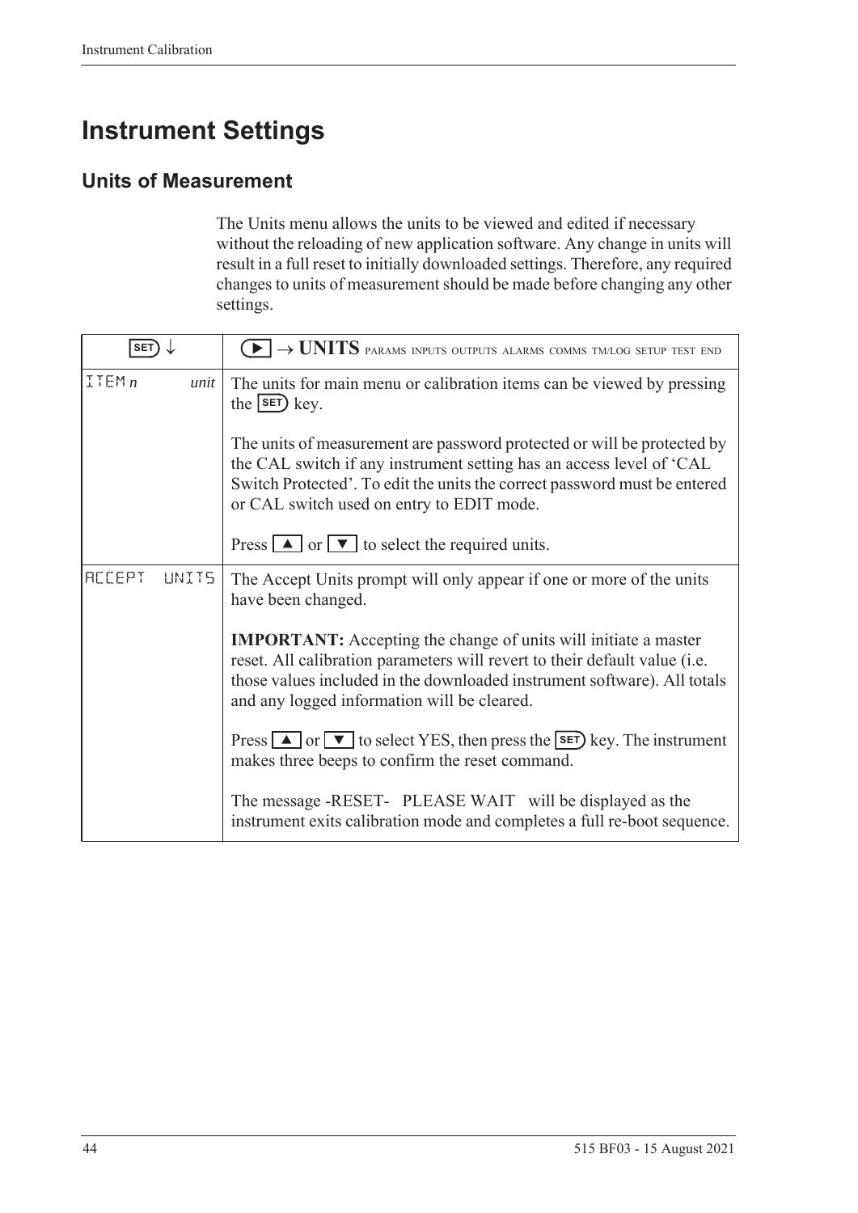# Instrument Settings

## Units of Measurement

The Units menu allows the units to be viewed and edited if necessary without the reloading of new application software. Any change in units will result in a full reset to initially downloaded settings. Therefore, any required changes to units of measurement should be made before changing any other settings.

| SET ↓ | ▶ → **UNITS** PARAMS INPUTS OUTPUTS ALARMS COMMS TM/LOG SETUP TEST END |
|---|---|
| ITEM *n* *unit* | The units for main menu or calibration items can be viewed by pressing the SET key.<br><br>The units of measurement are password protected or will be protected by the CAL switch if any instrument setting has an access level of 'CAL Switch Protected'. To edit the units the correct password must be entered or CAL switch used on entry to EDIT mode.<br><br>Press ▲ or ▼ to select the required units. |
| ACCEPT UNITS | The Accept Units prompt will only appear if one or more of the units have been changed.<br><br>**IMPORTANT:** Accepting the change of units will initiate a master reset. All calibration parameters will revert to their default value (i.e. those values included in the downloaded instrument software). All totals and any logged information will be cleared.<br><br>Press ▲ or ▼ to select YES, then press the SET key. The instrument makes three beeps to confirm the reset command.<br><br>The message -RESET- PLEASE WAIT will be displayed as the instrument exits calibration mode and completes a full re-boot sequence. |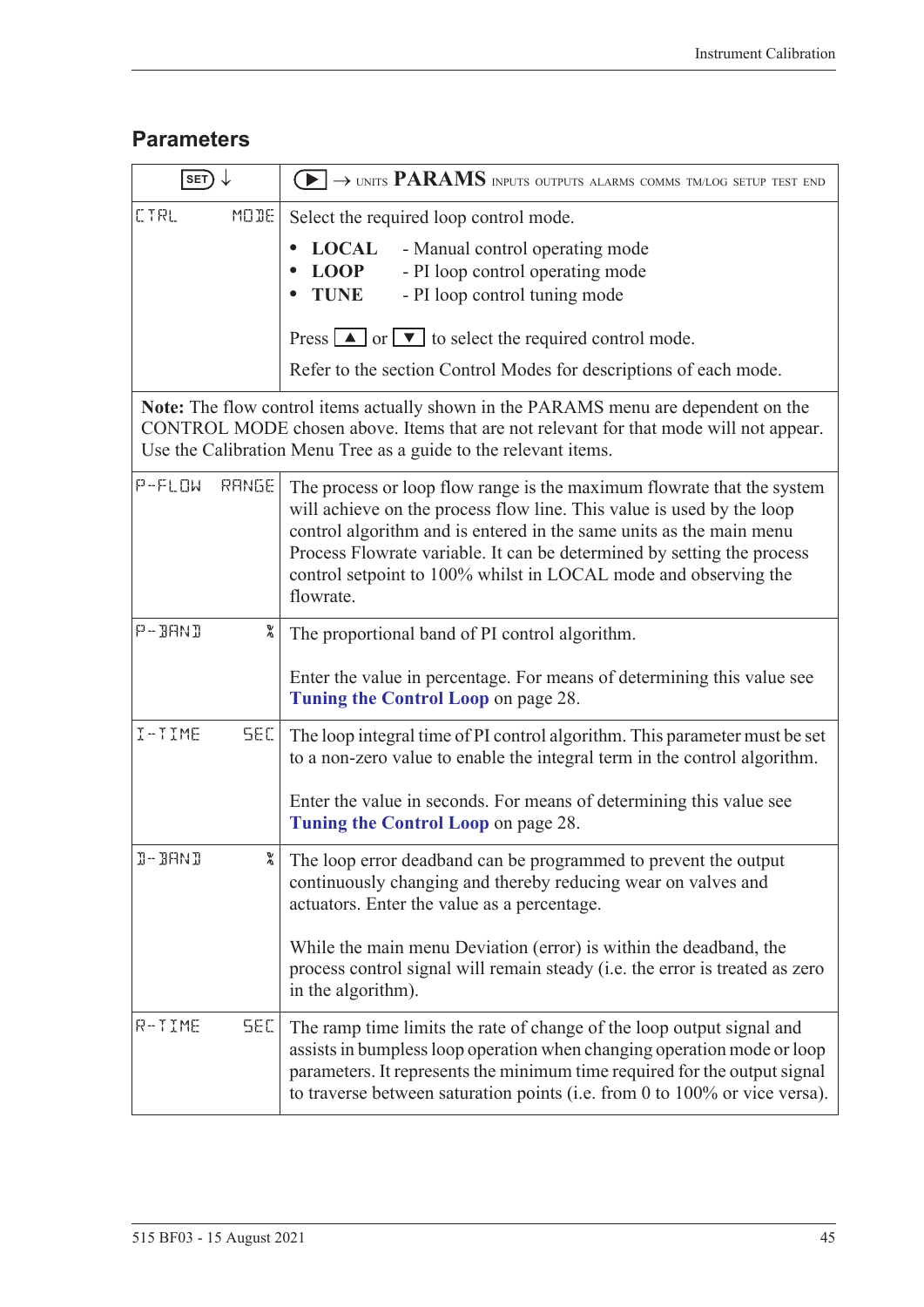## Parameters

| SET ↓ | ▶ → UNITS **PARAMS** INPUTS OUTPUTS ALARMS COMMS TM/LOG SETUP TEST END |
|---|---|
| CTRL MODE | Select the required loop control mode.<br>• **LOCAL** - Manual control operating mode<br>• **LOOP** - PI loop control operating mode<br>• **TUNE** - PI loop control tuning mode<br><br>Press ▲ or ▼ to select the required control mode.<br><br>Refer to the section Control Modes for descriptions of each mode. |
| **Note:** The flow control items actually shown in the PARAMS menu are dependent on the CONTROL MODE chosen above. Items that are not relevant for that mode will not appear. Use the Calibration Menu Tree as a guide to the relevant items. | |
| P-FLOW RANGE | The process or loop flow range is the maximum flowrate that the system will achieve on the process flow line. This value is used by the loop control algorithm and is entered in the same units as the main menu Process Flowrate variable. It can be determined by setting the process control setpoint to 100% whilst in LOCAL mode and observing the flowrate. |
| P-BAND % | The proportional band of PI control algorithm.<br><br>Enter the value in percentage. For means of determining this value see **Tuning the Control Loop** on page 28. |
| I-TIME SEC | The loop integral time of PI control algorithm. This parameter must be set to a non-zero value to enable the integral term in the control algorithm.<br><br>Enter the value in seconds. For means of determining this value see **Tuning the Control Loop** on page 28. |
| D-BAND % | The loop error deadband can be programmed to prevent the output continuously changing and thereby reducing wear on valves and actuators. Enter the value as a percentage.<br><br>While the main menu Deviation (error) is within the deadband, the process control signal will remain steady (i.e. the error is treated as zero in the algorithm). |
| R-TIME SEC | The ramp time limits the rate of change of the loop output signal and assists in bumpless loop operation when changing operation mode or loop parameters. It represents the minimum time required for the output signal to traverse between saturation points (i.e. from 0 to 100% or vice versa). |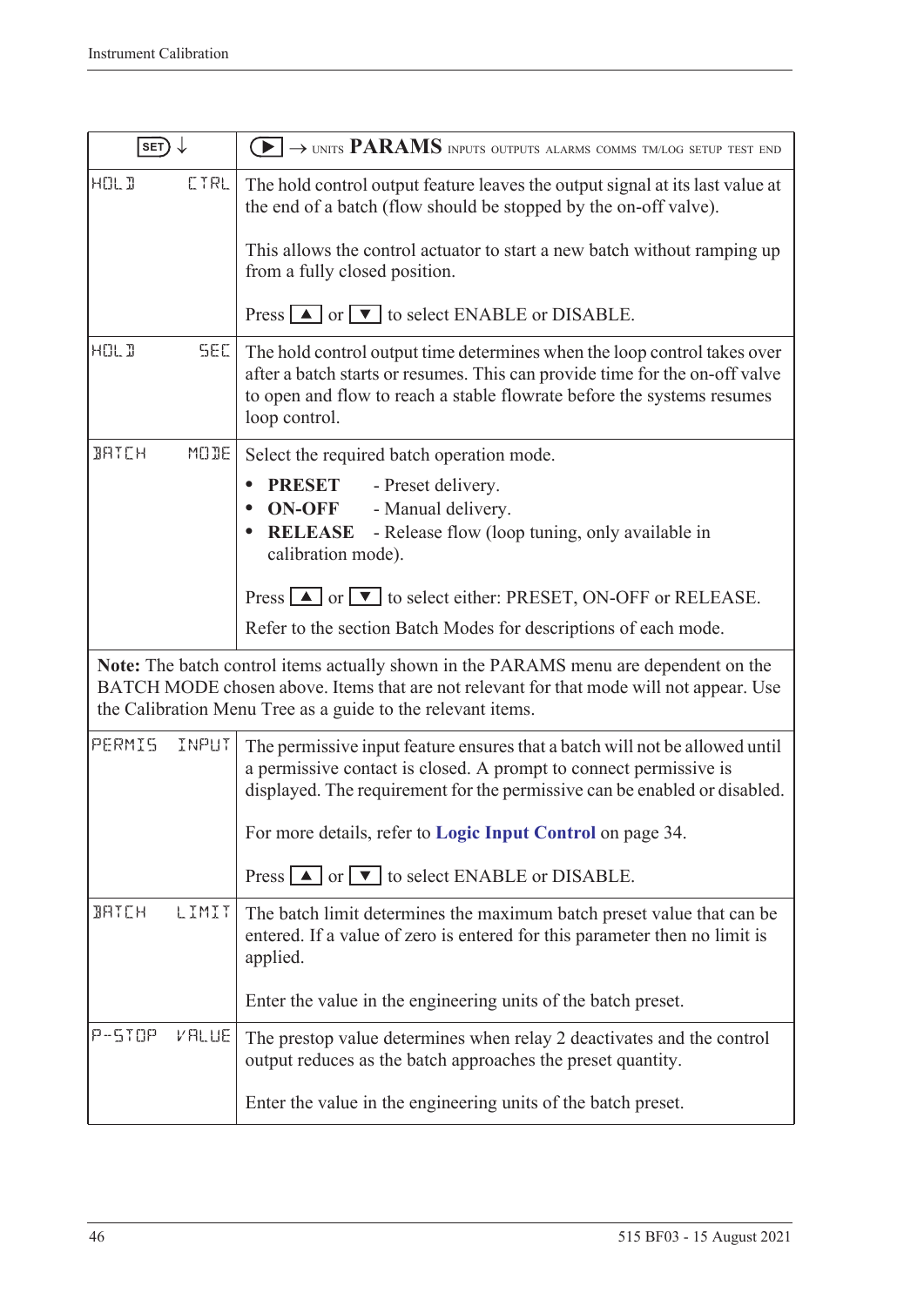| SET ↓ | ▶ → UNITS **PARAMS** INPUTS OUTPUTS ALARMS COMMS TM/LOG SETUP TEST END |
|---|---|
| HOLD CTRL | The hold control output feature leaves the output signal at its last value at the end of a batch (flow should be stopped by the on-off valve).<br><br>This allows the control actuator to start a new batch without ramping up from a fully closed position.<br><br>Press ▲ or ▼ to select ENABLE or DISABLE. |
| HOLD SEC | The hold control output time determines when the loop control takes over after a batch starts or resumes. This can provide time for the on-off valve to open and flow to reach a stable flowrate before the systems resumes loop control. |
| BATCH MODE | Select the required batch operation mode.<br>• **PRESET** - Preset delivery.<br>• **ON-OFF** - Manual delivery.<br>• **RELEASE** - Release flow (loop tuning, only available in calibration mode).<br><br>Press ▲ or ▼ to select either: PRESET, ON-OFF or RELEASE.<br><br>Refer to the section Batch Modes for descriptions of each mode. |
| **Note:** The batch control items actually shown in the PARAMS menu are dependent on the BATCH MODE chosen above. Items that are not relevant for that mode will not appear. Use the Calibration Menu Tree as a guide to the relevant items. | |
| PERMIS INPUT | The permissive input feature ensures that a batch will not be allowed until a permissive contact is closed. A prompt to connect permissive is displayed. The requirement for the permissive can be enabled or disabled.<br><br>For more details, refer to **Logic Input Control** on page 34.<br><br>Press ▲ or ▼ to select ENABLE or DISABLE. |
| BATCH LIMIT | The batch limit determines the maximum batch preset value that can be entered. If a value of zero is entered for this parameter then no limit is applied.<br><br>Enter the value in the engineering units of the batch preset. |
| P-STOP VALUE | The prestop value determines when relay 2 deactivates and the control output reduces as the batch approaches the preset quantity.<br><br>Enter the value in the engineering units of the batch preset. |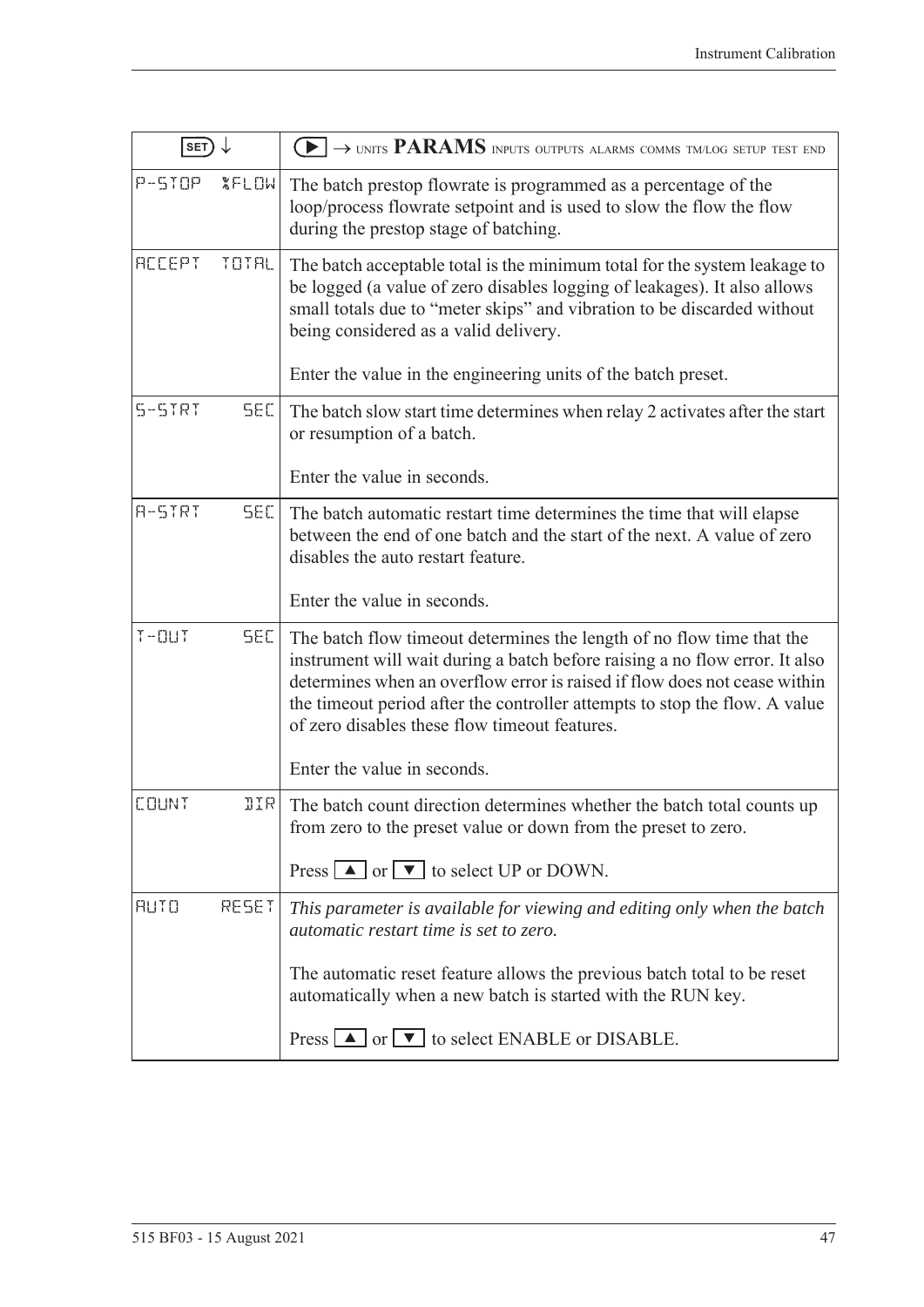| SET ↓ | ▶ → UNITS **PARAMS** INPUTS OUTPUTS ALARMS COMMS TM/LOG SETUP TEST END |
|---|---|
| P-STOP %FLOW | The batch prestop flowrate is programmed as a percentage of the loop/process flowrate setpoint and is used to slow the flow the flow during the prestop stage of batching. |
| ACCEPT TOTAL | The batch acceptable total is the minimum total for the system leakage to be logged (a value of zero disables logging of leakages). It also allows small totals due to "meter skips" and vibration to be discarded without being considered as a valid delivery.<br><br>Enter the value in the engineering units of the batch preset. |
| S-STRT SEC | The batch slow start time determines when relay 2 activates after the start or resumption of a batch.<br><br>Enter the value in seconds. |
| A-STRT SEC | The batch automatic restart time determines the time that will elapse between the end of one batch and the start of the next. A value of zero disables the auto restart feature.<br><br>Enter the value in seconds. |
| T-OUT SEC | The batch flow timeout determines the length of no flow time that the instrument will wait during a batch before raising a no flow error. It also determines when an overflow error is raised if flow does not cease within the timeout period after the controller attempts to stop the flow. A value of zero disables these flow timeout features.<br><br>Enter the value in seconds. |
| COUNT DIR | The batch count direction determines whether the batch total counts up from zero to the preset value or down from the preset to zero.<br><br>Press ▲ or ▼ to select UP or DOWN. |
| AUTO RESET | *This parameter is available for viewing and editing only when the batch automatic restart time is set to zero.*<br><br>The automatic reset feature allows the previous batch total to be reset automatically when a new batch is started with the RUN key.<br><br>Press ▲ or ▼ to select ENABLE or DISABLE. |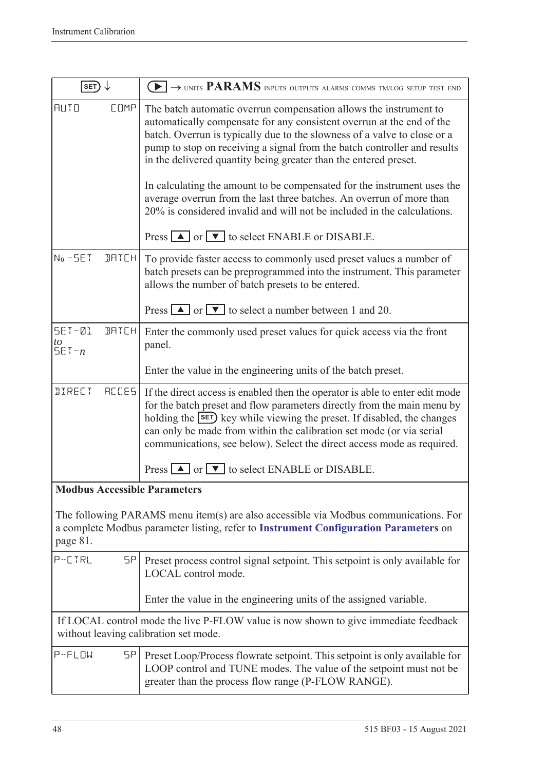| SET ↓ | ▶ → UNITS **PARAMS** INPUTS OUTPUTS ALARMS COMMS TM/LOG SETUP TEST END |
|---|---|
| AUTO COMP | The batch automatic overrun compensation allows the instrument to automatically compensate for any consistent overrun at the end of the batch. Overrun is typically due to the slowness of a valve to close or a pump to stop on receiving a signal from the batch controller and results in the delivered quantity being greater than the entered preset.<br><br>In calculating the amount to be compensated for the instrument uses the average overrun from the last three batches. An overrun of more than 20% is considered invalid and will not be included in the calculations.<br><br>Press ▲ or ▼ to select ENABLE or DISABLE. |
| No -SET BATCH | To provide faster access to commonly used preset values a number of batch presets can be preprogrammed into the instrument. This parameter allows the number of batch presets to be entered.<br><br>Press ▲ or ▼ to select a number between 1 and 20. |
| SET-01 BATCH *to* SET-*n* | Enter the commonly used preset values for quick access via the front panel.<br><br>Enter the value in the engineering units of the batch preset. |
| DIRECT ACCES | If the direct access is enabled then the operator is able to enter edit mode for the batch preset and flow parameters directly from the main menu by holding the SET key while viewing the preset. If disabled, the changes can only be made from within the calibration set mode (or via serial communications, see below). Select the direct access mode as required.<br><br>Press ▲ or ▼ to select ENABLE or DISABLE. |
| **Modbus Accessible Parameters**<br><br>The following PARAMS menu item(s) are also accessible via Modbus communications. For a complete Modbus parameter listing, refer to **Instrument Configuration Parameters** on page 81. | |
| P-CTRL SP | Preset process control signal setpoint. This setpoint is only available for LOCAL control mode.<br><br>Enter the value in the engineering units of the assigned variable. |
| If LOCAL control mode the live P-FLOW value is now shown to give immediate feedback without leaving calibration set mode. | |
| P-FLOW SP | Preset Loop/Process flowrate setpoint. This setpoint is only available for LOOP control and TUNE modes. The value of the setpoint must not be greater than the process flow range (P-FLOW RANGE). |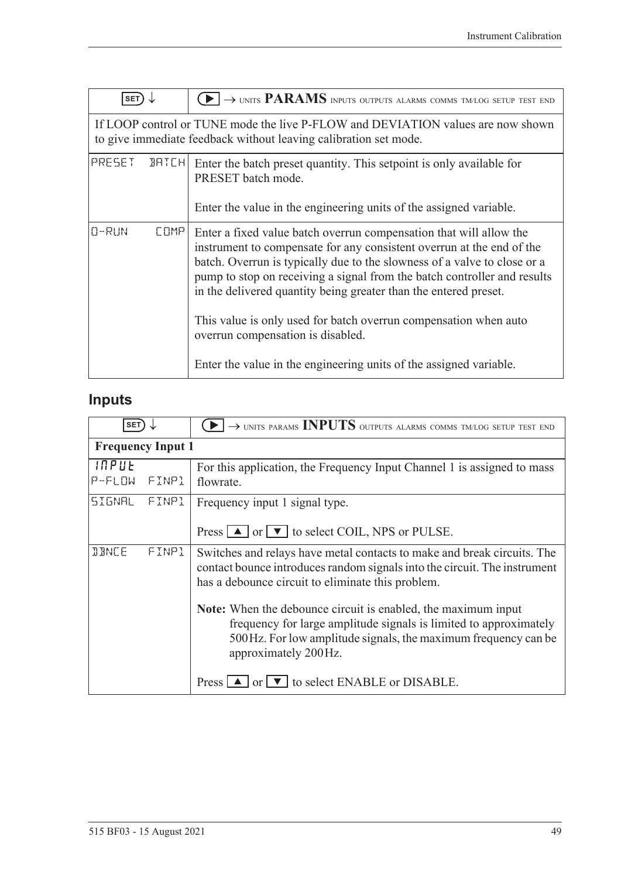| SET ↓ | ▶ → UNITS **PARAMS** INPUTS OUTPUTS ALARMS COMMS TM/LOG SETUP TEST END |
|---|---|
| If LOOP control or TUNE mode the live P-FLOW and DEVIATION values are now shown to give immediate feedback without leaving calibration set mode. | |
| PRESET BATCH | Enter the batch preset quantity. This setpoint is only available for PRESET batch mode.<br><br>Enter the value in the engineering units of the assigned variable. |
| O-RUN COMP | Enter a fixed value batch overrun compensation that will allow the instrument to compensate for any consistent overrun at the end of the batch. Overrun is typically due to the slowness of a valve to close or a pump to stop on receiving a signal from the batch controller and results in the delivered quantity being greater than the entered preset.<br><br>This value is only used for batch overrun compensation when auto overrun compensation is disabled.<br><br>Enter the value in the engineering units of the assigned variable. |

## Inputs

| SET ↓ | ▶ → UNITS PARAMS **INPUTS** OUTPUTS ALARMS COMMS TM/LOG SETUP TEST END |
|---|---|
| **Frequency Input 1** | |
| INPUT<br>P-FLOW FINP1 | For this application, the Frequency Input Channel 1 is assigned to mass flowrate. |
| SIGNAL FINP1 | Frequency input 1 signal type.<br><br>Press ▲ or ▼ to select COIL, NPS or PULSE. |
| DBNCE FINP1 | Switches and relays have metal contacts to make and break circuits. The contact bounce introduces random signals into the circuit. The instrument has a debounce circuit to eliminate this problem.<br><br>**Note:** When the debounce circuit is enabled, the maximum input frequency for large amplitude signals is limited to approximately 500 Hz. For low amplitude signals, the maximum frequency can be approximately 200 Hz.<br><br>Press ▲ or ▼ to select ENABLE or DISABLE. |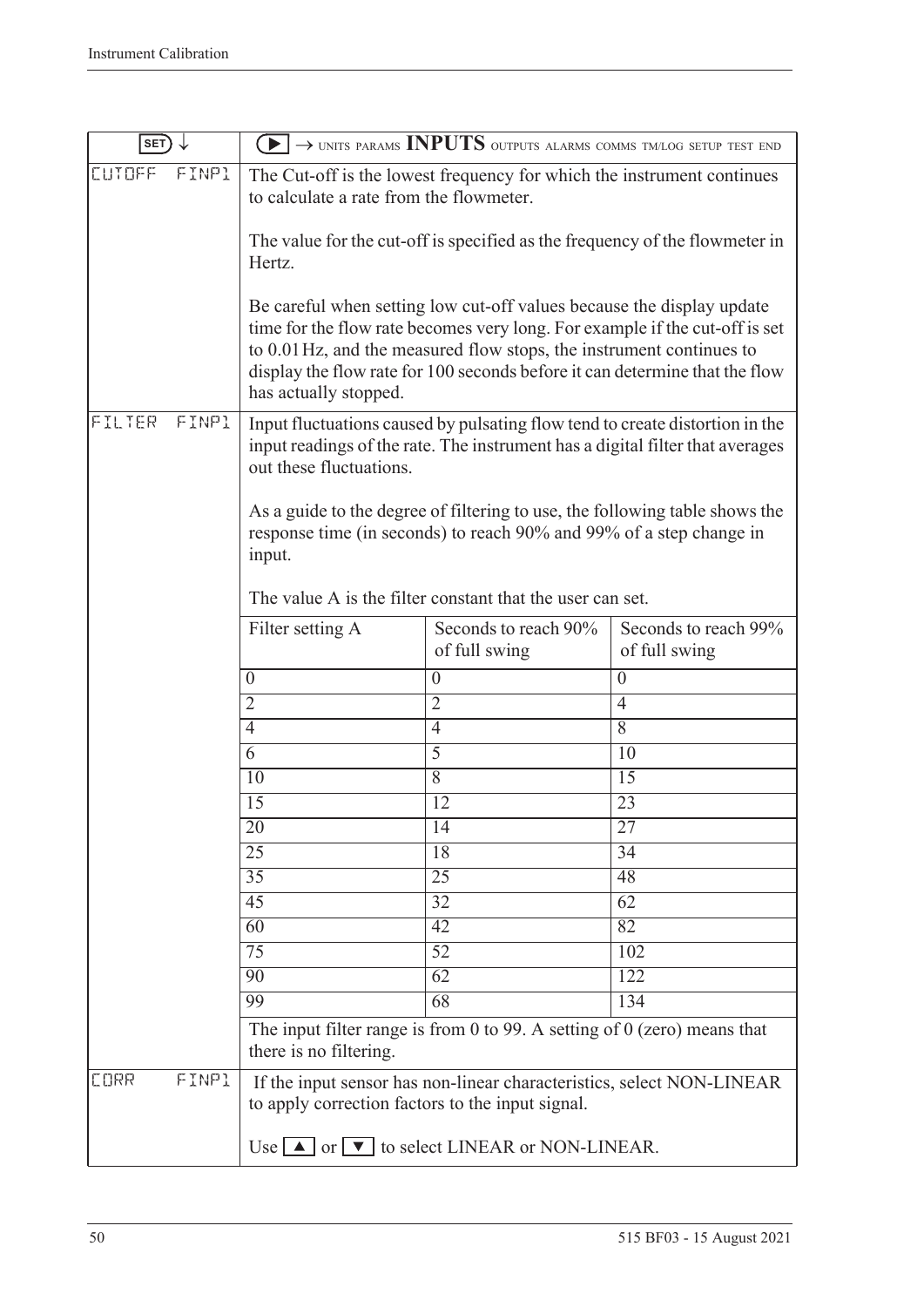| SET ↓ | ▶ → UNITS PARAMS **INPUTS** OUTPUTS ALARMS COMMS TM/LOG SETUP TEST END |
|---|---|
| CUTOFF FINP1 | The Cut-off is the lowest frequency for which the instrument continues to calculate a rate from the flowmeter.<br><br>The value for the cut-off is specified as the frequency of the flowmeter in Hertz.<br><br>Be careful when setting low cut-off values because the display update time for the flow rate becomes very long. For example if the cut-off is set to 0.01 Hz, and the measured flow stops, the instrument continues to display the flow rate for 100 seconds before it can determine that the flow has actually stopped. |
| FILTER FINP1 | Input fluctuations caused by pulsating flow tend to create distortion in the input readings of the rate. The instrument has a digital filter that averages out these fluctuations.<br><br>As a guide to the degree of filtering to use, the following table shows the response time (in seconds) to reach 90% and 99% of a step change in input.<br><br>The value A is the filter constant that the user can set. |
| CORR FINP1 | If the input sensor has non-linear characteristics, select NON-LINEAR to apply correction factors to the input signal.<br><br>Use ▲ or ▼ to select LINEAR or NON-LINEAR. |

| Filter setting A | Seconds to reach 90% of full swing | Seconds to reach 99% of full swing |
|---|---|---|
| 0 | 0 | 0 |
| 2 | 2 | 4 |
| 4 | 4 | 8 |
| 6 | 5 | 10 |
| 10 | 8 | 15 |
| 15 | 12 | 23 |
| 20 | 14 | 27 |
| 25 | 18 | 34 |
| 35 | 25 | 48 |
| 45 | 32 | 62 |
| 60 | 42 | 82 |
| 75 | 52 | 102 |
| 90 | 62 | 122 |
| 99 | 68 | 134 |

The input filter range is from 0 to 99. A setting of 0 (zero) means that there is no filtering.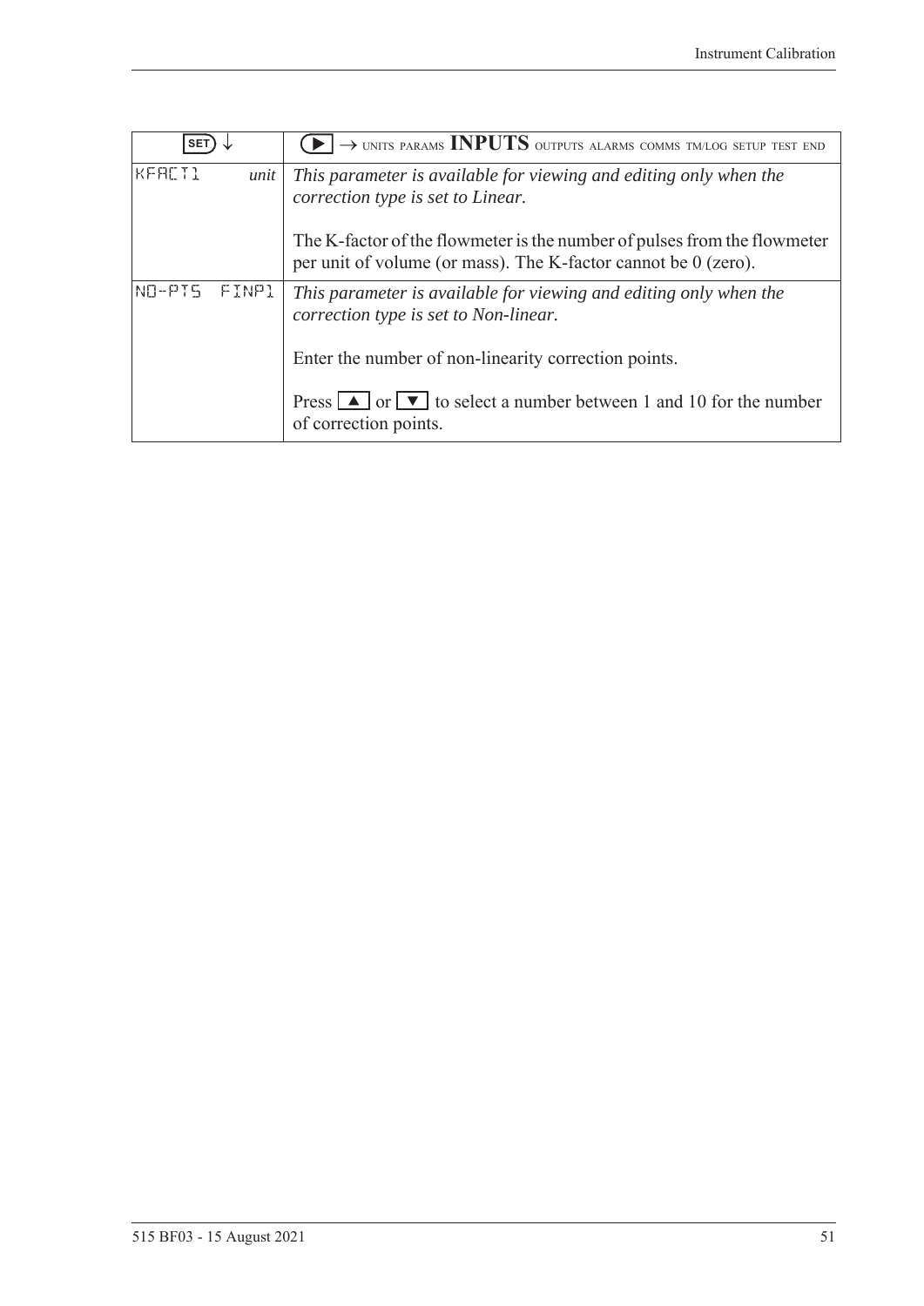| SET ↓ | ▶ → UNITS PARAMS **INPUTS** OUTPUTS ALARMS COMMS TM/LOG SETUP TEST END |
|---|---|
| KFACT1 *unit* | *This parameter is available for viewing and editing only when the correction type is set to Linear.*<br><br>The K-factor of the flowmeter is the number of pulses from the flowmeter per unit of volume (or mass). The K-factor cannot be 0 (zero). |
| NO-PTS FINP1 | *This parameter is available for viewing and editing only when the correction type is set to Non-linear.*<br><br>Enter the number of non-linearity correction points.<br><br>Press ▲ or ▼ to select a number between 1 and 10 for the number of correction points. |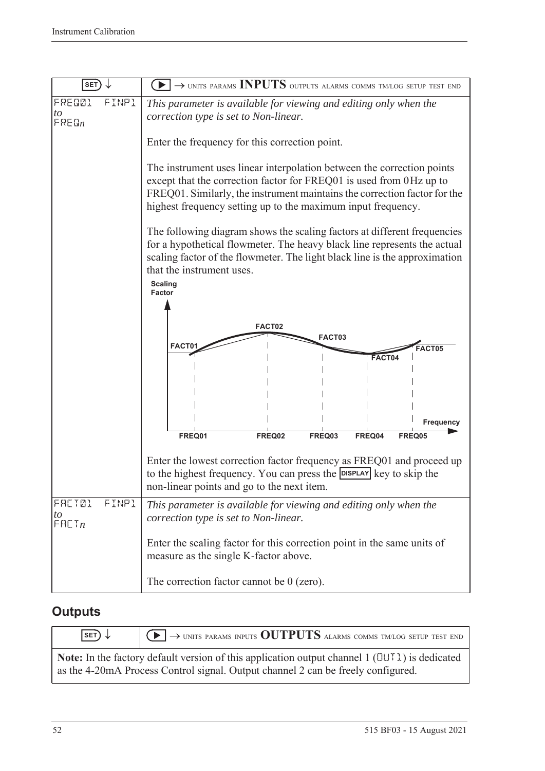| SET ↓ | ▶ → UNITS PARAMS **INPUTS** OUTPUTS ALARMS COMMS TM/LOG SETUP TEST END |
|---|---|
| FREQ01 FINP1 *to* FREQ*n* | *This parameter is available for viewing and editing only when the correction type is set to Non-linear.* <br><br> Enter the frequency for this correction point. <br><br> The instrument uses linear interpolation between the correction points except that the correction factor for FREQ01 is used from 0 Hz up to FREQ01. Similarly, the instrument maintains the correction factor for the highest frequency setting up to the maximum input frequency. <br><br> The following diagram shows the scaling factors at different frequencies for a hypothetical flowmeter. The heavy black line represents the actual scaling factor of the flowmeter. The light black line is the approximation that the instrument uses. <br><br> Scaling Factor — FACT01, FACT02, FACT03, FACT04, FACT05 — Frequency — FREQ01, FREQ02, FREQ03, FREQ04, FREQ05 <br><br> Enter the lowest correction factor frequency as FREQ01 and proceed up to the highest frequency. You can press the DISPLAY key to skip the non-linear points and go to the next item. |
| FACT01 FINP1 *to* FACT*n* | *This parameter is available for viewing and editing only when the correction type is set to Non-linear.* <br><br> Enter the scaling factor for this correction point in the same units of measure as the single K-factor above. <br><br> The correction factor cannot be 0 (zero). |

## Outputs

| SET ↓ | ▶ → UNITS PARAMS INPUTS **OUTPUTS** ALARMS COMMS TM/LOG SETUP TEST END |
|---|---|
| **Note:** In the factory default version of this application output channel 1 (OUT1) is dedicated as the 4-20mA Process Control signal. Output channel 2 can be freely configured. | |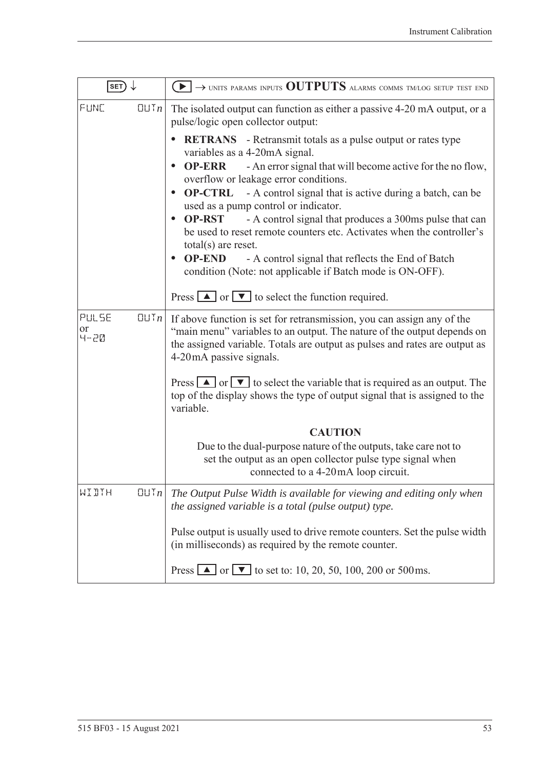| SET ↓ | ▶ → UNITS PARAMS INPUTS **OUTPUTS** ALARMS COMMS TM/LOG SETUP TEST END |
|---|---|
| FUNC OUT*n* | The isolated output can function as either a passive 4-20 mA output, or a pulse/logic open collector output:<br>• **RETRANS** - Retransmit totals as a pulse output or rates type variables as a 4-20mA signal.<br>• **OP-ERR** - An error signal that will become active for the no flow, overflow or leakage error conditions.<br>• **OP-CTRL** - A control signal that is active during a batch, can be used as a pump control or indicator.<br>• **OP-RST** - A control signal that produces a 300ms pulse that can be used to reset remote counters etc. Activates when the controller's total(s) are reset.<br>• **OP-END** - A control signal that reflects the End of Batch condition (Note: not applicable if Batch mode is ON-OFF).<br><br>Press ▲ or ▼ to select the function required. |
| PULSE OUT*n* or 4-20 | If above function is set for retransmission, you can assign any of the "main menu" variables to an output. The nature of the output depends on the assigned variable. Totals are output as pulses and rates are output as 4-20mA passive signals.<br><br>Press ▲ or ▼ to select the variable that is required as an output. The top of the display shows the type of output signal that is assigned to the variable.<br><br>**CAUTION**<br>Due to the dual-purpose nature of the outputs, take care not to set the output as an open collector pulse type signal when connected to a 4-20mA loop circuit. |
| WIDTH OUT*n* | *The Output Pulse Width is available for viewing and editing only when the assigned variable is a total (pulse output) type.*<br><br>Pulse output is usually used to drive remote counters. Set the pulse width (in milliseconds) as required by the remote counter.<br><br>Press ▲ or ▼ to set to: 10, 20, 50, 100, 200 or 500ms. |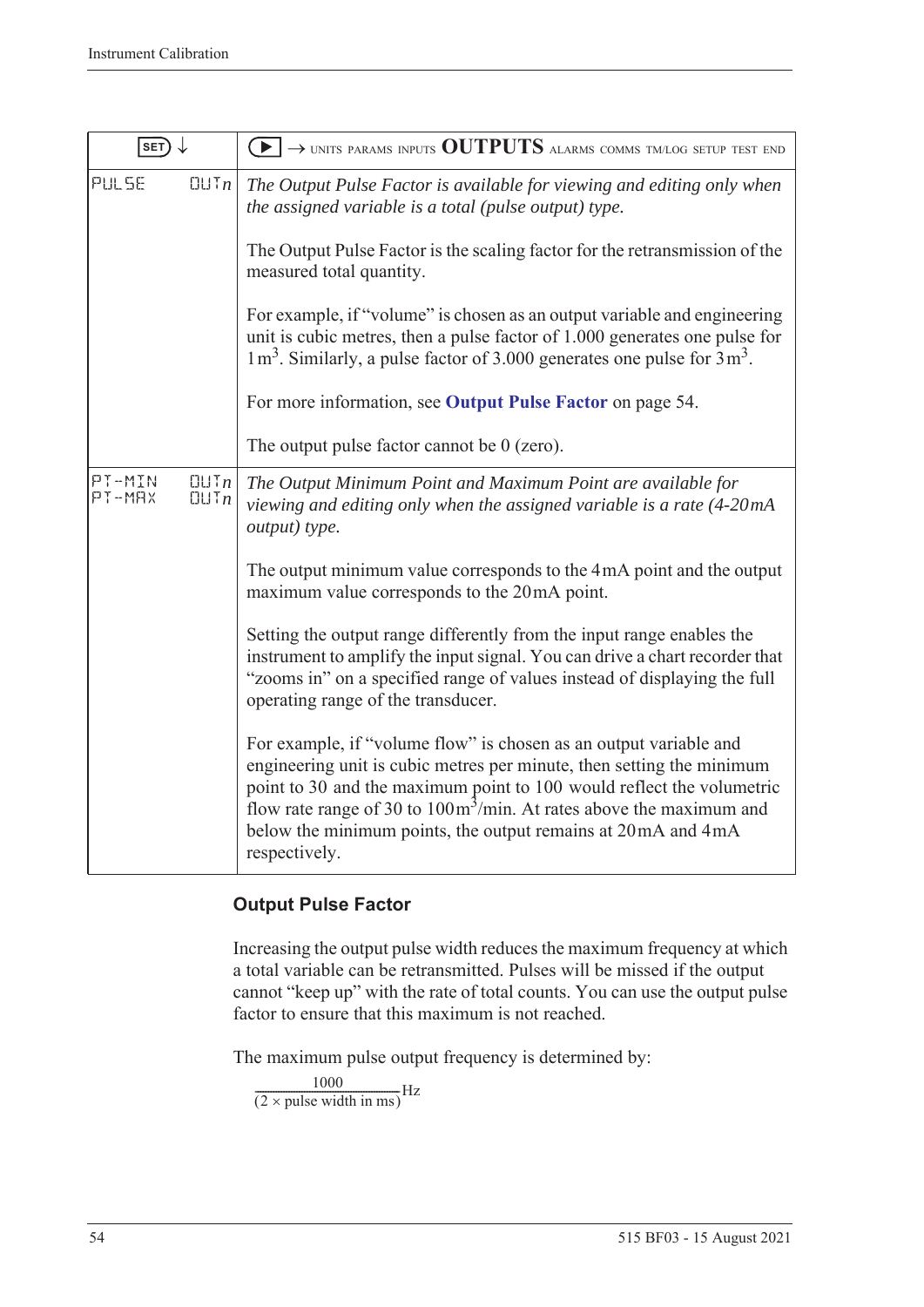| SET ↓ | ▶ → UNITS PARAMS INPUTS **OUTPUTS** ALARMS COMMS TM/LOG SETUP TEST END |
|---|---|
| PULSE OUT*n* | *The Output Pulse Factor is available for viewing and editing only when the assigned variable is a total (pulse output) type.*<br><br>The Output Pulse Factor is the scaling factor for the retransmission of the measured total quantity.<br><br>For example, if "volume" is chosen as an output variable and engineering unit is cubic metres, then a pulse factor of 1.000 generates one pulse for $1\,m^3$. Similarly, a pulse factor of 3.000 generates one pulse for $3\,m^3$.<br><br>For more information, see **Output Pulse Factor** on page 54.<br><br>The output pulse factor cannot be 0 (zero). |
| PT-MIN OUT*n*<br>PT-MAX OUT*n* | *The Output Minimum Point and Maximum Point are available for viewing and editing only when the assigned variable is a rate (4-20 mA output) type.*<br><br>The output minimum value corresponds to the 4 mA point and the output maximum value corresponds to the 20 mA point.<br><br>Setting the output range differently from the input range enables the instrument to amplify the input signal. You can drive a chart recorder that "zooms in" on a specified range of values instead of displaying the full operating range of the transducer.<br><br>For example, if "volume flow" is chosen as an output variable and engineering unit is cubic metres per minute, then setting the minimum point to 30 and the maximum point to 100 would reflect the volumetric flow rate range of 30 to $100\,m^3$/min. At rates above the maximum and below the minimum points, the output remains at 20 mA and 4 mA respectively. |

### Output Pulse Factor

Increasing the output pulse width reduces the maximum frequency at which a total variable can be retransmitted. Pulses will be missed if the output cannot "keep up" with the rate of total counts. You can use the output pulse factor to ensure that this maximum is not reached.

The maximum pulse output frequency is determined by:

$$\frac{1000}{(2 \times \text{pulse width in ms})}\text{Hz}$$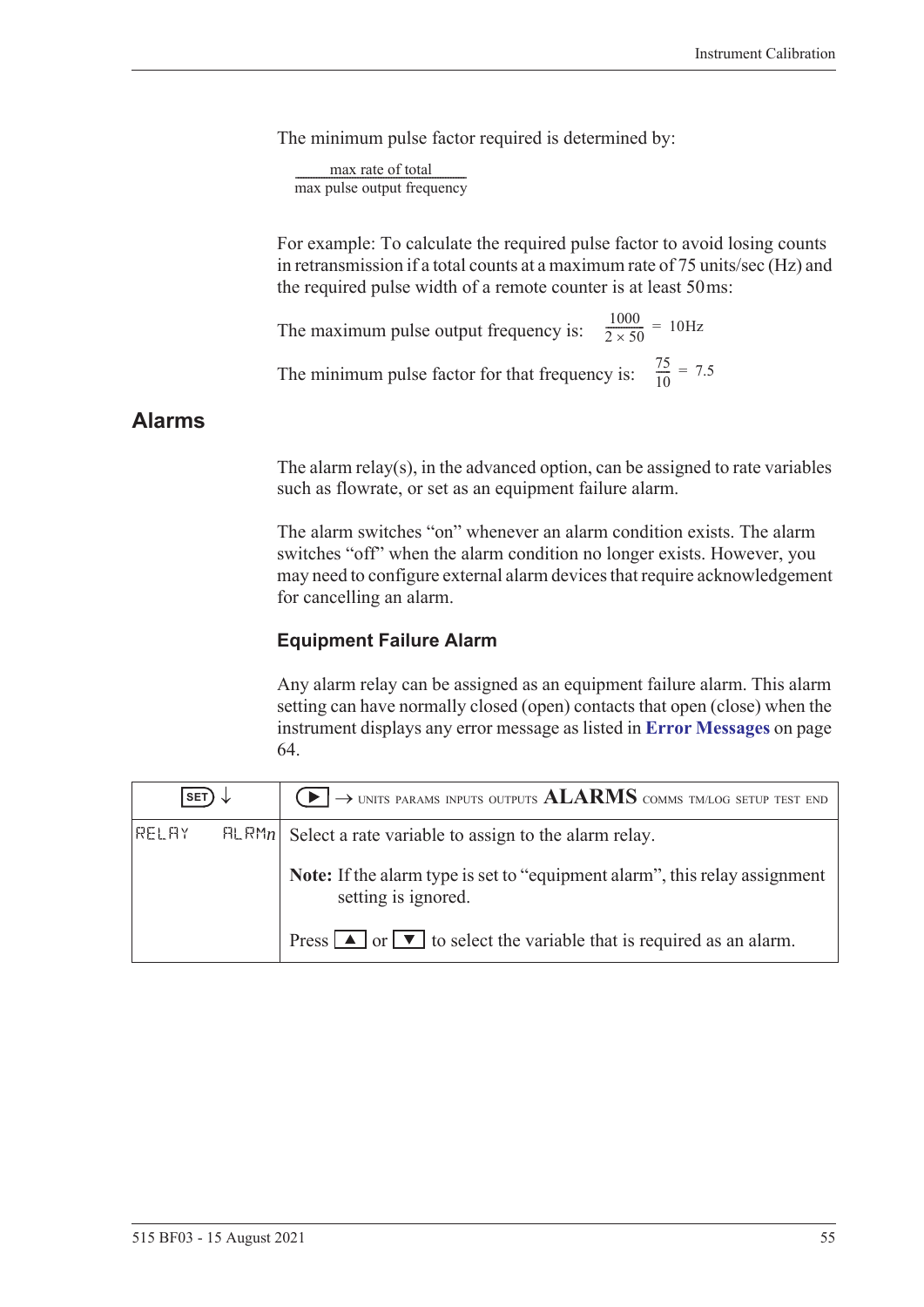The minimum pulse factor required is determined by:

$$\frac{\text{max rate of total}}{\text{max pulse output frequency}}$$

For example: To calculate the required pulse factor to avoid losing counts in retransmission if a total counts at a maximum rate of 75 units/sec (Hz) and the required pulse width of a remote counter is at least 50 ms:

The maximum pulse output frequency is: $\frac{1000}{2 \times 50} = 10\text{Hz}$

The minimum pulse factor for that frequency is: $\frac{75}{10} = 7.5$

## Alarms

The alarm relay(s), in the advanced option, can be assigned to rate variables such as flowrate, or set as an equipment failure alarm.

The alarm switches "on" whenever an alarm condition exists. The alarm switches "off" when the alarm condition no longer exists. However, you may need to configure external alarm devices that require acknowledgement for cancelling an alarm.

### Equipment Failure Alarm

Any alarm relay can be assigned as an equipment failure alarm. This alarm setting can have normally closed (open) contacts that open (close) when the instrument displays any error message as listed in **Error Messages** on page 64.

| SET ↓ | ▶ → UNITS PARAMS INPUTS OUTPUTS **ALARMS** COMMS TM/LOG SETUP TEST END |
|---|---|
| RELAY ALRM*n* | Select a rate variable to assign to the alarm relay.<br><br>**Note:** If the alarm type is set to "equipment alarm", this relay assignment setting is ignored.<br><br>Press ▲ or ▼ to select the variable that is required as an alarm. |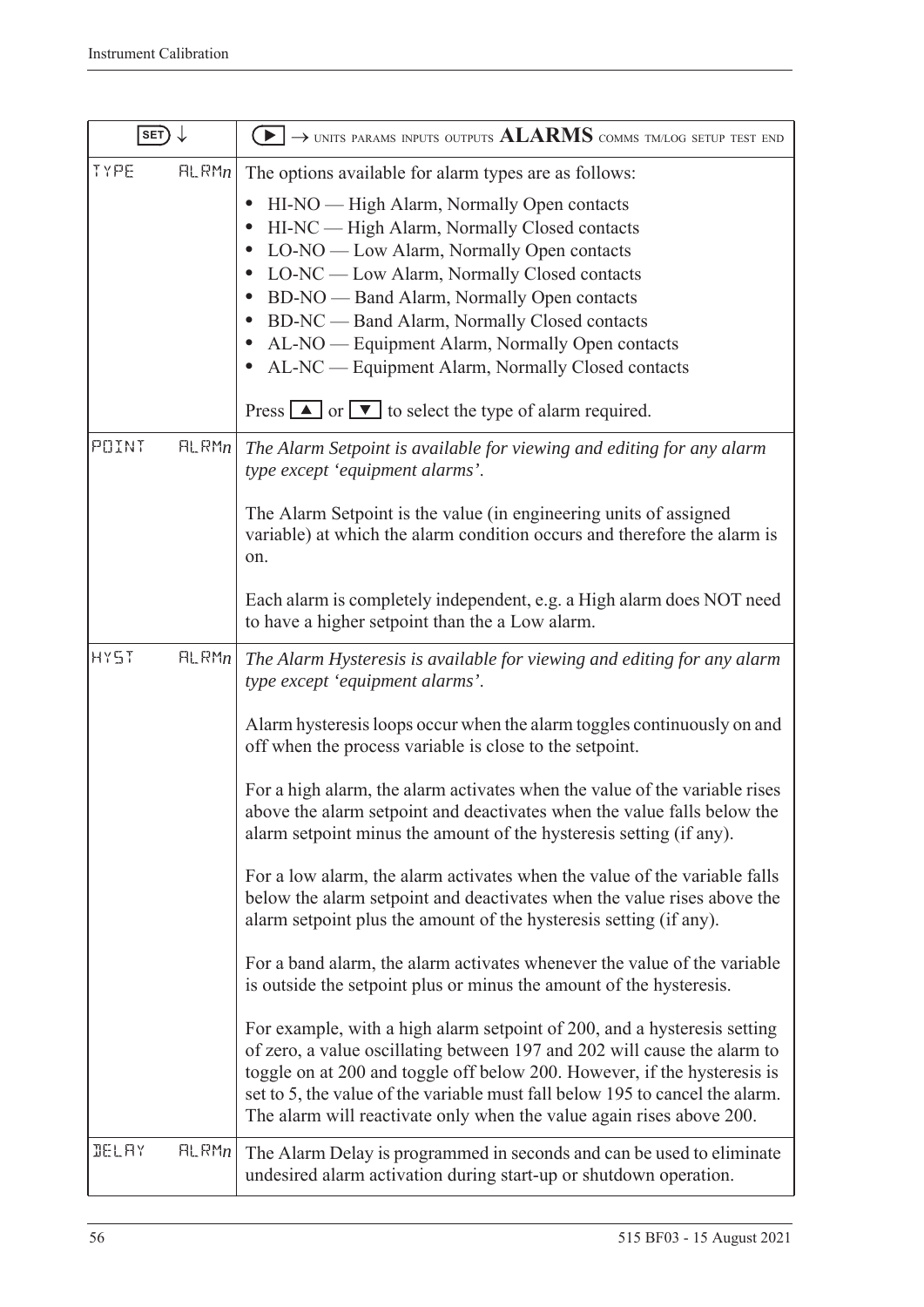| SET ↓ | ▶ → UNITS PARAMS INPUTS OUTPUTS **ALARMS** COMMS TM/LOG SETUP TEST END |
|---|---|
| TYPE ALRM*n* | The options available for alarm types are as follows:<br>• HI-NO — High Alarm, Normally Open contacts<br>• HI-NC — High Alarm, Normally Closed contacts<br>• LO-NO — Low Alarm, Normally Open contacts<br>• LO-NC — Low Alarm, Normally Closed contacts<br>• BD-NO — Band Alarm, Normally Open contacts<br>• BD-NC — Band Alarm, Normally Closed contacts<br>• AL-NO — Equipment Alarm, Normally Open contacts<br>• AL-NC — Equipment Alarm, Normally Closed contacts<br><br>Press ▲ or ▼ to select the type of alarm required. |
| POINT ALRM*n* | *The Alarm Setpoint is available for viewing and editing for any alarm type except 'equipment alarms'.*<br><br>The Alarm Setpoint is the value (in engineering units of assigned variable) at which the alarm condition occurs and therefore the alarm is on.<br><br>Each alarm is completely independent, e.g. a High alarm does NOT need to have a higher setpoint than the a Low alarm. |
| HYST ALRM*n* | *The Alarm Hysteresis is available for viewing and editing for any alarm type except 'equipment alarms'.*<br><br>Alarm hysteresis loops occur when the alarm toggles continuously on and off when the process variable is close to the setpoint.<br><br>For a high alarm, the alarm activates when the value of the variable rises above the alarm setpoint and deactivates when the value falls below the alarm setpoint minus the amount of the hysteresis setting (if any).<br><br>For a low alarm, the alarm activates when the value of the variable falls below the alarm setpoint and deactivates when the value rises above the alarm setpoint plus the amount of the hysteresis setting (if any).<br><br>For a band alarm, the alarm activates whenever the value of the variable is outside the setpoint plus or minus the amount of the hysteresis.<br><br>For example, with a high alarm setpoint of 200, and a hysteresis setting of zero, a value oscillating between 197 and 202 will cause the alarm to toggle on at 200 and toggle off below 200. However, if the hysteresis is set to 5, the value of the variable must fall below 195 to cancel the alarm. The alarm will reactivate only when the value again rises above 200. |
| DELAY ALRM*n* | The Alarm Delay is programmed in seconds and can be used to eliminate undesired alarm activation during start-up or shutdown operation. |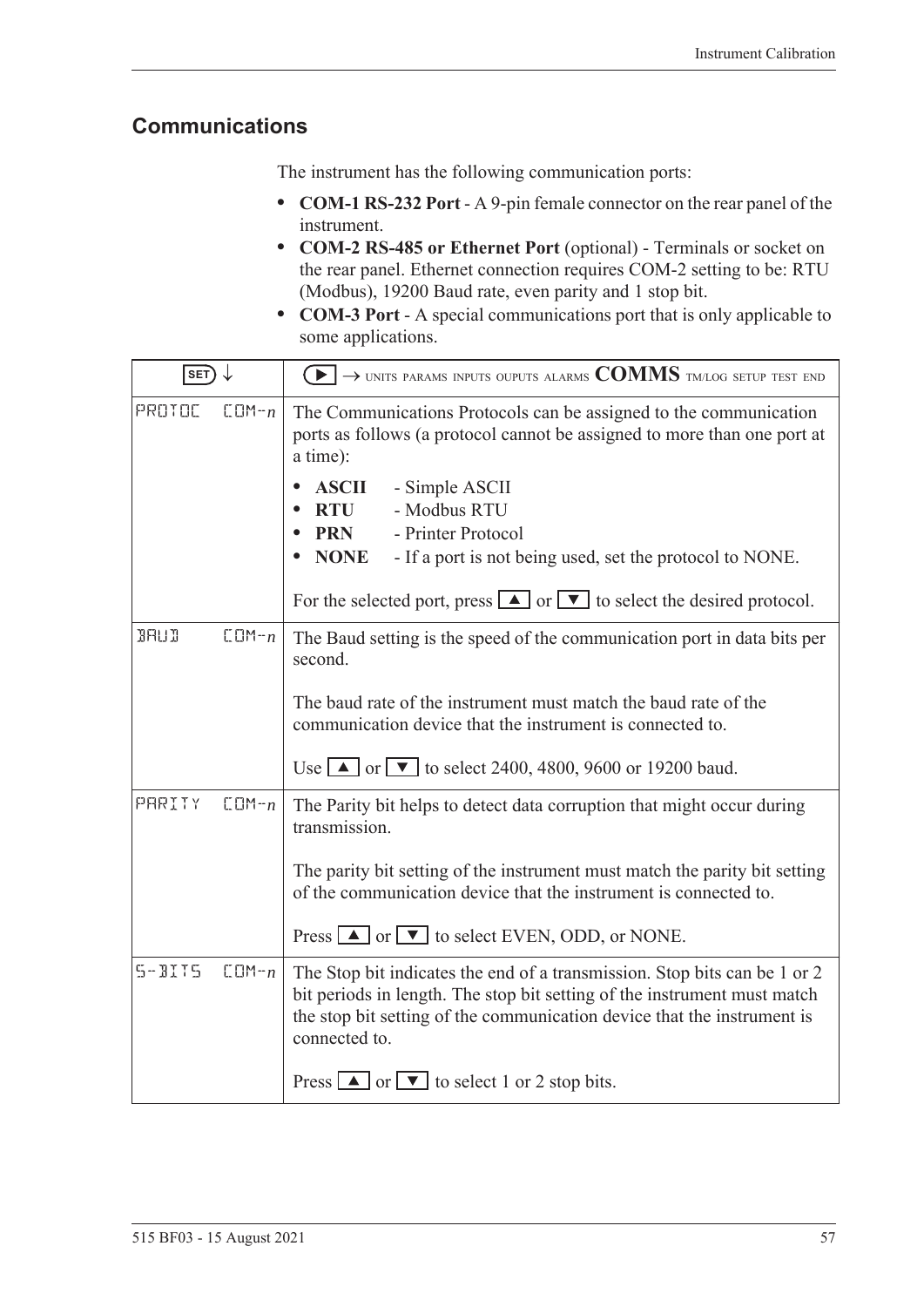## Communications

The instrument has the following communication ports:

- **COM-1 RS-232 Port** - A 9-pin female connector on the rear panel of the instrument.
- **COM-2 RS-485 or Ethernet Port** (optional) - Terminals or socket on the rear panel. Ethernet connection requires COM-2 setting to be: RTU (Modbus), 19200 Baud rate, even parity and 1 stop bit.
- **COM-3 Port** - A special communications port that is only applicable to some applications.

| SET ↓ | ▶ → UNITS PARAMS INPUTS OUPUTS ALARMS **COMMS** TM/LOG SETUP TEST END |
|---|---|
| PROTOC COM-*n* | The Communications Protocols can be assigned to the communication ports as follows (a protocol cannot be assigned to more than one port at a time):<br>• **ASCII** - Simple ASCII<br>• **RTU** - Modbus RTU<br>• **PRN** - Printer Protocol<br>• **NONE** - If a port is not being used, set the protocol to NONE.<br><br>For the selected port, press ▲ or ▼ to select the desired protocol. |
| BAUD COM-*n* | The Baud setting is the speed of the communication port in data bits per second.<br><br>The baud rate of the instrument must match the baud rate of the communication device that the instrument is connected to.<br><br>Use ▲ or ▼ to select 2400, 4800, 9600 or 19200 baud. |
| PARITY COM-*n* | The Parity bit helps to detect data corruption that might occur during transmission.<br><br>The parity bit setting of the instrument must match the parity bit setting of the communication device that the instrument is connected to.<br><br>Press ▲ or ▼ to select EVEN, ODD, or NONE. |
| S-BITS COM-*n* | The Stop bit indicates the end of a transmission. Stop bits can be 1 or 2 bit periods in length. The stop bit setting of the instrument must match the stop bit setting of the communication device that the instrument is connected to.<br><br>Press ▲ or ▼ to select 1 or 2 stop bits. |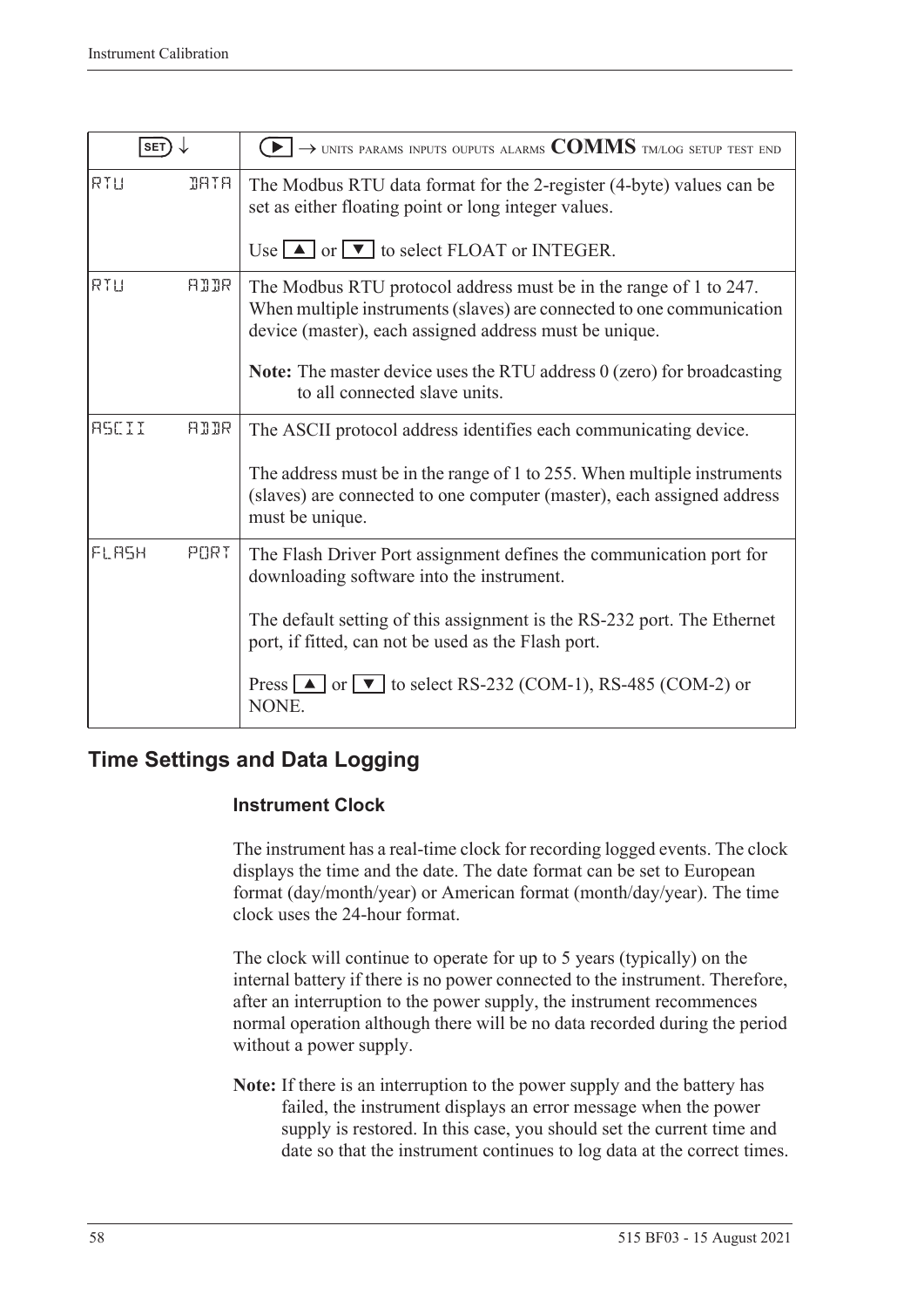| SET ↓ | ▶ → UNITS PARAMS INPUTS OUPUTS ALARMS **COMMS** TM/LOG SETUP TEST END |
|---|---|
| RTU DATA | The Modbus RTU data format for the 2-register (4-byte) values can be set as either floating point or long integer values.<br><br>Use ▲ or ▼ to select FLOAT or INTEGER. |
| RTU ADDR | The Modbus RTU protocol address must be in the range of 1 to 247. When multiple instruments (slaves) are connected to one communication device (master), each assigned address must be unique.<br><br>**Note:** The master device uses the RTU address 0 (zero) for broadcasting to all connected slave units. |
| ASCII ADDR | The ASCII protocol address identifies each communicating device.<br><br>The address must be in the range of 1 to 255. When multiple instruments (slaves) are connected to one computer (master), each assigned address must be unique. |
| FLASH PORT | The Flash Driver Port assignment defines the communication port for downloading software into the instrument.<br><br>The default setting of this assignment is the RS-232 port. The Ethernet port, if fitted, can not be used as the Flash port.<br><br>Press ▲ or ▼ to select RS-232 (COM-1), RS-485 (COM-2) or NONE. |

## Time Settings and Data Logging

### Instrument Clock

The instrument has a real-time clock for recording logged events. The clock displays the time and the date. The date format can be set to European format (day/month/year) or American format (month/day/year). The time clock uses the 24-hour format.

The clock will continue to operate for up to 5 years (typically) on the internal battery if there is no power connected to the instrument. Therefore, after an interruption to the power supply, the instrument recommences normal operation although there will be no data recorded during the period without a power supply.

**Note:** If there is an interruption to the power supply and the battery has failed, the instrument displays an error message when the power supply is restored. In this case, you should set the current time and date so that the instrument continues to log data at the correct times.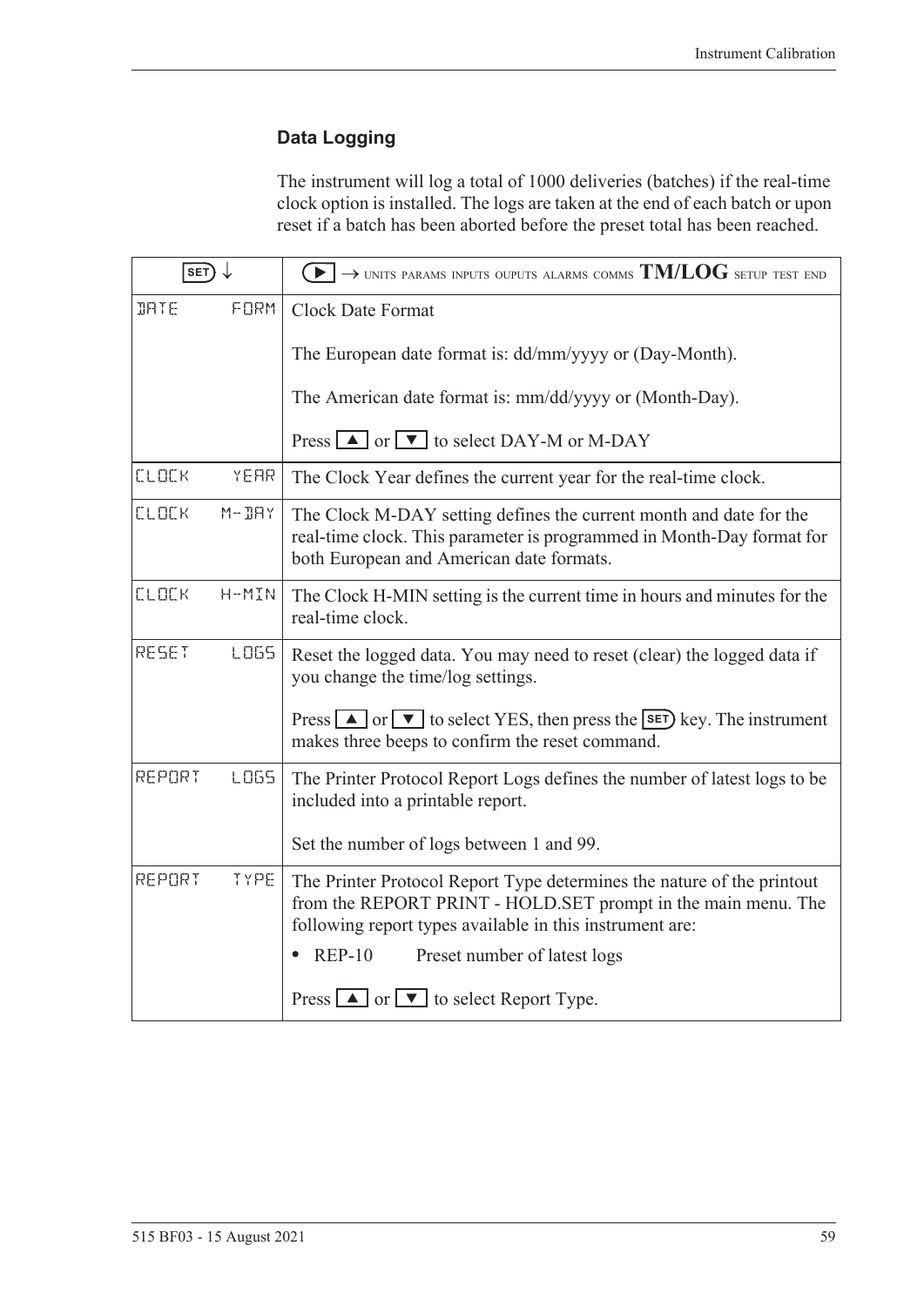## Data Logging

The instrument will log a total of 1000 deliveries (batches) if the real-time clock option is installed. The logs are taken at the end of each batch or upon reset if a batch has been aborted before the preset total has been reached.

| SET ↓ | ▶ → UNITS PARAMS INPUTS OUPUTS ALARMS COMMS **TM/LOG** SETUP TEST END |
|---|---|
| DATE FORM | Clock Date Format<br><br>The European date format is: dd/mm/yyyy or (Day-Month).<br><br>The American date format is: mm/dd/yyyy or (Month-Day).<br><br>Press ▲ or ▼ to select DAY-M or M-DAY |
| CLOCK YEAR | The Clock Year defines the current year for the real-time clock. |
| CLOCK M-DAY | The Clock M-DAY setting defines the current month and date for the real-time clock. This parameter is programmed in Month-Day format for both European and American date formats. |
| CLOCK H-MIN | The Clock H-MIN setting is the current time in hours and minutes for the real-time clock. |
| RESET LOGS | Reset the logged data. You may need to reset (clear) the logged data if you change the time/log settings.<br><br>Press ▲ or ▼ to select YES, then press the SET key. The instrument makes three beeps to confirm the reset command. |
| REPORT LOGS | The Printer Protocol Report Logs defines the number of latest logs to be included into a printable report.<br><br>Set the number of logs between 1 and 99. |
| REPORT TYPE | The Printer Protocol Report Type determines the nature of the printout from the REPORT PRINT - HOLD.SET prompt in the main menu. The following report types available in this instrument are:<br><br>• REP-10 Preset number of latest logs<br><br>Press ▲ or ▼ to select Report Type. |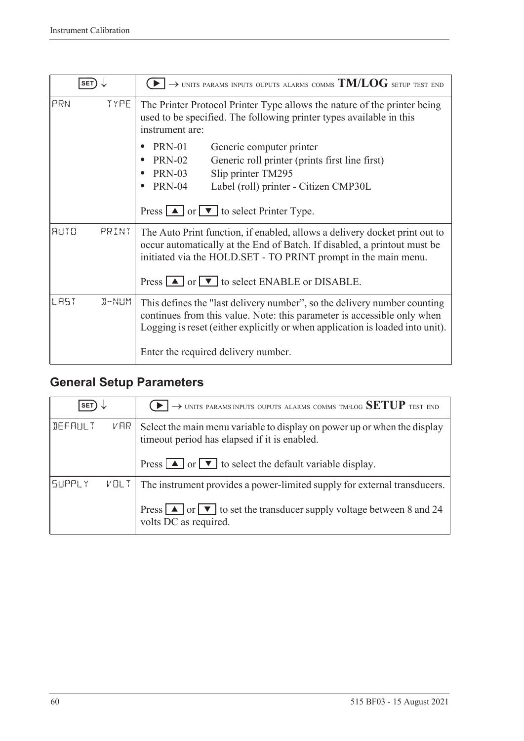| SET ↓ | ▶ → UNITS PARAMS INPUTS OUPUTS ALARMS COMMS **TM/LOG** SETUP TEST END |
|---|---|
| PRN TYPE | The Printer Protocol Printer Type allows the nature of the printer being used to be specified. The following printer types available in this instrument are:<br>• PRN-01 Generic computer printer<br>• PRN-02 Generic roll printer (prints first line first)<br>• PRN-03 Slip printer TM295<br>• PRN-04 Label (roll) printer - Citizen CMP30L<br><br>Press ▲ or ▼ to select Printer Type. |
| AUTO PRINT | The Auto Print function, if enabled, allows a delivery docket print out to occur automatically at the End of Batch. If disabled, a printout must be initiated via the HOLD.SET - TO PRINT prompt in the main menu.<br><br>Press ▲ or ▼ to select ENABLE or DISABLE. |
| LAST D-NUM | This defines the "last delivery number", so the delivery number counting continues from this value. Note: this parameter is accessible only when Logging is reset (either explicitly or when application is loaded into unit).<br><br>Enter the required delivery number. |

## General Setup Parameters

| SET ↓ | ▶ → UNITS PARAMS INPUTS OUPUTS ALARMS COMMS TM/LOG **SETUP** TEST END |
|---|---|
| DEFAULT VAR | Select the main menu variable to display on power up or when the display timeout period has elapsed if it is enabled.<br><br>Press ▲ or ▼ to select the default variable display. |
| SUPPLY VOLT | The instrument provides a power-limited supply for external transducers.<br><br>Press ▲ or ▼ to set the transducer supply voltage between 8 and 24 volts DC as required. |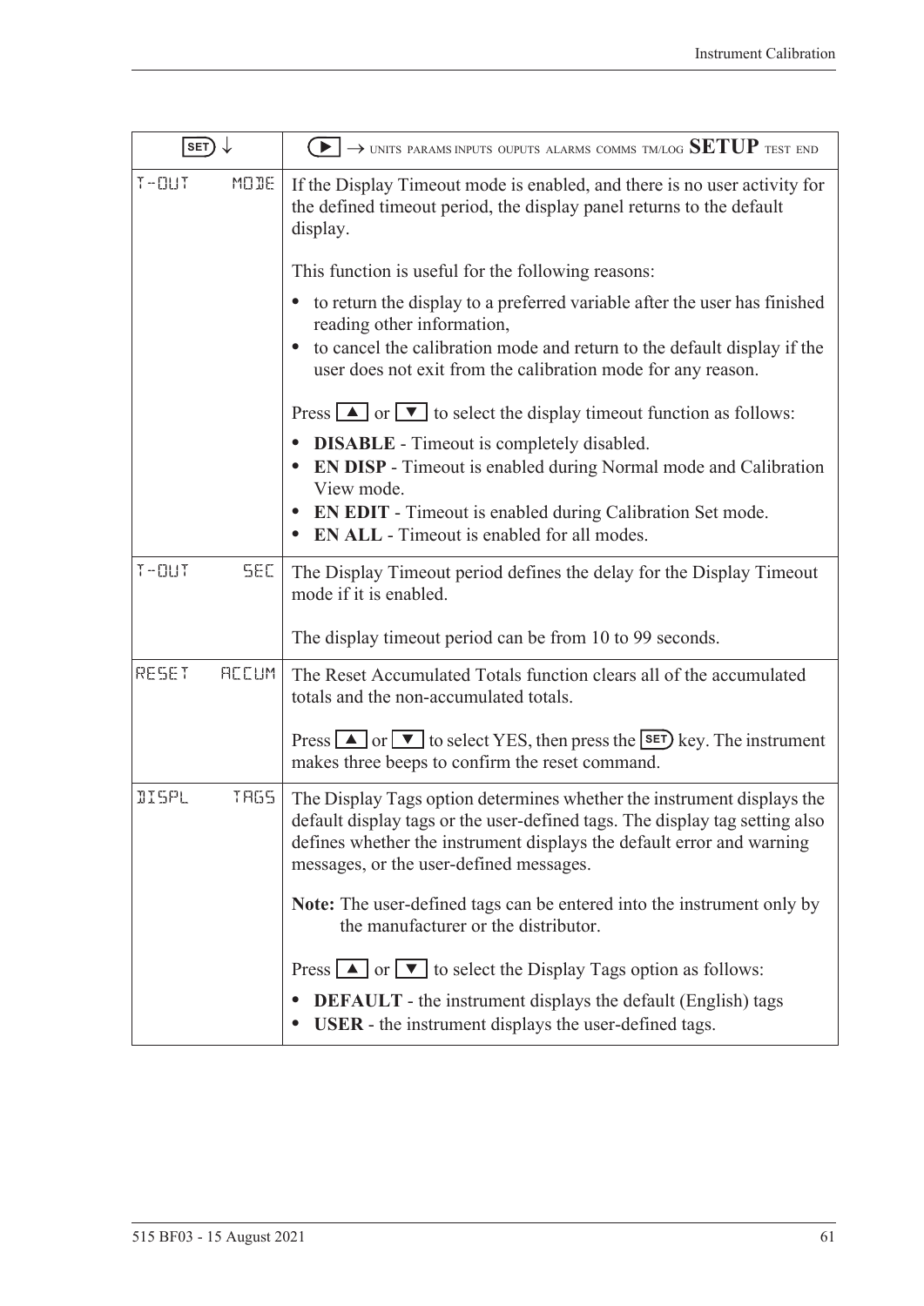| SET ↓ | ▶ → UNITS PARAMS INPUTS OUPUTS ALARMS COMMS TM/LOG **SETUP** TEST END |
|---|---|
| T-OUT MODE | If the Display Timeout mode is enabled, and there is no user activity for the defined timeout period, the display panel returns to the default display.<br><br>This function is useful for the following reasons:<br><br>• to return the display to a preferred variable after the user has finished reading other information,<br>• to cancel the calibration mode and return to the default display if the user does not exit from the calibration mode for any reason.<br><br>Press ▲ or ▼ to select the display timeout function as follows:<br><br>• **DISABLE** - Timeout is completely disabled.<br>• **EN DISP** - Timeout is enabled during Normal mode and Calibration View mode.<br>• **EN EDIT** - Timeout is enabled during Calibration Set mode.<br>• **EN ALL** - Timeout is enabled for all modes. |
| T-OUT SEC | The Display Timeout period defines the delay for the Display Timeout mode if it is enabled.<br><br>The display timeout period can be from 10 to 99 seconds. |
| RESET ACCUM | The Reset Accumulated Totals function clears all of the accumulated totals and the non-accumulated totals.<br><br>Press ▲ or ▼ to select YES, then press the SET key. The instrument makes three beeps to confirm the reset command. |
| DISPL TAGS | The Display Tags option determines whether the instrument displays the default display tags or the user-defined tags. The display tag setting also defines whether the instrument displays the default error and warning messages, or the user-defined messages.<br><br>**Note:** The user-defined tags can be entered into the instrument only by the manufacturer or the distributor.<br><br>Press ▲ or ▼ to select the Display Tags option as follows:<br><br>• **DEFAULT** - the instrument displays the default (English) tags<br>• **USER** - the instrument displays the user-defined tags. |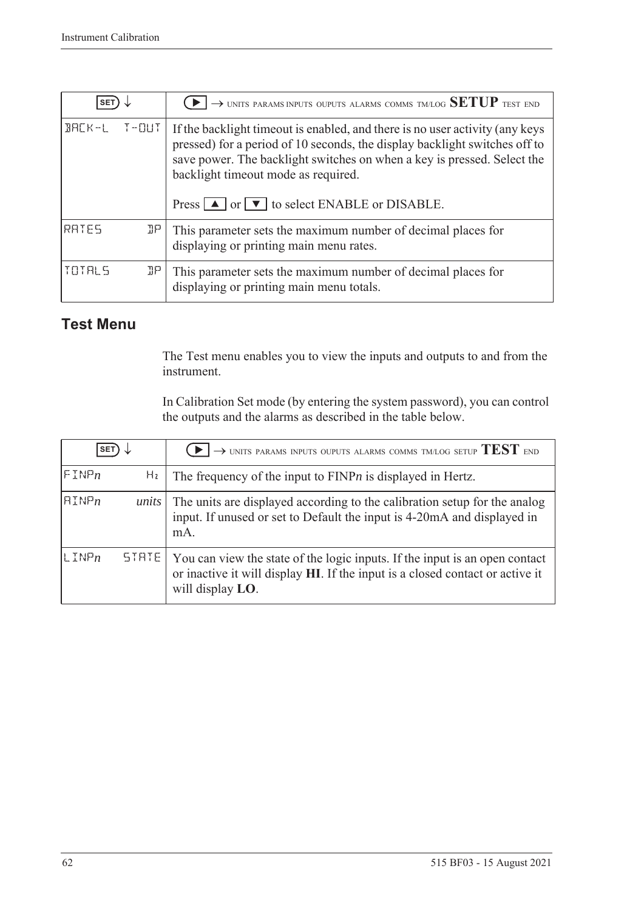| SET ↓ | ▶ → UNITS PARAMS INPUTS OUPUTS ALARMS COMMS TM/LOG **SETUP** TEST END |
|---|---|
| BACK-L T-OUT | If the backlight timeout is enabled, and there is no user activity (any keys pressed) for a period of 10 seconds, the display backlight switches off to save power. The backlight switches on when a key is pressed. Select the backlight timeout mode as required.<br><br>Press ▲ or ▼ to select ENABLE or DISABLE. |
| RATES DP | This parameter sets the maximum number of decimal places for displaying or printing main menu rates. |
| TOTALS DP | This parameter sets the maximum number of decimal places for displaying or printing main menu totals. |

## Test Menu

The Test menu enables you to view the inputs and outputs to and from the instrument.

In Calibration Set mode (by entering the system password), you can control the outputs and the alarms as described in the table below.

| SET ↓ | ▶ → UNITS PARAMS INPUTS OUPUTS ALARMS COMMS TM/LOG SETUP **TEST** END |
|---|---|
| FINP*n* Hz | The frequency of the input to FINP*n* is displayed in Hertz. |
| AINP*n* *units* | The units are displayed according to the calibration setup for the analog input. If unused or set to Default the input is 4-20mA and displayed in mA. |
| LINP*n* STATE | You can view the state of the logic inputs. If the input is an open contact or inactive it will display **HI**. If the input is a closed contact or active it will display **LO**. |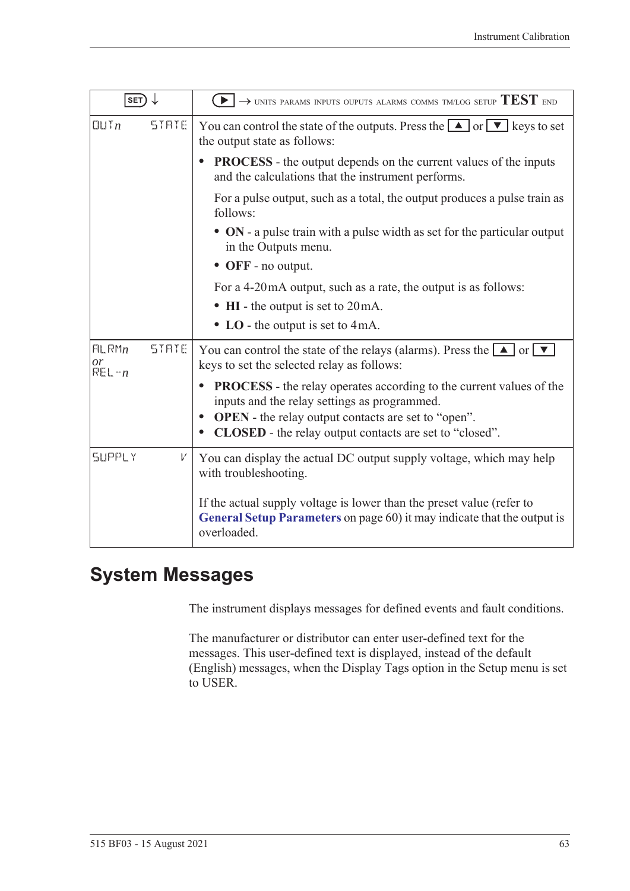| SET ↓ | ▶ → UNITS PARAMS INPUTS OUPUTS ALARMS COMMS TM/LOG SETUP **TEST** END |
|---|---|
| OUT*n* STATE | You can control the state of the outputs. Press the ▲ or ▼ keys to set the output state as follows:<br>• **PROCESS** - the output depends on the current values of the inputs and the calculations that the instrument performs.<br>For a pulse output, such as a total, the output produces a pulse train as follows:<br>• **ON** - a pulse train with a pulse width as set for the particular output in the Outputs menu.<br>• **OFF** - no output.<br>For a 4-20mA output, such as a rate, the output is as follows:<br>• **HI** - the output is set to 20mA.<br>• **LO** - the output is set to 4mA. |
| ALRM*n* STATE *or* REL-*n* | You can control the state of the relays (alarms). Press the ▲ or ▼ keys to set the selected relay as follows:<br>• **PROCESS** - the relay operates according to the current values of the inputs and the relay settings as programmed.<br>• **OPEN** - the relay output contacts are set to "open".<br>• **CLOSED** - the relay output contacts are set to "closed". |
| SUPPLY V | You can display the actual DC output supply voltage, which may help with troubleshooting.<br><br>If the actual supply voltage is lower than the preset value (refer to **General Setup Parameters** on page 60) it may indicate that the output is overloaded. |

# System Messages

The instrument displays messages for defined events and fault conditions.

The manufacturer or distributor can enter user-defined text for the messages. This user-defined text is displayed, instead of the default (English) messages, when the Display Tags option in the Setup menu is set to USER.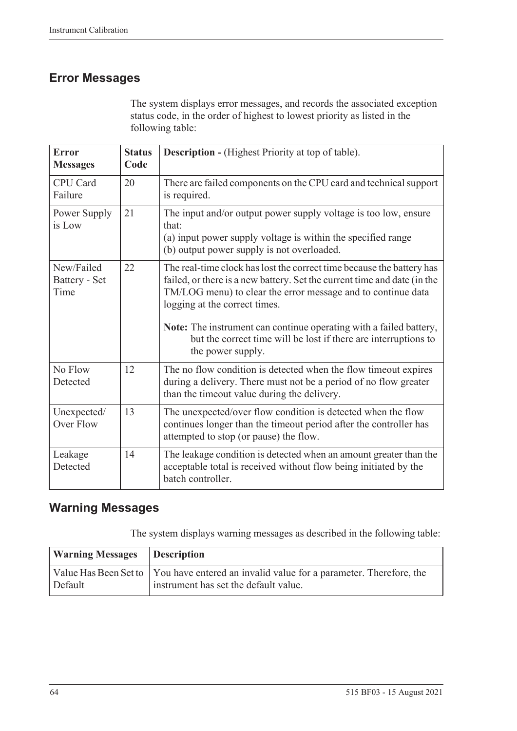## Error Messages

The system displays error messages, and records the associated exception status code, in the order of highest to lowest priority as listed in the following table:

| Error Messages | Status Code | Description - (Highest Priority at top of table). |
|---|---|---|
| CPU Card Failure | 20 | There are failed components on the CPU card and technical support is required. |
| Power Supply is Low | 21 | The input and/or output power supply voltage is too low, ensure that:<br>(a) input power supply voltage is within the specified range<br>(b) output power supply is not overloaded. |
| New/Failed Battery - Set Time | 22 | The real-time clock has lost the correct time because the battery has failed, or there is a new battery. Set the current time and date (in the TM/LOG menu) to clear the error message and to continue data logging at the correct times.<br><br>**Note:** The instrument can continue operating with a failed battery, but the correct time will be lost if there are interruptions to the power supply. |
| No Flow Detected | 12 | The no flow condition is detected when the flow timeout expires during a delivery. There must not be a period of no flow greater than the timeout value during the delivery. |
| Unexpected/ Over Flow | 13 | The unexpected/over flow condition is detected when the flow continues longer than the timeout period after the controller has attempted to stop (or pause) the flow. |
| Leakage Detected | 14 | The leakage condition is detected when an amount greater than the acceptable total is received without flow being initiated by the batch controller. |

## Warning Messages

The system displays warning messages as described in the following table:

| Warning Messages | Description |
|---|---|
| Value Has Been Set to Default | You have entered an invalid value for a parameter. Therefore, the instrument has set the default value. |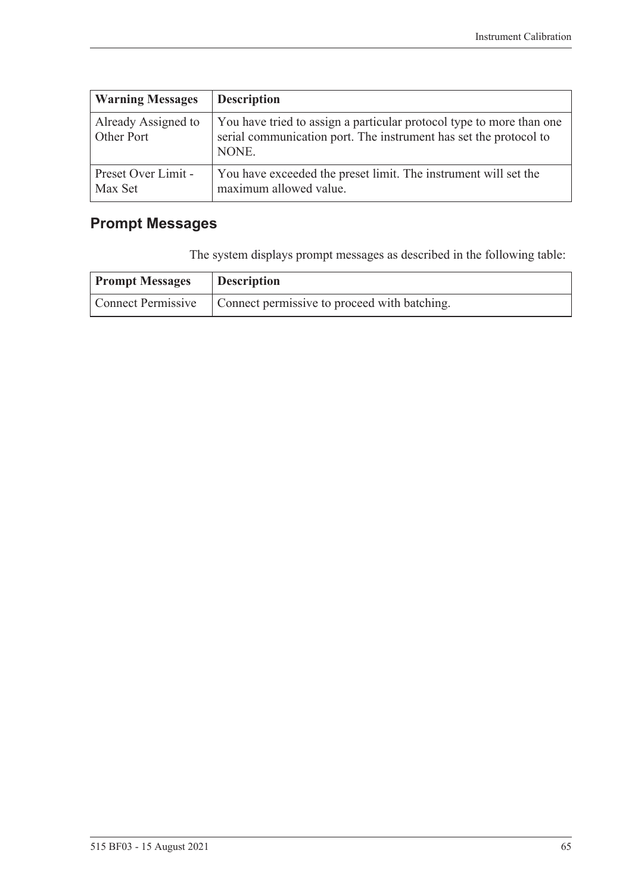| Warning Messages | Description |
| --- | --- |
| Already Assigned to Other Port | You have tried to assign a particular protocol type to more than one serial communication port. The instrument has set the protocol to NONE. |
| Preset Over Limit - Max Set | You have exceeded the preset limit. The instrument will set the maximum allowed value. |

## Prompt Messages

The system displays prompt messages as described in the following table:

| Prompt Messages | Description |
| --- | --- |
| Connect Permissive | Connect permissive to proceed with batching. |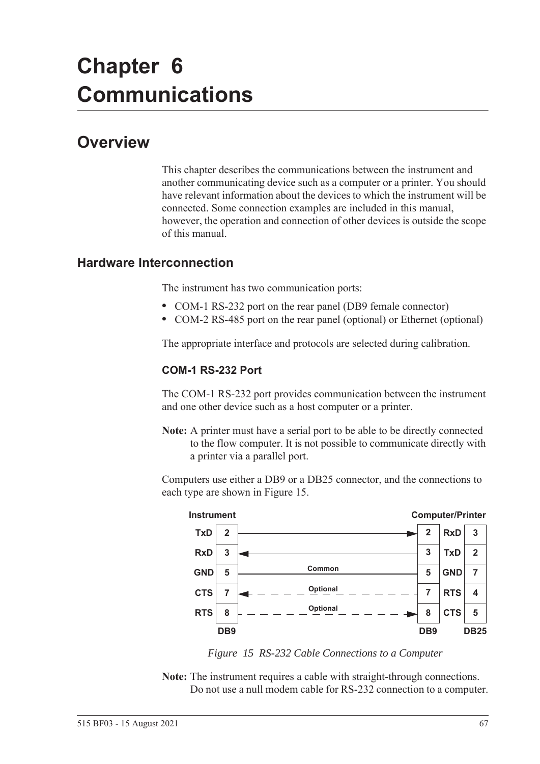# Chapter 6 Communications

## Overview

This chapter describes the communications between the instrument and another communicating device such as a computer or a printer. You should have relevant information about the devices to which the instrument will be connected. Some connection examples are included in this manual, however, the operation and connection of other devices is outside the scope of this manual.

### Hardware Interconnection

The instrument has two communication ports:

- COM-1 RS-232 port on the rear panel (DB9 female connector)
- COM-2 RS-485 port on the rear panel (optional) or Ethernet (optional)

The appropriate interface and protocols are selected during calibration.

#### COM-1 RS-232 Port

The COM-1 RS-232 port provides communication between the instrument and one other device such as a host computer or a printer.

**Note:** A printer must have a serial port to be able to be directly connected to the flow computer. It is not possible to communicate directly with a printer via a parallel port.

Computers use either a DB9 or a DB25 connector, and the connections to each type are shown in Figure 15.

| Instrument | DB9 | Connection | DB9 | Computer/Printer | DB25 |
|---|---|---|---|---|---|
| TxD | 2 | → | 2 | RxD | 3 |
| RxD | 3 | ← | 3 | TxD | 2 |
| GND | 5 | Common | 5 | GND | 7 |
| CTS | 7 | ← Optional | 7 | RTS | 4 |
| RTS | 8 | Optional → | 8 | CTS | 5 |

*Figure 15 RS-232 Cable Connections to a Computer*

**Note:** The instrument requires a cable with straight-through connections. Do not use a null modem cable for RS-232 connection to a computer.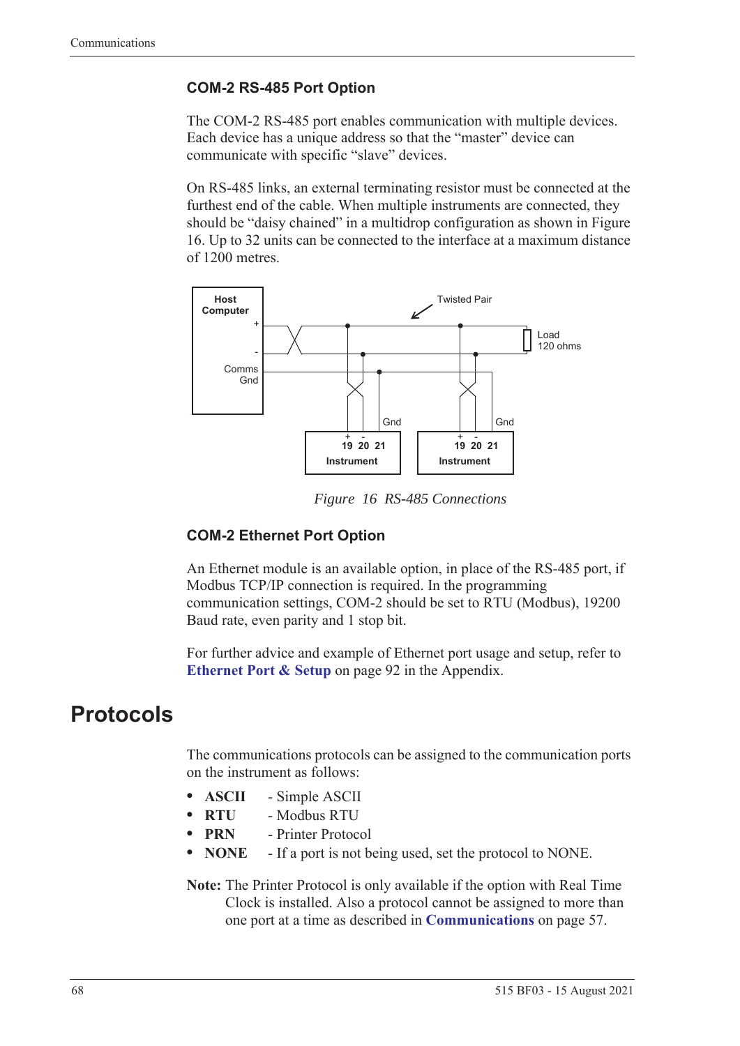### COM-2 RS-485 Port Option

The COM-2 RS-485 port enables communication with multiple devices. Each device has a unique address so that the "master" device can communicate with specific "slave" devices.

On RS-485 links, an external terminating resistor must be connected at the furthest end of the cable. When multiple instruments are connected, they should be "daisy chained" in a multidrop configuration as shown in Figure 16. Up to 32 units can be connected to the interface at a maximum distance of 1200 metres.

*Figure 16 RS-485 Connections*

### COM-2 Ethernet Port Option

An Ethernet module is an available option, in place of the RS-485 port, if Modbus TCP/IP connection is required. In the programming communication settings, COM-2 should be set to RTU (Modbus), 19200 Baud rate, even parity and 1 stop bit.

For further advice and example of Ethernet port usage and setup, refer to **Ethernet Port & Setup** on page 92 in the Appendix.

# Protocols

The communications protocols can be assigned to the communication ports on the instrument as follows:

- **ASCII** - Simple ASCII
- **RTU** - Modbus RTU
- **PRN** - Printer Protocol
- **NONE** - If a port is not being used, set the protocol to NONE.

**Note:** The Printer Protocol is only available if the option with Real Time Clock is installed. Also a protocol cannot be assigned to more than one port at a time as described in **Communications** on page 57.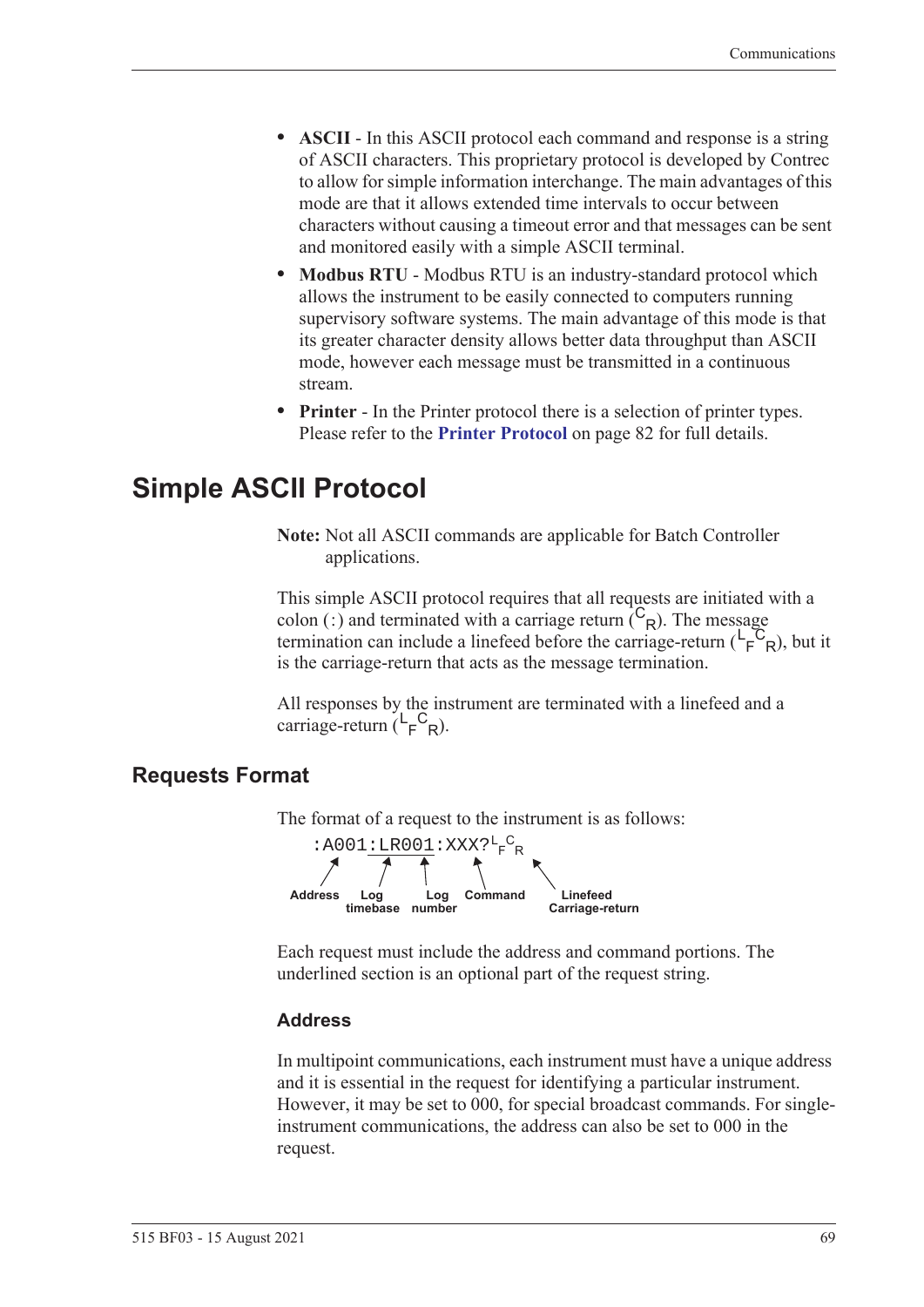- **ASCII** - In this ASCII protocol each command and response is a string of ASCII characters. This proprietary protocol is developed by Contrec to allow for simple information interchange. The main advantages of this mode are that it allows extended time intervals to occur between characters without causing a timeout error and that messages can be sent and monitored easily with a simple ASCII terminal.
- **Modbus RTU** - Modbus RTU is an industry-standard protocol which allows the instrument to be easily connected to computers running supervisory software systems. The main advantage of this mode is that its greater character density allows better data throughput than ASCII mode, however each message must be transmitted in a continuous stream.
- **Printer** - In the Printer protocol there is a selection of printer types. Please refer to the **Printer Protocol** on page 82 for full details.

# Simple ASCII Protocol

**Note:** Not all ASCII commands are applicable for Batch Controller applications.

This simple ASCII protocol requires that all requests are initiated with a colon (:) and terminated with a carriage return ($^C{}_R$). The message termination can include a linefeed before the carriage-return ($^L{}_F{}^C{}_R$), but it is the carriage-return that acts as the message termination.

All responses by the instrument are terminated with a linefeed and a carriage-return ($^L{}_F{}^C{}_R$).

## Requests Format

The format of a request to the instrument is as follows:

```
:A001:LR001:XXX?LFCR
```

(Address: `A001`; Log timebase: `LR`; Log number: `001`; Command: `XXX?`; Linefeed Carriage-return: $^L{}_F{}^C{}_R$)

Each request must include the address and command portions. The underlined section is an optional part of the request string.

### Address

In multipoint communications, each instrument must have a unique address and it is essential in the request for identifying a particular instrument. However, it may be set to 000, for special broadcast commands. For single-instrument communications, the address can also be set to 000 in the request.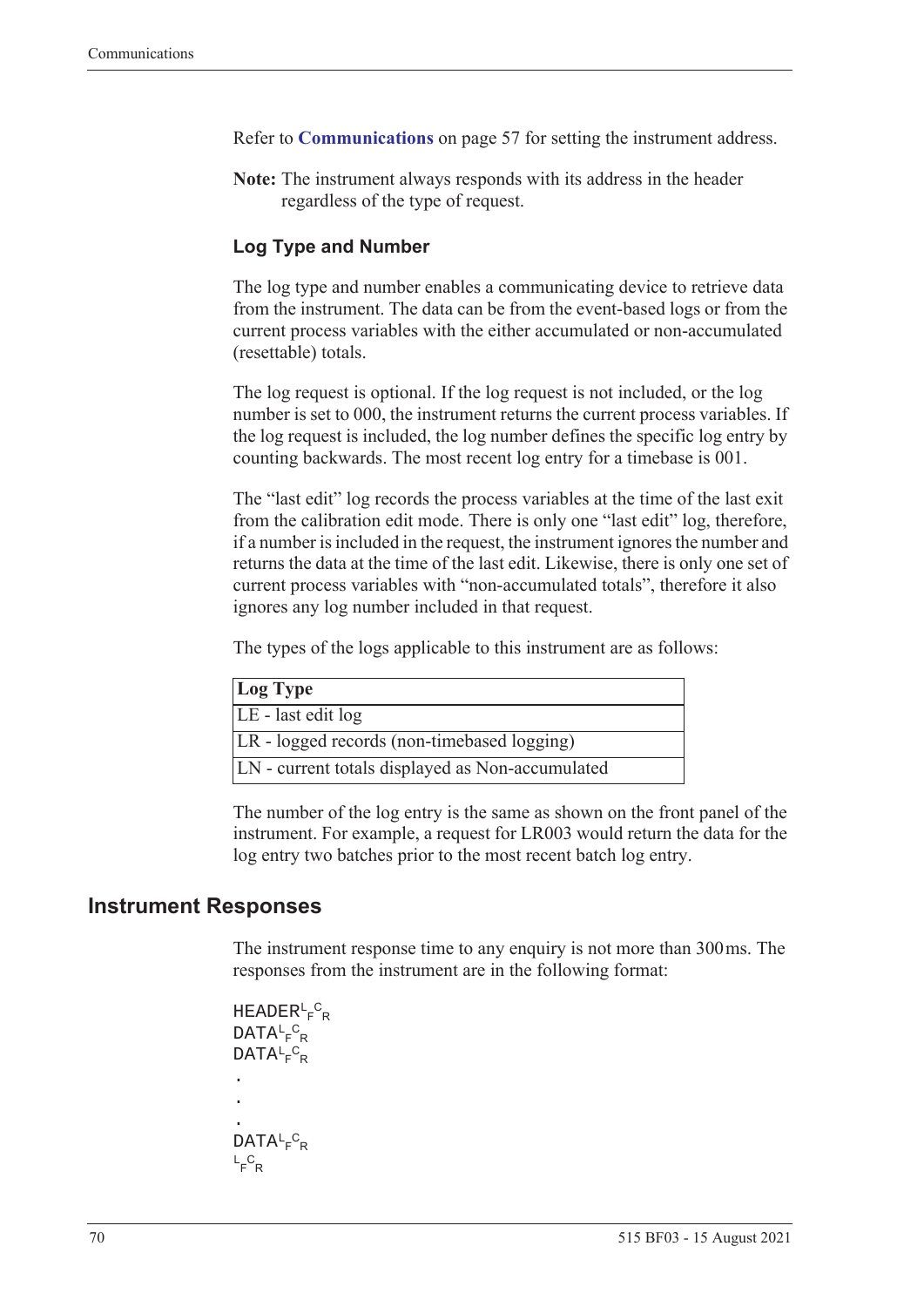Refer to **Communications** on page 57 for setting the instrument address.

**Note:** The instrument always responds with its address in the header regardless of the type of request.

### Log Type and Number

The log type and number enables a communicating device to retrieve data from the instrument. The data can be from the event-based logs or from the current process variables with the either accumulated or non-accumulated (resettable) totals.

The log request is optional. If the log request is not included, or the log number is set to 000, the instrument returns the current process variables. If the log request is included, the log number defines the specific log entry by counting backwards. The most recent log entry for a timebase is 001.

The “last edit” log records the process variables at the time of the last exit from the calibration edit mode. There is only one “last edit” log, therefore, if a number is included in the request, the instrument ignores the number and returns the data at the time of the last edit. Likewise, there is only one set of current process variables with “non-accumulated totals”, therefore it also ignores any log number included in that request.

The types of the logs applicable to this instrument are as follows:

| Log Type |
|---|
| LE - last edit log |
| LR - logged records (non-timebased logging) |
| LN - current totals displayed as Non-accumulated |

The number of the log entry is the same as shown on the front panel of the instrument. For example, a request for LR003 would return the data for the log entry two batches prior to the most recent batch log entry.

## Instrument Responses

The instrument response time to any enquiry is not more than 300 ms. The responses from the instrument are in the following format:

```
HEADER<LF><CR>
DATA<LF><CR>
DATA<LF><CR>
.
.
.
DATA<LF><CR>
<LF><CR>
```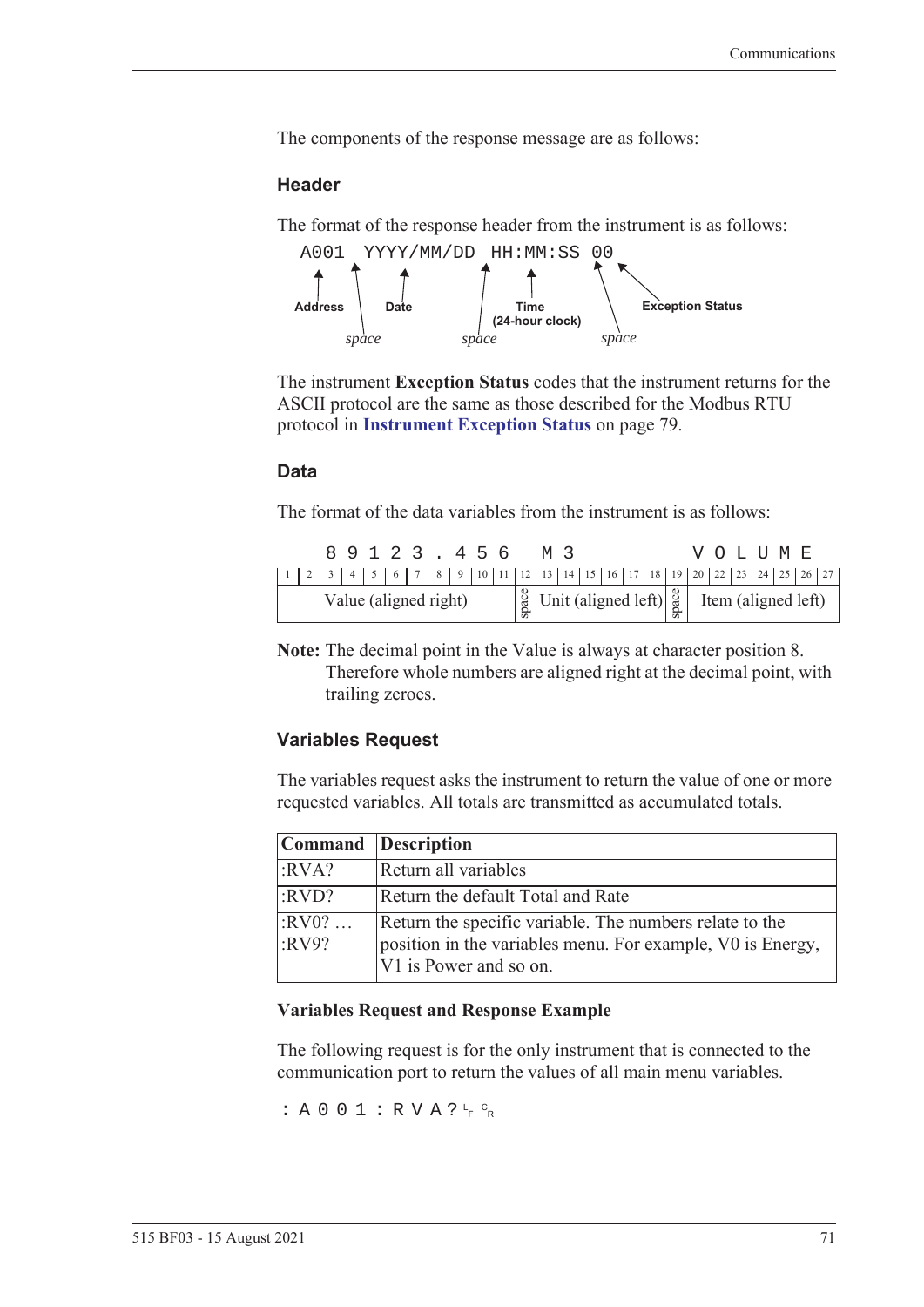The components of the response message are as follows:

### Header

The format of the response header from the instrument is as follows:

```
A001 YYYY/MM/DD HH:MM:SS 00
```

- **Address** (A001)
- *space*
- **Date** (YYYY/MM/DD)
- *space*
- **Time (24-hour clock)** (HH:MM:SS)
- *space*
- **Exception Status** (00)

The instrument **Exception Status** codes that the instrument returns for the ASCII protocol are the same as those described for the Modbus RTU protocol in **Instrument Exception Status** on page 79.

### Data

The format of the data variables from the instrument is as follows:

| 1 | 2 | 3 | 4 | 5 | 6 | 7 | 8 | 9 | 10 | 11 | 12 | 13 | 14 | 15 | 16 | 17 | 18 | 19 | 20 | 22 | 23 | 24 | 25 | 26 | 27 |
|---|---|---|---|---|---|---|---|---|---|---|---|---|---|---|---|---|---|---|---|---|---|---|---|---|---|
| | | 8 | 9 | 1 | 2 | 3 | . | 4 | 5 | 6 | | M | 3 | | | | | | V | O | L | U | M | E | |
| Value (aligned right) | | | | | | | | | | | space | Unit (aligned left) | | | | | | space | Item (aligned left) | | | | | | |

**Note:** The decimal point in the Value is always at character position 8. Therefore whole numbers are aligned right at the decimal point, with trailing zeroes.

### Variables Request

The variables request asks the instrument to return the value of one or more requested variables. All totals are transmitted as accumulated totals.

| Command | Description |
|---|---|
| :RVA? | Return all variables |
| :RVD? | Return the default Total and Rate |
| :RV0? … :RV9? | Return the specific variable. The numbers relate to the position in the variables menu. For example, V0 is Energy, V1 is Power and so on. |

#### Variables Request and Response Example

The following request is for the only instrument that is connected to the communication port to return the values of all main menu variables.

```
:A001:RVA?LF CR
```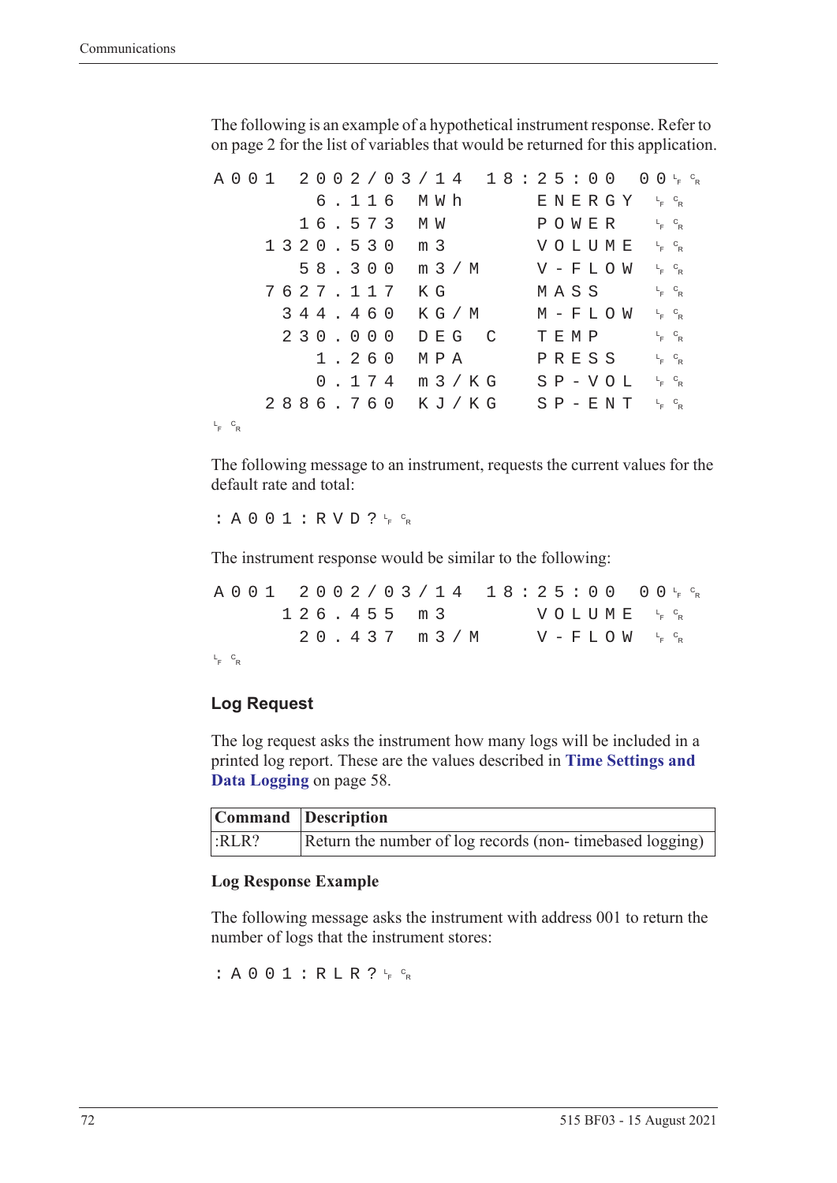The following is an example of a hypothetical instrument response. Refer to on page 2 for the list of variables that would be returned for this application.

```
A001  2002/03/14  18:25:00  00LFCR
      6.116  MWh      ENERGY  LFCR
     16.573  MW       POWER   LFCR
   1320.530  m3       VOLUME  LFCR
     58.300  m3/M     V-FLOW  LFCR
   7627.117  KG       MASS    LFCR
    344.460  KG/M     M-FLOW  LFCR
    230.000  DEG C    TEMP    LFCR
      1.260  MPA      PRESS   LFCR
      0.174  m3/KG    SP-VOL  LFCR
   2886.760  KJ/KG    SP-ENT  LFCR
LFCR
```

The following message to an instrument, requests the current values for the default rate and total:

```
:A001:RVD?LFCR
```

The instrument response would be similar to the following:

```
A001  2002/03/14  18:25:00  00LFCR
    126.455  m3       VOLUME  LFCR
     20.437  m3/M     V-FLOW  LFCR
LFCR
```

## Log Request

The log request asks the instrument how many logs will be included in a printed log report. These are the values described in **Time Settings and Data Logging** on page 58.

| Command | Description |
|---|---|
| :RLR? | Return the number of log records (non- timebased logging) |

### Log Response Example

The following message asks the instrument with address 001 to return the number of logs that the instrument stores:

```
:A001:RLR?LFCR
```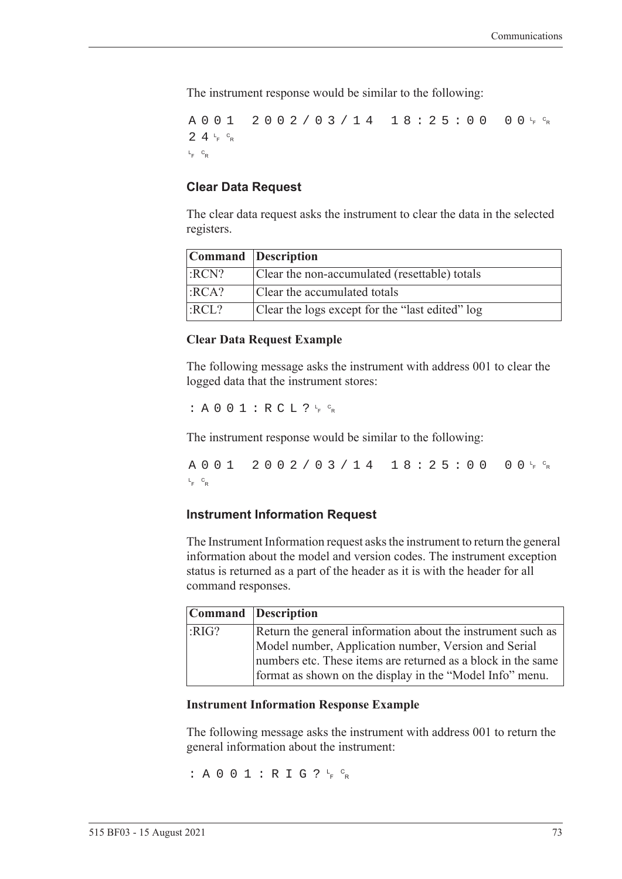The instrument response would be similar to the following:

```
A001  2002/03/14  18:25:00  00LF CR
24LF CR
LF CR
```

### Clear Data Request

The clear data request asks the instrument to clear the data in the selected registers.

| Command | Description |
|---|---|
| :RCN? | Clear the non-accumulated (resettable) totals |
| :RCA? | Clear the accumulated totals |
| :RCL? | Clear the logs except for the “last edited” log |

#### Clear Data Request Example

The following message asks the instrument with address 001 to clear the logged data that the instrument stores:

```
:A001:RCL?LF CR
```

The instrument response would be similar to the following:

```
A001  2002/03/14  18:25:00  00LF CR
LF CR
```

### Instrument Information Request

The Instrument Information request asks the instrument to return the general information about the model and version codes. The instrument exception status is returned as a part of the header as it is with the header for all command responses.

| Command | Description |
|---|---|
| :RIG? | Return the general information about the instrument such as Model number, Application number, Version and Serial numbers etc. These items are returned as a block in the same format as shown on the display in the “Model Info” menu. |

#### Instrument Information Response Example

The following message asks the instrument with address 001 to return the general information about the instrument:

```
:A001:RIG?LF CR
```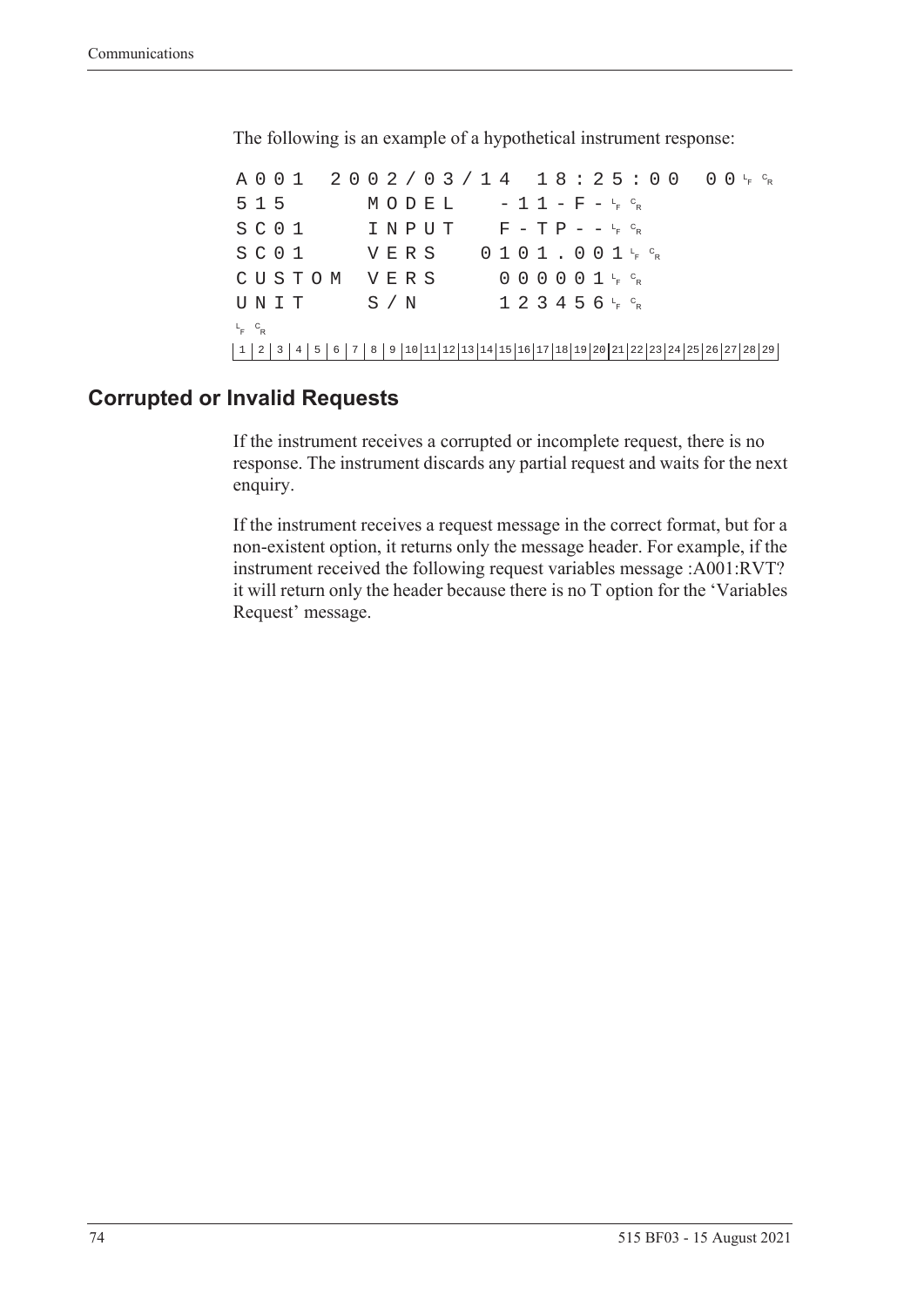The following is an example of a hypothetical instrument response:

```
A001  2002/03/14  18:25:00  00 LF CR
515      MODEL    -11-F- LF CR
SC01     INPUT    F-TP-- LF CR
SC01     VERS   0101.001 LF CR
CUSTOM  VERS     000001 LF CR
UNIT     S/N      123456 LF CR
LF CR
 1 | 2 | 3 | 4 | 5 | 6 | 7 | 8 | 9 |10|11|12|13|14|15|16|17|18|19|20|21|22|23|24|25|26|27|28|29
```

## Corrupted or Invalid Requests

If the instrument receives a corrupted or incomplete request, there is no response. The instrument discards any partial request and waits for the next enquiry.

If the instrument receives a request message in the correct format, but for a non-existent option, it returns only the message header. For example, if the instrument received the following request variables message :A001:RVT? it will return only the header because there is no T option for the 'Variables Request' message.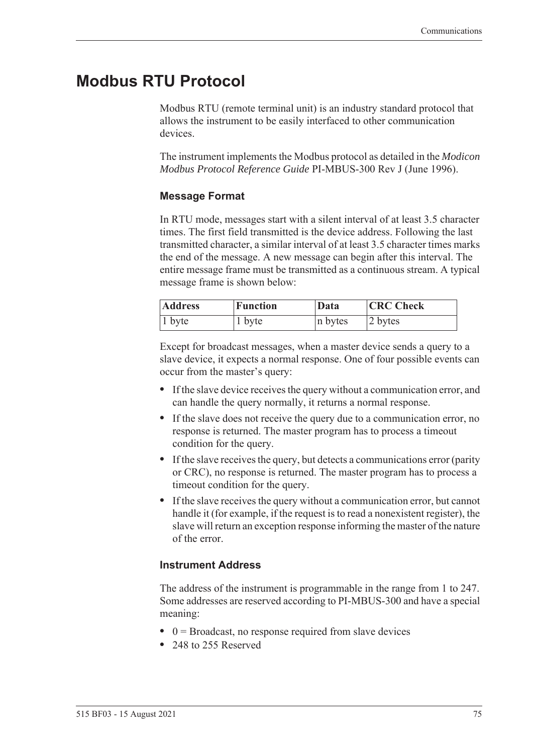# Modbus RTU Protocol

Modbus RTU (remote terminal unit) is an industry standard protocol that allows the instrument to be easily interfaced to other communication devices.

The instrument implements the Modbus protocol as detailed in the *Modicon Modbus Protocol Reference Guide* PI-MBUS-300 Rev J (June 1996).

### Message Format

In RTU mode, messages start with a silent interval of at least 3.5 character times. The first field transmitted is the device address. Following the last transmitted character, a similar interval of at least 3.5 character times marks the end of the message. A new message can begin after this interval. The entire message frame must be transmitted as a continuous stream. A typical message frame is shown below:

| Address | Function | Data | CRC Check |
|---|---|---|---|
| 1 byte | 1 byte | n bytes | 2 bytes |

Except for broadcast messages, when a master device sends a query to a slave device, it expects a normal response. One of four possible events can occur from the master's query:

- If the slave device receives the query without a communication error, and can handle the query normally, it returns a normal response.
- If the slave does not receive the query due to a communication error, no response is returned. The master program has to process a timeout condition for the query.
- If the slave receives the query, but detects a communications error (parity or CRC), no response is returned. The master program has to process a timeout condition for the query.
- If the slave receives the query without a communication error, but cannot handle it (for example, if the request is to read a nonexistent register), the slave will return an exception response informing the master of the nature of the error.

### Instrument Address

The address of the instrument is programmable in the range from 1 to 247. Some addresses are reserved according to PI-MBUS-300 and have a special meaning:

- 0 = Broadcast, no response required from slave devices
- 248 to 255 Reserved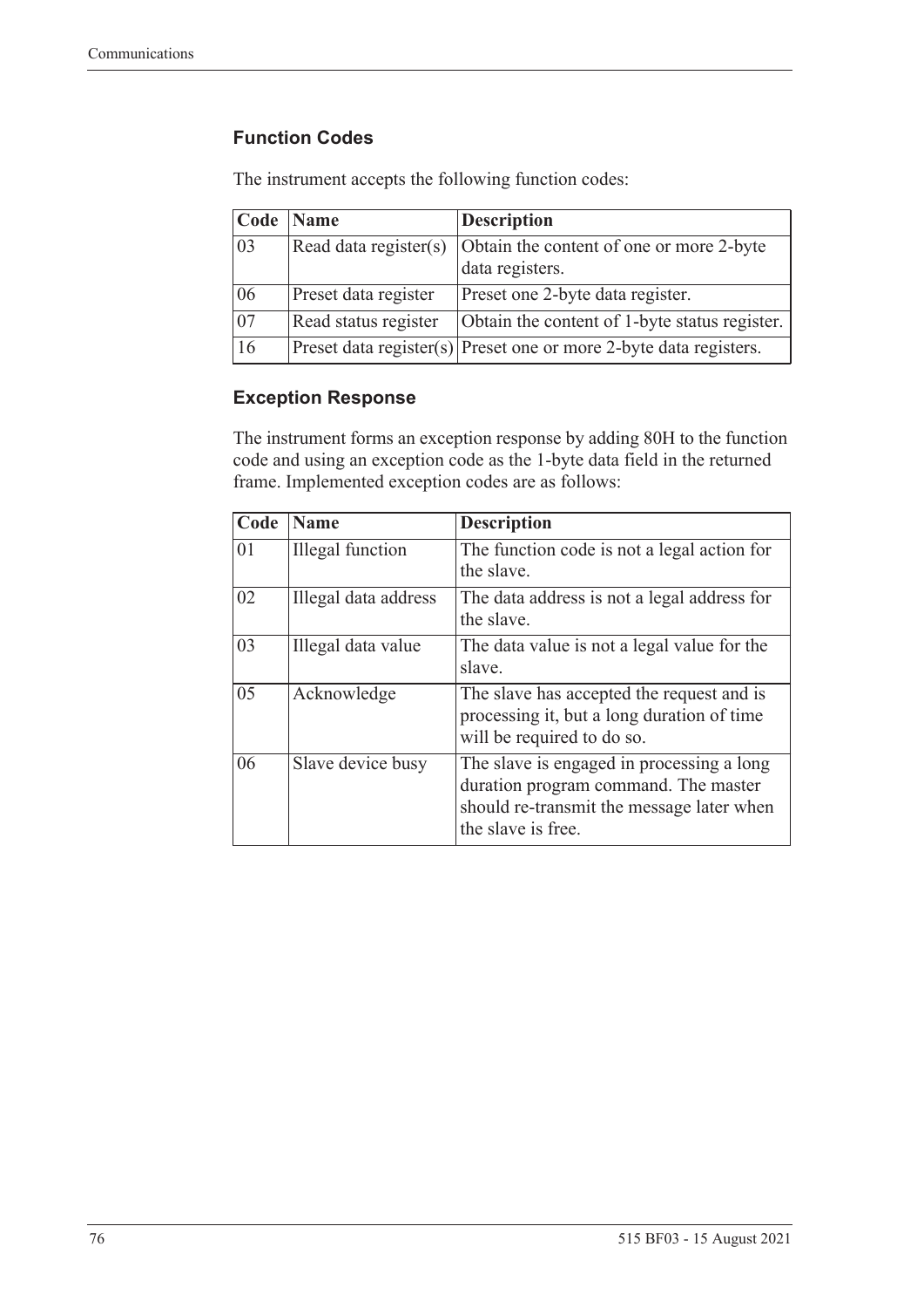### Function Codes

The instrument accepts the following function codes:

| Code | Name | Description |
|---|---|---|
| 03 | Read data register(s) | Obtain the content of one or more 2-byte data registers. |
| 06 | Preset data register | Preset one 2-byte data register. |
| 07 | Read status register | Obtain the content of 1-byte status register. |
| 16 | Preset data register(s) | Preset one or more 2-byte data registers. |

### Exception Response

The instrument forms an exception response by adding 80H to the function code and using an exception code as the 1-byte data field in the returned frame. Implemented exception codes are as follows:

| Code | Name | Description |
|---|---|---|
| 01 | Illegal function | The function code is not a legal action for the slave. |
| 02 | Illegal data address | The data address is not a legal address for the slave. |
| 03 | Illegal data value | The data value is not a legal value for the slave. |
| 05 | Acknowledge | The slave has accepted the request and is processing it, but a long duration of time will be required to do so. |
| 06 | Slave device busy | The slave is engaged in processing a long duration program command. The master should re-transmit the message later when the slave is free. |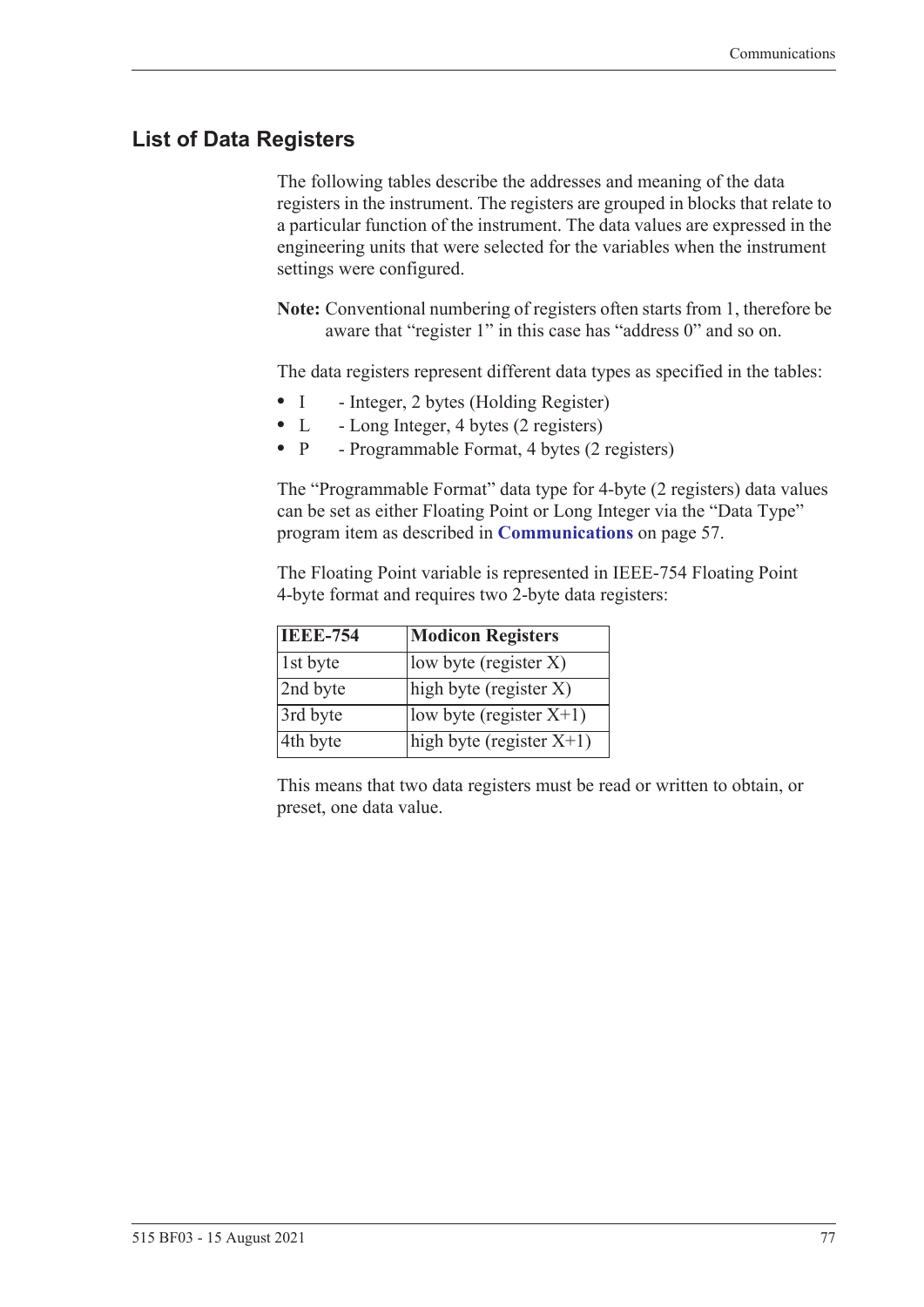## List of Data Registers

The following tables describe the addresses and meaning of the data registers in the instrument. The registers are grouped in blocks that relate to a particular function of the instrument. The data values are expressed in the engineering units that were selected for the variables when the instrument settings were configured.

**Note:** Conventional numbering of registers often starts from 1, therefore be aware that "register 1" in this case has "address 0" and so on.

The data registers represent different data types as specified in the tables:

- I - Integer, 2 bytes (Holding Register)
- L - Long Integer, 4 bytes (2 registers)
- P - Programmable Format, 4 bytes (2 registers)

The "Programmable Format" data type for 4-byte (2 registers) data values can be set as either Floating Point or Long Integer via the "Data Type" program item as described in **Communications** on page 57.

The Floating Point variable is represented in IEEE-754 Floating Point 4-byte format and requires two 2-byte data registers:

| IEEE-754 | Modicon Registers |
|---|---|
| 1st byte | low byte (register X) |
| 2nd byte | high byte (register X) |
| 3rd byte | low byte (register X+1) |
| 4th byte | high byte (register X+1) |

This means that two data registers must be read or written to obtain, or preset, one data value.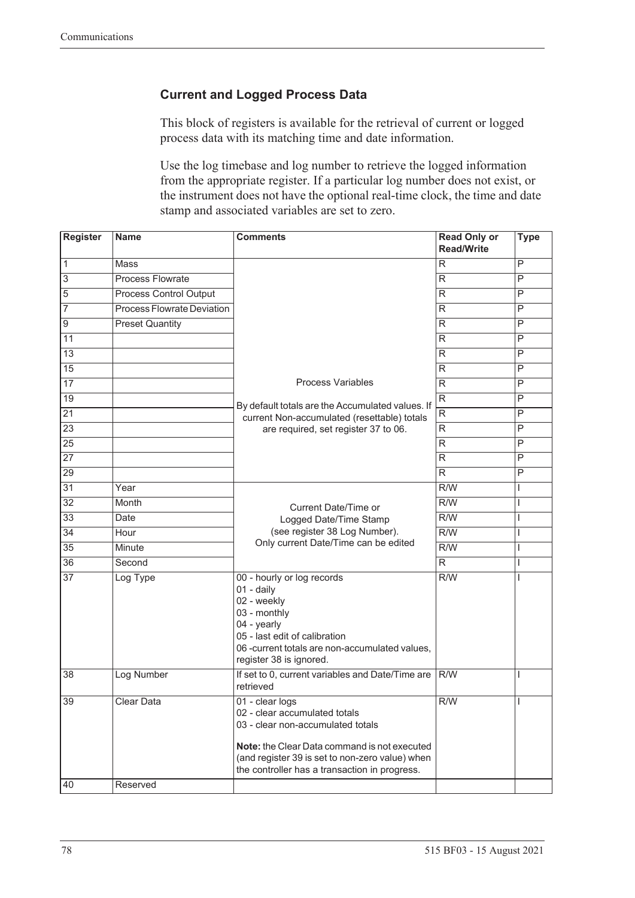## Current and Logged Process Data

This block of registers is available for the retrieval of current or logged process data with its matching time and date information.

Use the log timebase and log number to retrieve the logged information from the appropriate register. If a particular log number does not exist, or the instrument does not have the optional real-time clock, the time and date stamp and associated variables are set to zero.

| Register | Name | Comments | Read Only or Read/Write | Type |
|---|---|---|---|---|
| 1 | Mass | Process Variables<br><br>By default totals are the Accumulated values. If current Non-accumulated (resettable) totals are required, set register 37 to 06. | R | P |
| 3 | Process Flowrate | | R | P |
| 5 | Process Control Output | | R | P |
| 7 | Process Flowrate Deviation | | R | P |
| 9 | Preset Quantity | | R | P |
| 11 | | | R | P |
| 13 | | | R | P |
| 15 | | | R | P |
| 17 | | | R | P |
| 19 | | | R | P |
| 21 | | | R | P |
| 23 | | | R | P |
| 25 | | | R | P |
| 27 | | | R | P |
| 29 | | | R | P |
| 31 | Year | Current Date/Time or Logged Date/Time Stamp (see register 38 Log Number). Only current Date/Time can be edited | R/W | I |
| 32 | Month | | R/W | I |
| 33 | Date | | R/W | I |
| 34 | Hour | | R/W | I |
| 35 | Minute | | R/W | I |
| 36 | Second | | R | I |
| 37 | Log Type | 00 - hourly or log records<br>01 - daily<br>02 - weekly<br>03 - monthly<br>04 - yearly<br>05 - last edit of calibration<br>06 -current totals are non-accumulated values, register 38 is ignored. | R/W | I |
| 38 | Log Number | If set to 0, current variables and Date/Time are retrieved | R/W | I |
| 39 | Clear Data | 01 - clear logs<br>02 - clear accumulated totals<br>03 - clear non-accumulated totals<br><br>**Note:** the Clear Data command is not executed (and register 39 is set to non-zero value) when the controller has a transaction in progress. | R/W | I |
| 40 | Reserved | | | |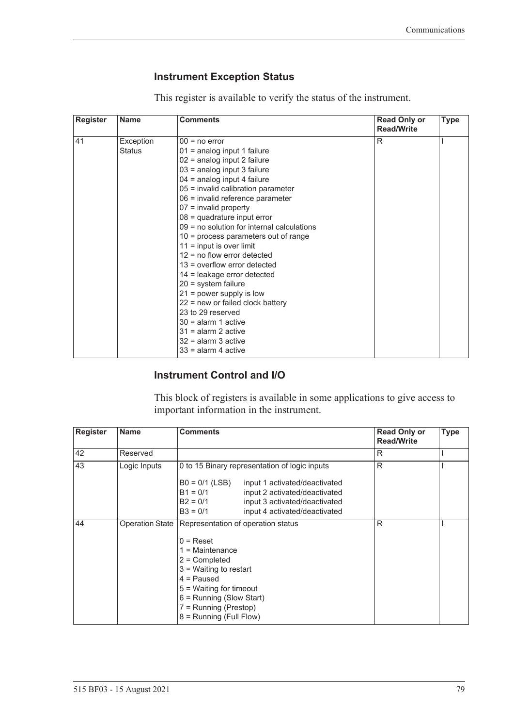## Instrument Exception Status

This register is available to verify the status of the instrument.

| Register | Name | Comments | Read Only or Read/Write | Type |
|---|---|---|---|---|
| 41 | Exception Status | 00 = no error<br>01 = analog input 1 failure<br>02 = analog input 2 failure<br>03 = analog input 3 failure<br>04 = analog input 4 failure<br>05 = invalid calibration parameter<br>06 = invalid reference parameter<br>07 = invalid property<br>08 = quadrature input error<br>09 = no solution for internal calculations<br>10 = process parameters out of range<br>11 = input is over limit<br>12 = no flow error detected<br>13 = overflow error detected<br>14 = leakage error detected<br>20 = system failure<br>21 = power supply is low<br>22 = new or failed clock battery<br>23 to 29 reserved<br>30 = alarm 1 active<br>31 = alarm 2 active<br>32 = alarm 3 active<br>33 = alarm 4 active | R | I |

## Instrument Control and I/O

This block of registers is available in some applications to give access to important information in the instrument.

| Register | Name | Comments | Read Only or Read/Write | Type |
|---|---|---|---|---|
| 42 | Reserved | | R | I |
| 43 | Logic Inputs | 0 to 15 Binary representation of logic inputs<br><br>B0 = 0/1 (LSB) input 1 activated/deactivated<br>B1 = 0/1 input 2 activated/deactivated<br>B2 = 0/1 input 3 activated/deactivated<br>B3 = 0/1 input 4 activated/deactivated | R | I |
| 44 | Operation State | Representation of operation status<br><br>0 = Reset<br>1 = Maintenance<br>2 = Completed<br>3 = Waiting to restart<br>4 = Paused<br>5 = Waiting for timeout<br>6 = Running (Slow Start)<br>7 = Running (Prestop)<br>8 = Running (Full Flow) | R | I |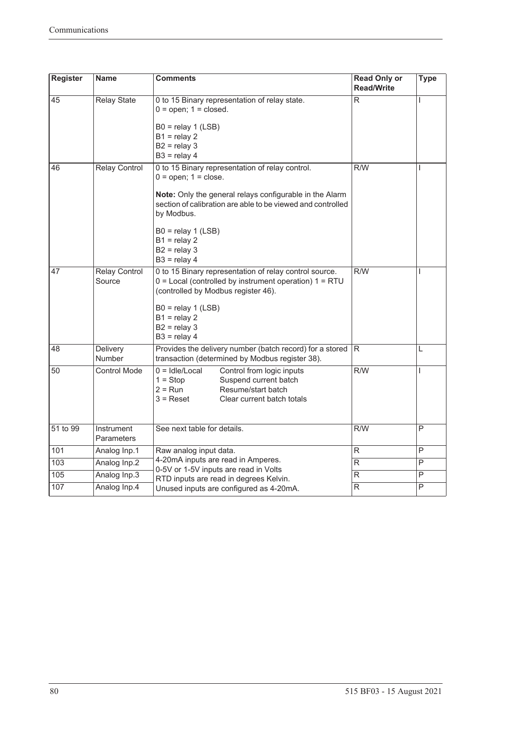| Register | Name | Comments | Read Only or Read/Write | Type |
|---|---|---|---|---|
| 45 | Relay State | 0 to 15 Binary representation of relay state.<br>0 = open; 1 = closed.<br><br>B0 = relay 1 (LSB)<br>B1 = relay 2<br>B2 = relay 3<br>B3 = relay 4 | R | I |
| 46 | Relay Control | 0 to 15 Binary representation of relay control.<br>0 = open; 1 = close.<br><br>**Note:** Only the general relays configurable in the Alarm section of calibration are able to be viewed and controlled by Modbus.<br><br>B0 = relay 1 (LSB)<br>B1 = relay 2<br>B2 = relay 3<br>B3 = relay 4 | R/W | I |
| 47 | Relay Control Source | 0 to 15 Binary representation of relay control source.<br>0 = Local (controlled by instrument operation) 1 = RTU (controlled by Modbus register 46).<br><br>B0 = relay 1 (LSB)<br>B1 = relay 2<br>B2 = relay 3<br>B3 = relay 4 | R/W | I |
| 48 | Delivery Number | Provides the delivery number (batch record) for a stored transaction (determined by Modbus register 38). | R | L |
| 50 | Control Mode | 0 = Idle/Local — Control from logic inputs<br>1 = Stop — Suspend current batch<br>2 = Run — Resume/start batch<br>3 = Reset — Clear current batch totals | R/W | I |
| 51 to 99 | Instrument Parameters | See next table for details. | R/W | P |
| 101 | Analog Inp.1 | Raw analog input data.<br>4-20mA inputs are read in Amperes.<br>0-5V or 1-5V inputs are read in Volts<br>RTD inputs are read in degrees Kelvin.<br>Unused inputs are configured as 4-20mA. | R | P |
| 103 | Analog Inp.2 | | R | P |
| 105 | Analog Inp.3 | | R | P |
| 107 | Analog Inp.4 | | R | P |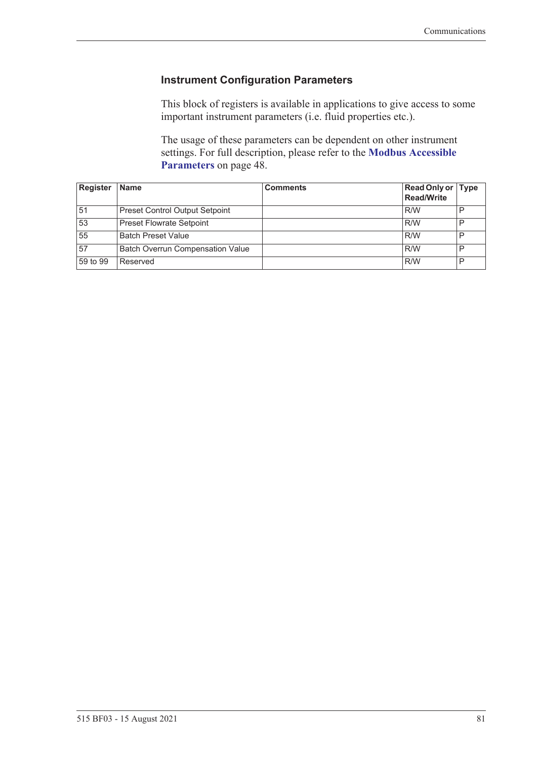### Instrument Configuration Parameters

This block of registers is available in applications to give access to some important instrument parameters (i.e. fluid properties etc.).

The usage of these parameters can be dependent on other instrument settings. For full description, please refer to the **Modbus Accessible Parameters** on page 48.

| Register | Name | Comments | Read Only or Read/Write | Type |
|---|---|---|---|---|
| 51 | Preset Control Output Setpoint | | R/W | P |
| 53 | Preset Flowrate Setpoint | | R/W | P |
| 55 | Batch Preset Value | | R/W | P |
| 57 | Batch Overrun Compensation Value | | R/W | P |
| 59 to 99 | Reserved | | R/W | P |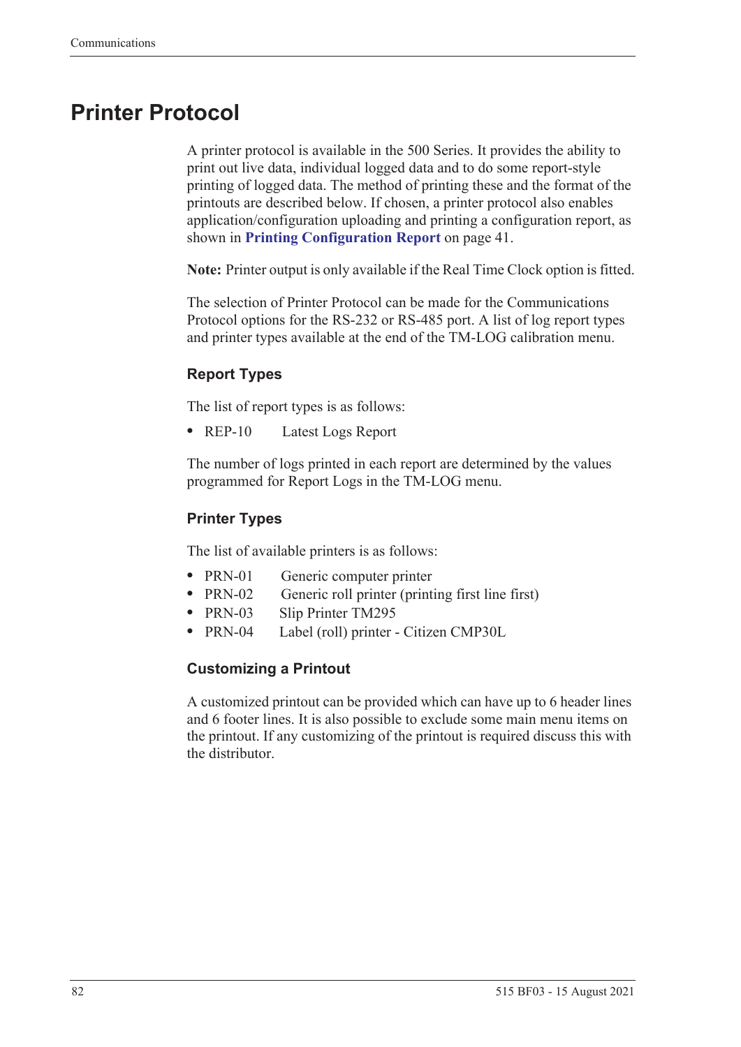# Printer Protocol

A printer protocol is available in the 500 Series. It provides the ability to print out live data, individual logged data and to do some report-style printing of logged data. The method of printing these and the format of the printouts are described below. If chosen, a printer protocol also enables application/configuration uploading and printing a configuration report, as shown in **Printing Configuration Report** on page 41.

**Note:** Printer output is only available if the Real Time Clock option is fitted.

The selection of Printer Protocol can be made for the Communications Protocol options for the RS-232 or RS-485 port. A list of log report types and printer types available at the end of the TM-LOG calibration menu.

## Report Types

The list of report types is as follows:

- REP-10 Latest Logs Report

The number of logs printed in each report are determined by the values programmed for Report Logs in the TM-LOG menu.

## Printer Types

The list of available printers is as follows:

- PRN-01 Generic computer printer
- PRN-02 Generic roll printer (printing first line first)
- PRN-03 Slip Printer TM295
- PRN-04 Label (roll) printer - Citizen CMP30L

## Customizing a Printout

A customized printout can be provided which can have up to 6 header lines and 6 footer lines. It is also possible to exclude some main menu items on the printout. If any customizing of the printout is required discuss this with the distributor.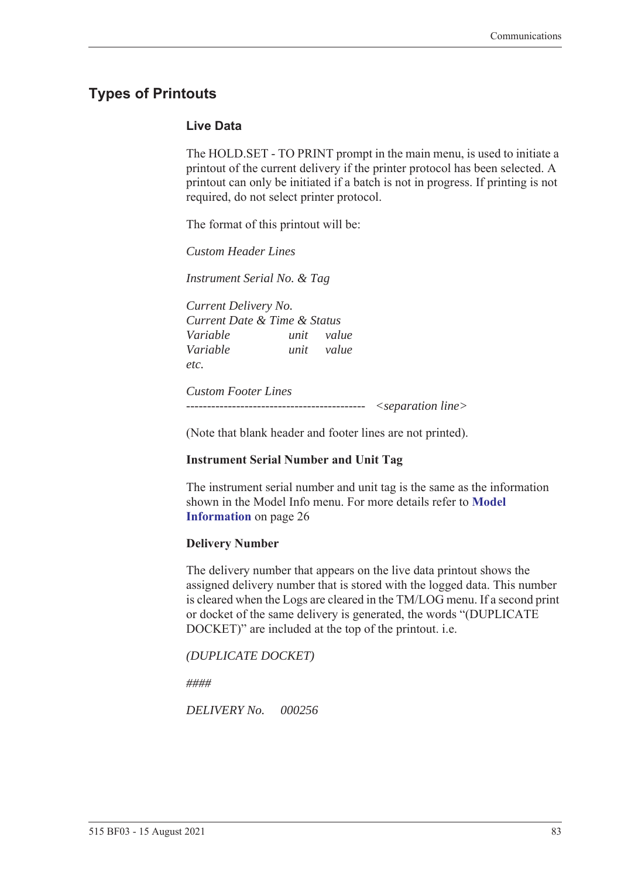# Types of Printouts

## Live Data

The HOLD.SET - TO PRINT prompt in the main menu, is used to initiate a printout of the current delivery if the printer protocol has been selected. A printout can only be initiated if a batch is not in progress. If printing is not required, do not select printer protocol.

The format of this printout will be:

*Custom Header Lines*

*Instrument Serial No. & Tag*

*Current Delivery No.*
*Current Date & Time & Status*
*Variable unit value*
*Variable unit value*
*etc.*

*Custom Footer Lines*
*------------------------------------------- <separation line>*

(Note that blank header and footer lines are not printed).

**Instrument Serial Number and Unit Tag**

The instrument serial number and unit tag is the same as the information shown in the Model Info menu. For more details refer to **Model Information** on page 26

**Delivery Number**

The delivery number that appears on the live data printout shows the assigned delivery number that is stored with the logged data. This number is cleared when the Logs are cleared in the TM/LOG menu. If a second print or docket of the same delivery is generated, the words "(DUPLICATE DOCKET)" are included at the top of the printout. i.e.

*(DUPLICATE DOCKET)*

*####*

*DELIVERY No. 000256*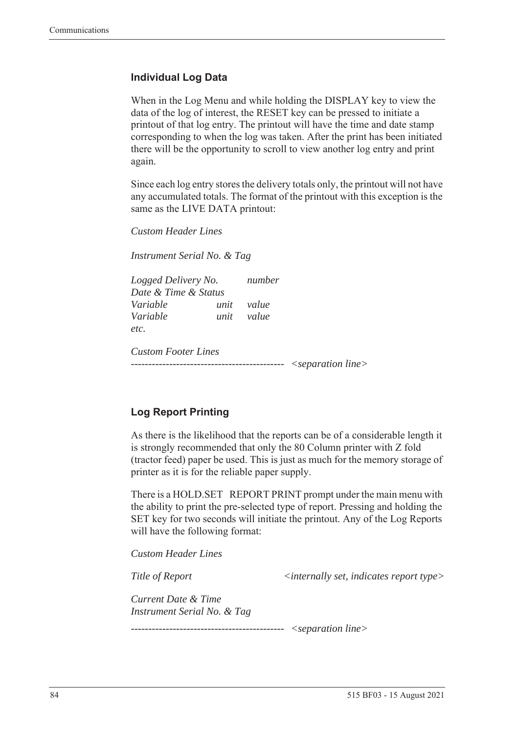### Individual Log Data

When in the Log Menu and while holding the DISPLAY key to view the data of the log of interest, the RESET key can be pressed to initiate a printout of that log entry. The printout will have the time and date stamp corresponding to when the log was taken. After the print has been initiated there will be the opportunity to scroll to view another log entry and print again.

Since each log entry stores the delivery totals only, the printout will not have any accumulated totals. The format of the printout with this exception is the same as the LIVE DATA printout:

*Custom Header Lines*

*Instrument Serial No. & Tag*

*Logged Delivery No.* &nbsp;&nbsp;&nbsp;&nbsp;&nbsp;&nbsp; *number*
*Date & Time & Status*
*Variable* &nbsp;&nbsp;&nbsp;&nbsp;&nbsp;&nbsp; *unit* &nbsp;&nbsp; *value*
*Variable* &nbsp;&nbsp;&nbsp;&nbsp;&nbsp;&nbsp; *unit* &nbsp;&nbsp; *value*
*etc.*

*Custom Footer Lines*
------------------------------------------- *<separation line>*

### Log Report Printing

As there is the likelihood that the reports can be of a considerable length it is strongly recommended that only the 80 Column printer with Z fold (tractor feed) paper be used. This is just as much for the memory storage of printer as it is for the reliable paper supply.

There is a HOLD.SET REPORT PRINT prompt under the main menu with the ability to print the pre-selected type of report. Pressing and holding the SET key for two seconds will initiate the printout. Any of the Log Reports will have the following format:

*Custom Header Lines*

*Title of Report* &nbsp;&nbsp;&nbsp;&nbsp;&nbsp;&nbsp; *<internally set, indicates report type>*

*Current Date & Time*
*Instrument Serial No. & Tag*

------------------------------------------- *<separation line>*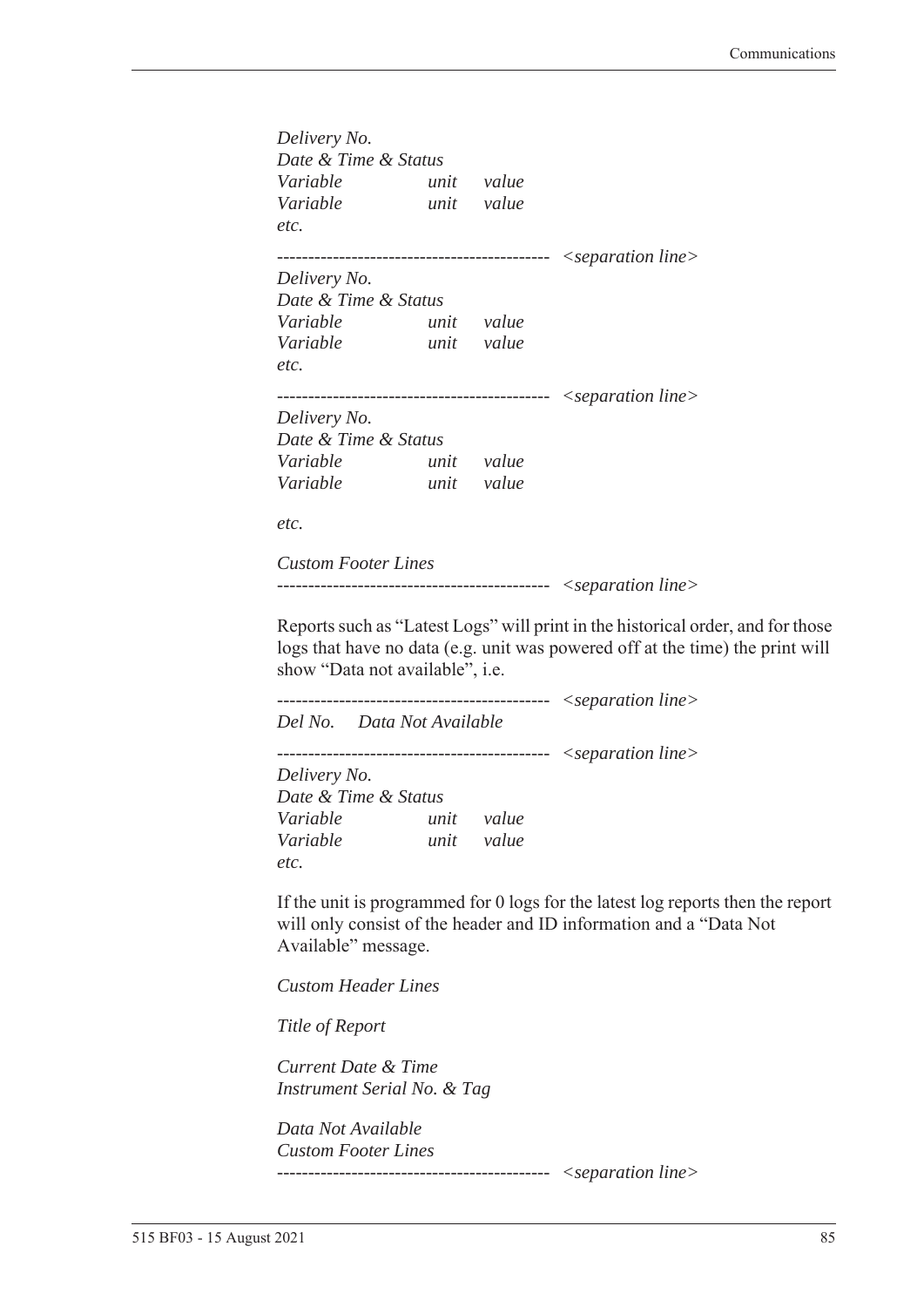*Delivery No.*
*Date & Time & Status*
*Variable unit value*
*Variable unit value*
*etc.*

------------------------------------------- *<separation line>*

*Delivery No.*
*Date & Time & Status*
*Variable unit value*
*Variable unit value*
*etc.*

------------------------------------------- *<separation line>*

*Delivery No.*
*Date & Time & Status*
*Variable unit value*
*Variable unit value*

*etc.*

*Custom Footer Lines*
------------------------------------------- *<separation line>*

Reports such as "Latest Logs" will print in the historical order, and for those logs that have no data (e.g. unit was powered off at the time) the print will show "Data not available", i.e.

------------------------------------------- *<separation line>*

*Del No. Data Not Available*

------------------------------------------- *<separation line>*

*Delivery No.*
*Date & Time & Status*
*Variable unit value*
*Variable unit value*
*etc.*

If the unit is programmed for 0 logs for the latest log reports then the report will only consist of the header and ID information and a "Data Not Available" message.

*Custom Header Lines*

*Title of Report*

*Current Date & Time*
*Instrument Serial No. & Tag*

*Data Not Available*
*Custom Footer Lines*
------------------------------------------- *<separation line>*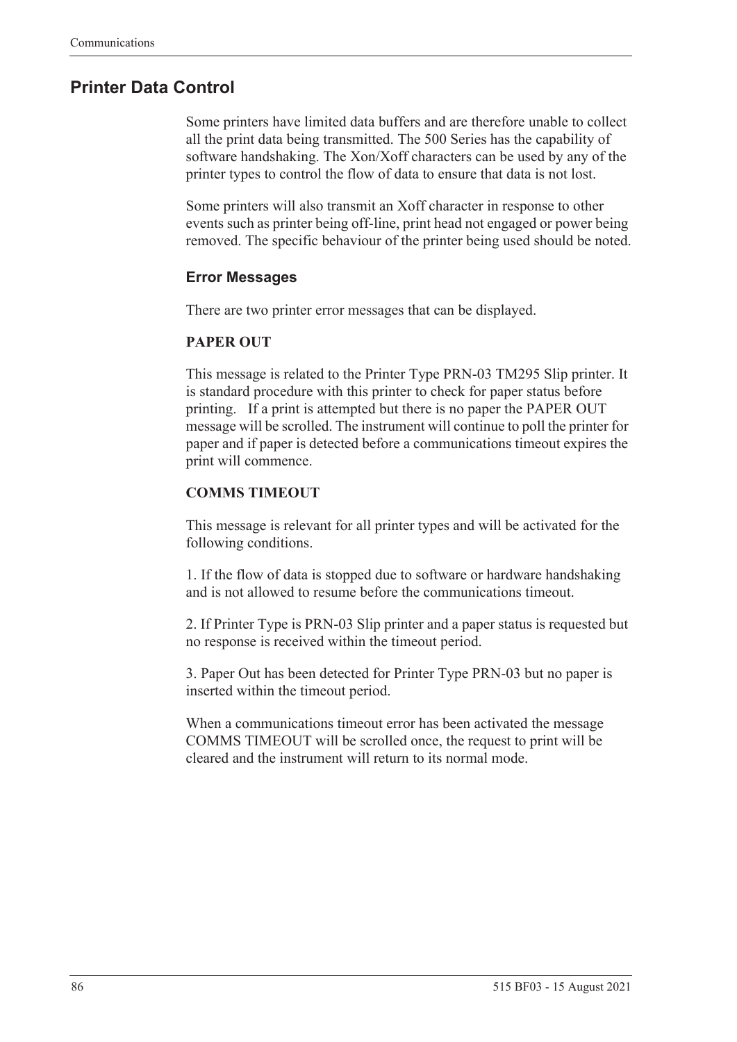## Printer Data Control

Some printers have limited data buffers and are therefore unable to collect all the print data being transmitted. The 500 Series has the capability of software handshaking. The Xon/Xoff characters can be used by any of the printer types to control the flow of data to ensure that data is not lost.

Some printers will also transmit an Xoff character in response to other events such as printer being off-line, print head not engaged or power being removed. The specific behaviour of the printer being used should be noted.

### Error Messages

There are two printer error messages that can be displayed.

**PAPER OUT**

This message is related to the Printer Type PRN-03 TM295 Slip printer. It is standard procedure with this printer to check for paper status before printing. If a print is attempted but there is no paper the PAPER OUT message will be scrolled. The instrument will continue to poll the printer for paper and if paper is detected before a communications timeout expires the print will commence.

**COMMS TIMEOUT**

This message is relevant for all printer types and will be activated for the following conditions.

1. If the flow of data is stopped due to software or hardware handshaking and is not allowed to resume before the communications timeout.

2. If Printer Type is PRN-03 Slip printer and a paper status is requested but no response is received within the timeout period.

3. Paper Out has been detected for Printer Type PRN-03 but no paper is inserted within the timeout period.

When a communications timeout error has been activated the message COMMS TIMEOUT will be scrolled once, the request to print will be cleared and the instrument will return to its normal mode.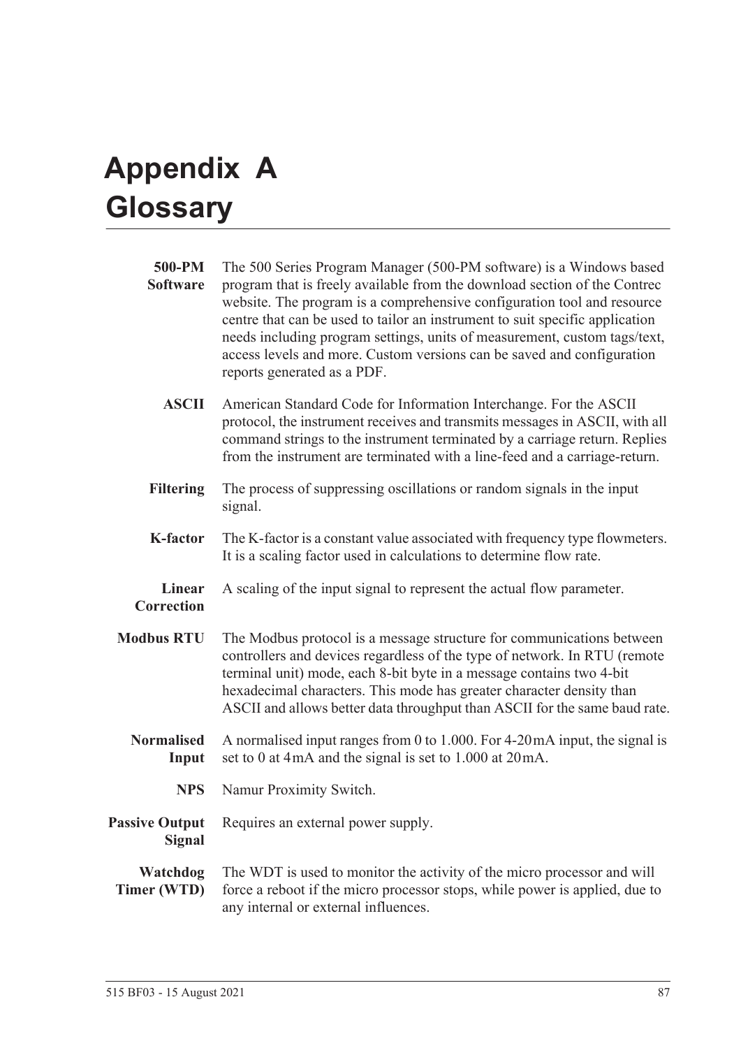# Appendix A Glossary

**500-PM Software** The 500 Series Program Manager (500-PM software) is a Windows based program that is freely available from the download section of the Contrec website. The program is a comprehensive configuration tool and resource centre that can be used to tailor an instrument to suit specific application needs including program settings, units of measurement, custom tags/text, access levels and more. Custom versions can be saved and configuration reports generated as a PDF.

**ASCII** American Standard Code for Information Interchange. For the ASCII protocol, the instrument receives and transmits messages in ASCII, with all command strings to the instrument terminated by a carriage return. Replies from the instrument are terminated with a line-feed and a carriage-return.

**Filtering** The process of suppressing oscillations or random signals in the input signal.

**K-factor** The K-factor is a constant value associated with frequency type flowmeters. It is a scaling factor used in calculations to determine flow rate.

**Linear Correction** A scaling of the input signal to represent the actual flow parameter.

**Modbus RTU** The Modbus protocol is a message structure for communications between controllers and devices regardless of the type of network. In RTU (remote terminal unit) mode, each 8-bit byte in a message contains two 4-bit hexadecimal characters. This mode has greater character density than ASCII and allows better data throughput than ASCII for the same baud rate.

**Normalised Input** A normalised input ranges from 0 to 1.000. For 4-20 mA input, the signal is set to 0 at 4 mA and the signal is set to 1.000 at 20 mA.

**NPS** Namur Proximity Switch.

**Passive Output Signal** Requires an external power supply.

**Watchdog Timer (WTD)** The WDT is used to monitor the activity of the micro processor and will force a reboot if the micro processor stops, while power is applied, due to any internal or external influences.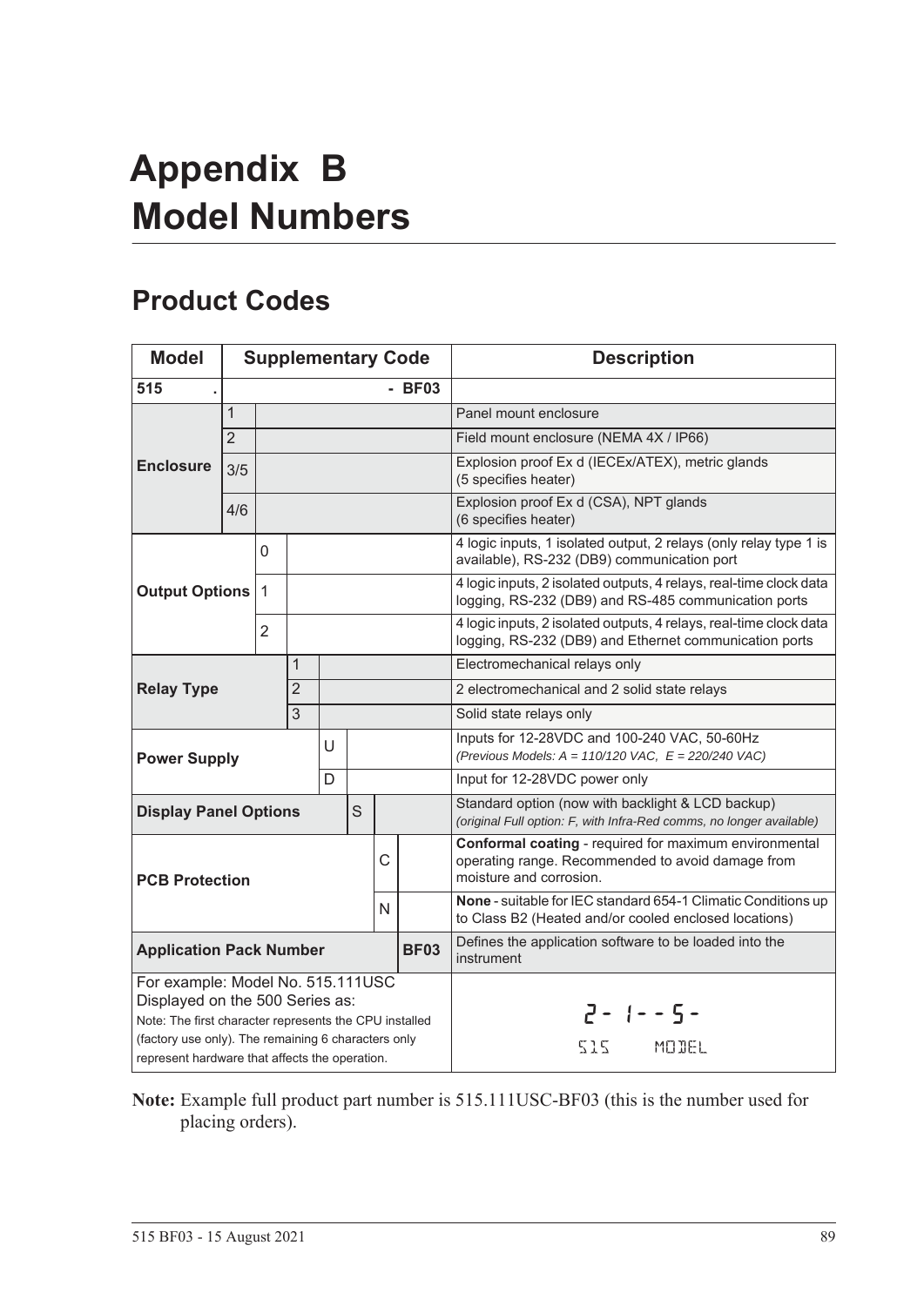# Appendix B Model Numbers

## Product Codes

| Model | Supplementary Code | | | | | | | Description |
|---|---|---|---|---|---|---|---|---|
| **515** | **.** | | | | | | **- BF03** | |
| **Enclosure** | 1 | | | | | | | Panel mount enclosure |
| | 2 | | | | | | | Field mount enclosure (NEMA 4X / IP66) |
| | 3/5 | | | | | | | Explosion proof Ex d (IECEx/ATEX), metric glands (5 specifies heater) |
| | 4/6 | | | | | | | Explosion proof Ex d (CSA), NPT glands (6 specifies heater) |
| **Output Options** | | 0 | | | | | | 4 logic inputs, 1 isolated output, 2 relays (only relay type 1 is available), RS-232 (DB9) communication port |
| | | 1 | | | | | | 4 logic inputs, 2 isolated outputs, 4 relays, real-time clock data logging, RS-232 (DB9) and RS-485 communication ports |
| | | 2 | | | | | | 4 logic inputs, 2 isolated outputs, 4 relays, real-time clock data logging, RS-232 (DB9) and Ethernet communication ports |
| **Relay Type** | | | 1 | | | | | Electromechanical relays only |
| | | | 2 | | | | | 2 electromechanical and 2 solid state relays |
| | | | 3 | | | | | Solid state relays only |
| **Power Supply** | | | | U | | | | Inputs for 12-28VDC and 100-240 VAC, 50-60Hz *(Previous Models: A = 110/120 VAC, E = 220/240 VAC)* |
| | | | | D | | | | Input for 12-28VDC power only |
| **Display Panel Options** | | | | | S | | | Standard option (now with backlight & LCD backup) *(original Full option: F, with Infra-Red comms, no longer available)* |
| **PCB Protection** | | | | | | C | | **Conformal coating** - required for maximum environmental operating range. Recommended to avoid damage from moisture and corrosion. |
| | | | | | | N | | **None** - suitable for IEC standard 654-1 Climatic Conditions up to Class B2 (Heated and/or cooled enclosed locations) |
| **Application Pack Number** | | | | | | | **BF03** | Defines the application software to be loaded into the instrument |
| For example: Model No. 515.111USC Displayed on the 500 Series as: Note: The first character represents the CPU installed (factory use only). The remaining 6 characters only represent hardware that affects the operation. | | | | | | | | 2- 1- - 5- 515 MODEL |

**Note:** Example full product part number is 515.111USC-BF03 (this is the number used for placing orders).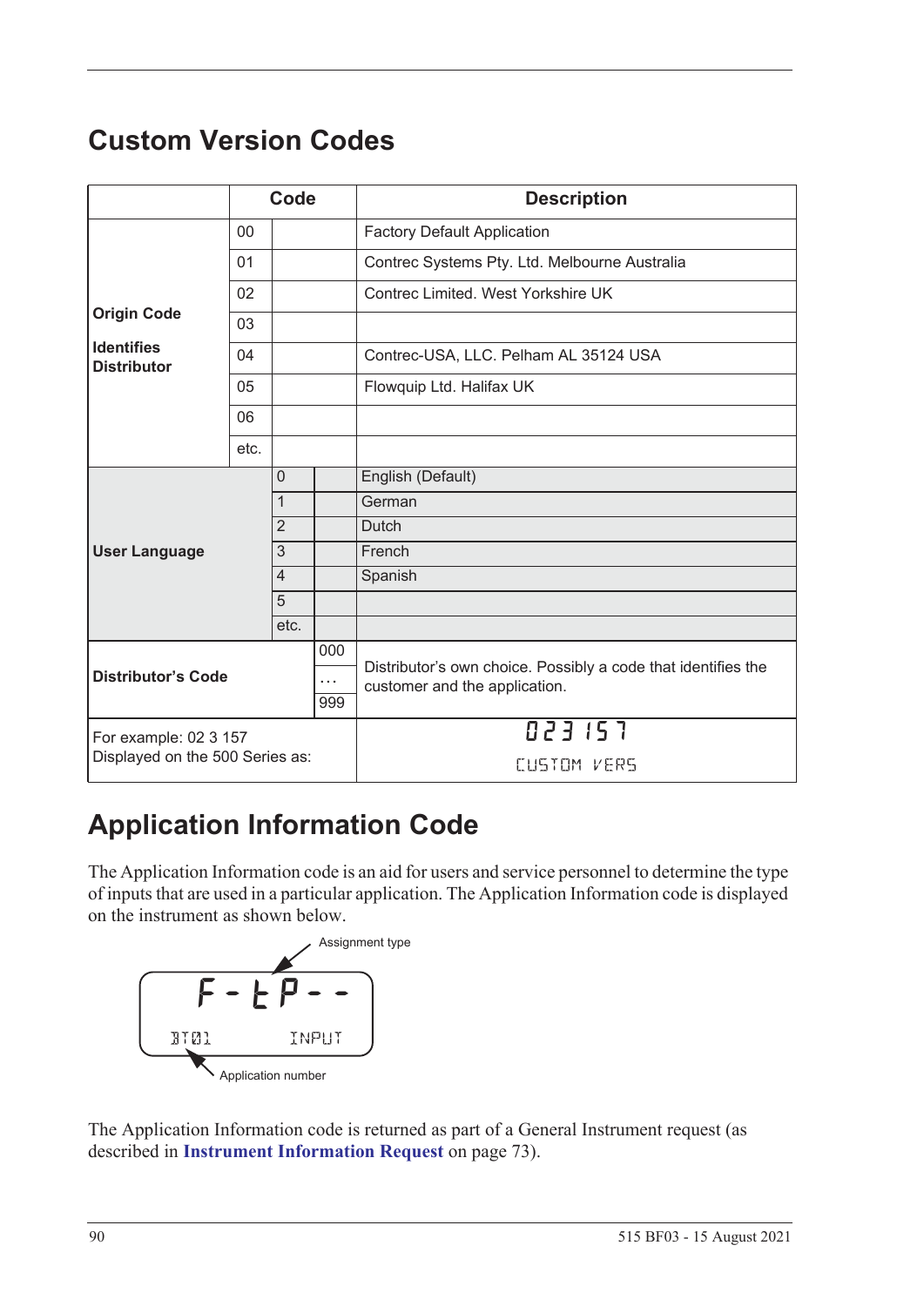# Custom Version Codes

| | Code | | | Description |
|---|---|---|---|---|
| **Origin Code**<br><br>**Identifies Distributor** | 00 | | | Factory Default Application |
| | 01 | | | Contrec Systems Pty. Ltd. Melbourne Australia |
| | 02 | | | Contrec Limited. West Yorkshire UK |
| | 03 | | | |
| | 04 | | | Contrec-USA, LLC. Pelham AL 35124 USA |
| | 05 | | | Flowquip Ltd. Halifax UK |
| | 06 | | | |
| | etc. | | | |
| **User Language** | | 0 | | English (Default) |
| | | 1 | | German |
| | | 2 | | Dutch |
| | | 3 | | French |
| | | 4 | | Spanish |
| | | 5 | | |
| | | etc. | | |
| **Distributor's Code** | | | 000<br>…<br>999 | Distributor's own choice. Possibly a code that identifies the customer and the application. |
| For example: 02 3 157<br>Displayed on the 500 Series as: | | | | 023 157<br>CUSTOM VERS |

# Application Information Code

The Application Information code is an aid for users and service personnel to determine the type of inputs that are used in a particular application. The Application Information code is displayed on the instrument as shown below.

```
F-tP--
BT01        INPUT
```

Assignment type

Application number

The Application Information code is returned as part of a General Instrument request (as described in **Instrument Information Request** on page 73).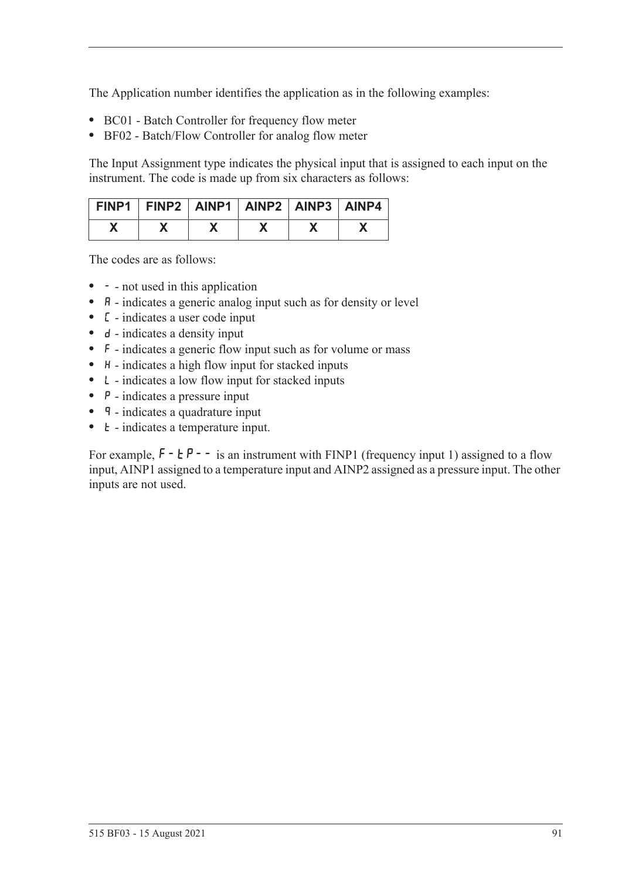The Application number identifies the application as in the following examples:

- BC01 - Batch Controller for frequency flow meter
- BF02 - Batch/Flow Controller for analog flow meter

The Input Assignment type indicates the physical input that is assigned to each input on the instrument. The code is made up from six characters as follows:

| FINP1 | FINP2 | AINP1 | AINP2 | AINP3 | AINP4 |
|---|---|---|---|---|---|
| X | X | X | X | X | X |

The codes are as follows:

- - - not used in this application
- A - indicates a generic analog input such as for density or level
- C - indicates a user code input
- d - indicates a density input
- F - indicates a generic flow input such as for volume or mass
- H - indicates a high flow input for stacked inputs
- L - indicates a low flow input for stacked inputs
- P - indicates a pressure input
- q - indicates a quadrature input
- t - indicates a temperature input.

For example, F-tP-- is an instrument with FINP1 (frequency input 1) assigned to a flow input, AINP1 assigned to a temperature input and AINP2 assigned as a pressure input. The other inputs are not used.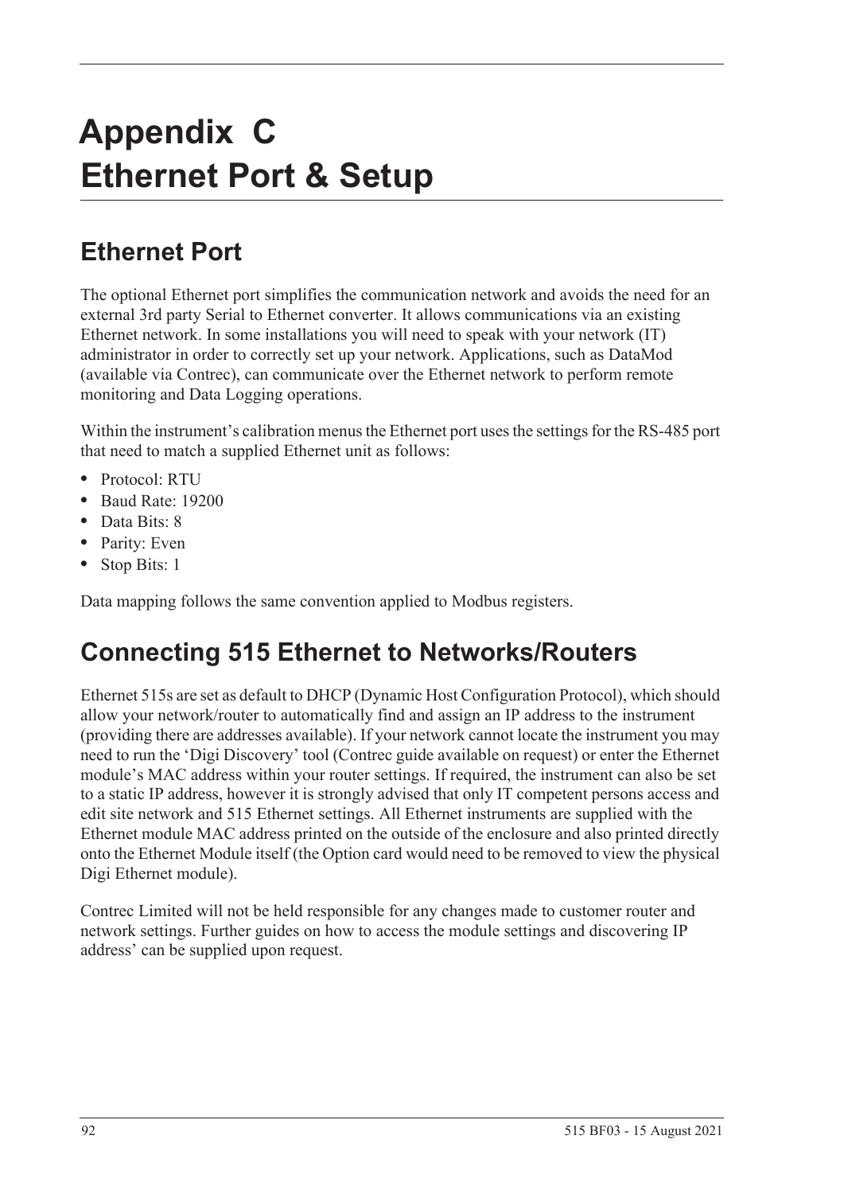# Appendix C Ethernet Port & Setup

## Ethernet Port

The optional Ethernet port simplifies the communication network and avoids the need for an external 3rd party Serial to Ethernet converter. It allows communications via an existing Ethernet network. In some installations you will need to speak with your network (IT) administrator in order to correctly set up your network. Applications, such as DataMod (available via Contrec), can communicate over the Ethernet network to perform remote monitoring and Data Logging operations.

Within the instrument's calibration menus the Ethernet port uses the settings for the RS-485 port that need to match a supplied Ethernet unit as follows:

- Protocol: RTU
- Baud Rate: 19200
- Data Bits: 8
- Parity: Even
- Stop Bits: 1

Data mapping follows the same convention applied to Modbus registers.

## Connecting 515 Ethernet to Networks/Routers

Ethernet 515s are set as default to DHCP (Dynamic Host Configuration Protocol), which should allow your network/router to automatically find and assign an IP address to the instrument (providing there are addresses available). If your network cannot locate the instrument you may need to run the 'Digi Discovery' tool (Contrec guide available on request) or enter the Ethernet module's MAC address within your router settings. If required, the instrument can also be set to a static IP address, however it is strongly advised that only IT competent persons access and edit site network and 515 Ethernet settings. All Ethernet instruments are supplied with the Ethernet module MAC address printed on the outside of the enclosure and also printed directly onto the Ethernet Module itself (the Option card would need to be removed to view the physical Digi Ethernet module).

Contrec Limited will not be held responsible for any changes made to customer router and network settings. Further guides on how to access the module settings and discovering IP address' can be supplied upon request.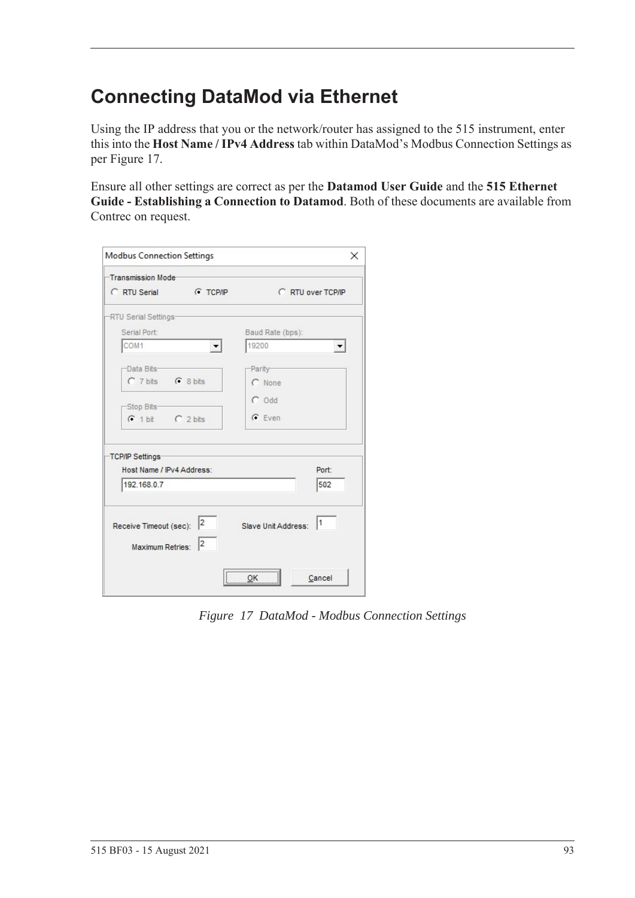# Connecting DataMod via Ethernet

Using the IP address that you or the network/router has assigned to the 515 instrument, enter this into the **Host Name / IPv4 Address** tab within DataMod's Modbus Connection Settings as per Figure 17.

Ensure all other settings are correct as per the **Datamod User Guide** and the **515 Ethernet Guide - Establishing a Connection to Datamod**. Both of these documents are available from Contrec on request.

*Figure 17 DataMod - Modbus Connection Settings*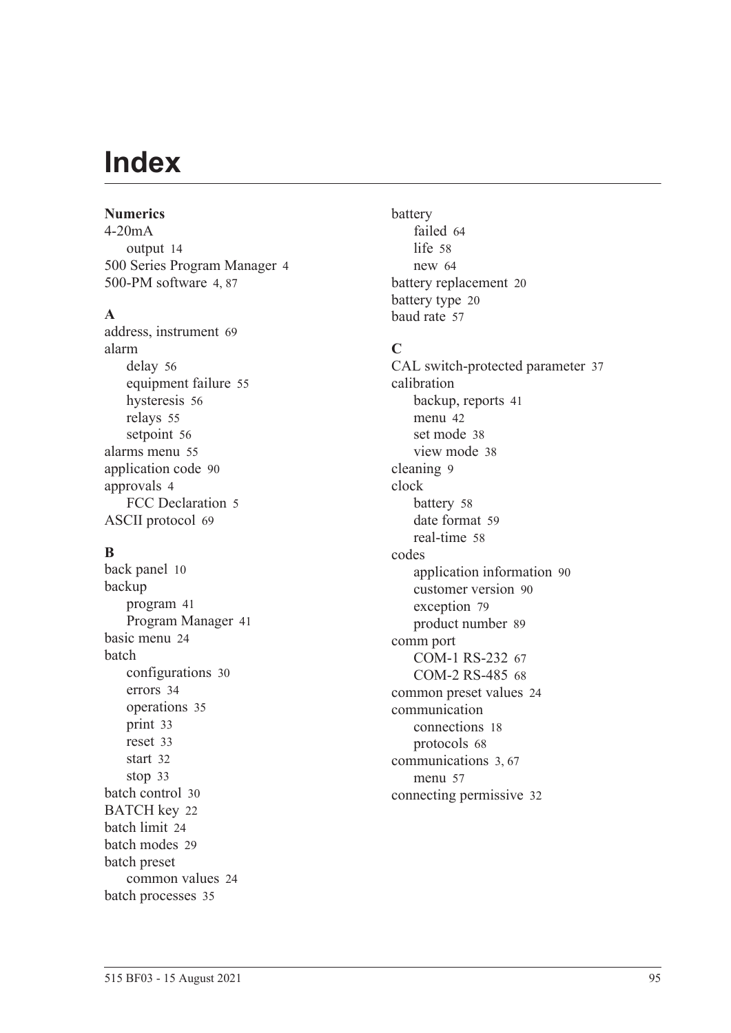# Index

**Numerics**

4-20mA
- output 14

500 Series Program Manager 4
500-PM software 4, 87

**A**

address, instrument 69
alarm
- delay 56
- equipment failure 55
- hysteresis 56
- relays 55
- setpoint 56

alarms menu 55
application code 90
approvals 4
- FCC Declaration 5

ASCII protocol 69

**B**

back panel 10
backup
- program 41
- Program Manager 41

basic menu 24
batch
- configurations 30
- errors 34
- operations 35
- print 33
- reset 33
- start 32
- stop 33

batch control 30
BATCH key 22
batch limit 24
batch modes 29
batch preset
- common values 24

batch processes 35
battery
- failed 64
- life 58
- new 64

battery replacement 20
battery type 20
baud rate 57

**C**

CAL switch-protected parameter 37
calibration
- backup, reports 41
- menu 42
- set mode 38
- view mode 38

cleaning 9
clock
- battery 58
- date format 59
- real-time 58

codes
- application information 90
- customer version 90
- exception 79
- product number 89

comm port
- COM-1 RS-232 67
- COM-2 RS-485 68

common preset values 24
communication
- connections 18
- protocols 68

communications 3, 67
- menu 57

connecting permissive 32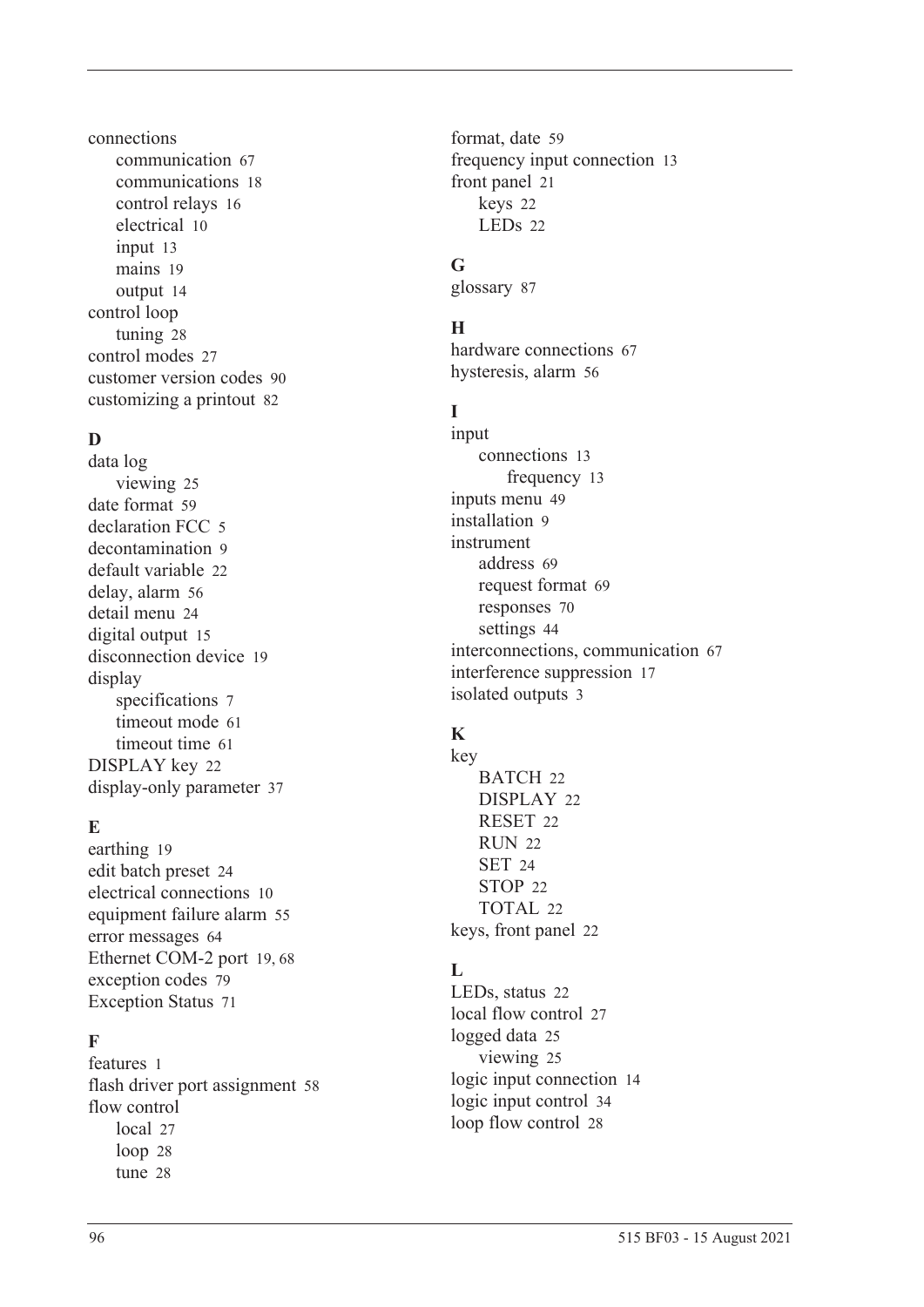connections
- communication 67
- communications 18
- control relays 16
- electrical 10
- input 13
- mains 19
- output 14

control loop
- tuning 28

control modes 27
customer version codes 90
customizing a printout 82

### D

data log
- viewing 25

date format 59
declaration FCC 5
decontamination 9
default variable 22
delay, alarm 56
detail menu 24
digital output 15
disconnection device 19
display
- specifications 7
- timeout mode 61
- timeout time 61

DISPLAY key 22
display-only parameter 37

### E

earthing 19
edit batch preset 24
electrical connections 10
equipment failure alarm 55
error messages 64
Ethernet COM-2 port 19, 68
exception codes 79
Exception Status 71

### F

features 1
flash driver port assignment 58
flow control
- local 27
- loop 28
- tune 28

format, date 59
frequency input connection 13
front panel 21
- keys 22
- LEDs 22

### G

glossary 87

### H

hardware connections 67
hysteresis, alarm 56

### I

input
- connections 13
  - frequency 13

inputs menu 49
installation 9
instrument
- address 69
- request format 69
- responses 70
- settings 44

interconnections, communication 67
interference suppression 17
isolated outputs 3

### K

key
- BATCH 22
- DISPLAY 22
- RESET 22
- RUN 22
- SET 24
- STOP 22
- TOTAL 22

keys, front panel 22

### L

LEDs, status 22
local flow control 27
logged data 25
- viewing 25

logic input connection 14
logic input control 34
loop flow control 28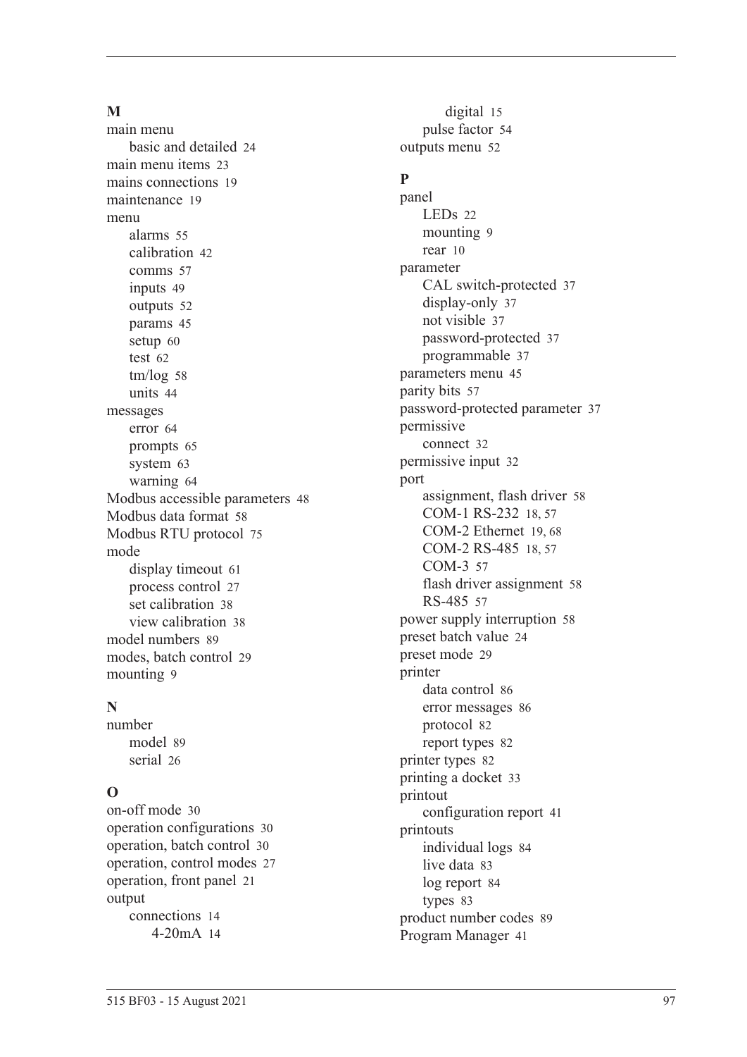**M**

main menu
- basic and detailed 24

main menu items 23
mains connections 19
maintenance 19
menu
- alarms 55
- calibration 42
- comms 57
- inputs 49
- outputs 52
- params 45
- setup 60
- test 62
- tm/log 58
- units 44

messages
- error 64
- prompts 65
- system 63
- warning 64

Modbus accessible parameters 48
Modbus data format 58
Modbus RTU protocol 75
mode
- display timeout 61
- process control 27
- set calibration 38
- view calibration 38

model numbers 89
modes, batch control 29
mounting 9

**N**

number
- model 89
- serial 26

**O**

on-off mode 30
operation configurations 30
operation, batch control 30
operation, control modes 27
operation, front panel 21
output
- connections 14
  - 4-20mA 14
  - digital 15
- pulse factor 54

outputs menu 52

**P**

panel
- LEDs 22
- mounting 9
- rear 10

parameter
- CAL switch-protected 37
- display-only 37
- not visible 37
- password-protected 37
- programmable 37

parameters menu 45
parity bits 57
password-protected parameter 37
permissive
- connect 32

permissive input 32
port
- assignment, flash driver 58
- COM-1 RS-232 18, 57
- COM-2 Ethernet 19, 68
- COM-2 RS-485 18, 57
- COM-3 57
- flash driver assignment 58
- RS-485 57

power supply interruption 58
preset batch value 24
preset mode 29
printer
- data control 86
- error messages 86
- protocol 82
- report types 82

printer types 82
printing a docket 33
printout
- configuration report 41

printouts
- individual logs 84
- live data 83
- log report 84
- types 83

product number codes 89
Program Manager 41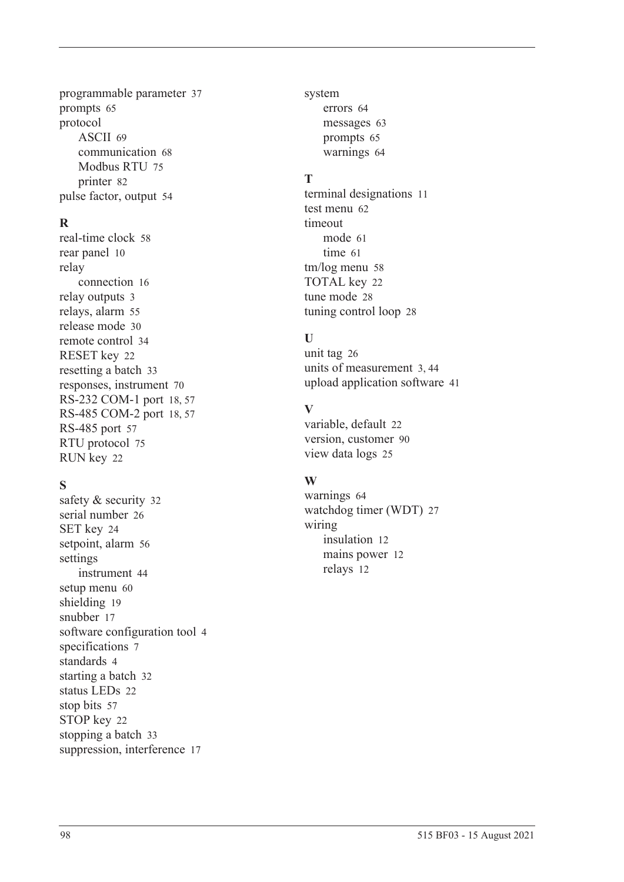programmable parameter 37
prompts 65
protocol
- ASCII 69
- communication 68
- Modbus RTU 75
- printer 82

pulse factor, output 54

**R**

real-time clock 58
rear panel 10
relay
- connection 16

relay outputs 3
relays, alarm 55
release mode 30
remote control 34
RESET key 22
resetting a batch 33
responses, instrument 70
RS-232 COM-1 port 18, 57
RS-485 COM-2 port 18, 57
RS-485 port 57
RTU protocol 75
RUN key 22

**S**

safety & security 32
serial number 26
SET key 24
setpoint, alarm 56
settings
- instrument 44

setup menu 60
shielding 19
snubber 17
software configuration tool 4
specifications 7
standards 4
starting a batch 32
status LEDs 22
stop bits 57
STOP key 22
stopping a batch 33
suppression, interference 17
system
- errors 64
- messages 63
- prompts 65
- warnings 64

**T**

terminal designations 11
test menu 62
timeout
- mode 61
- time 61

tm/log menu 58
TOTAL key 22
tune mode 28
tuning control loop 28

**U**

unit tag 26
units of measurement 3, 44
upload application software 41

**V**

variable, default 22
version, customer 90
view data logs 25

**W**

warnings 64
watchdog timer (WDT) 27
wiring
- insulation 12
- mains power 12
- relays 12